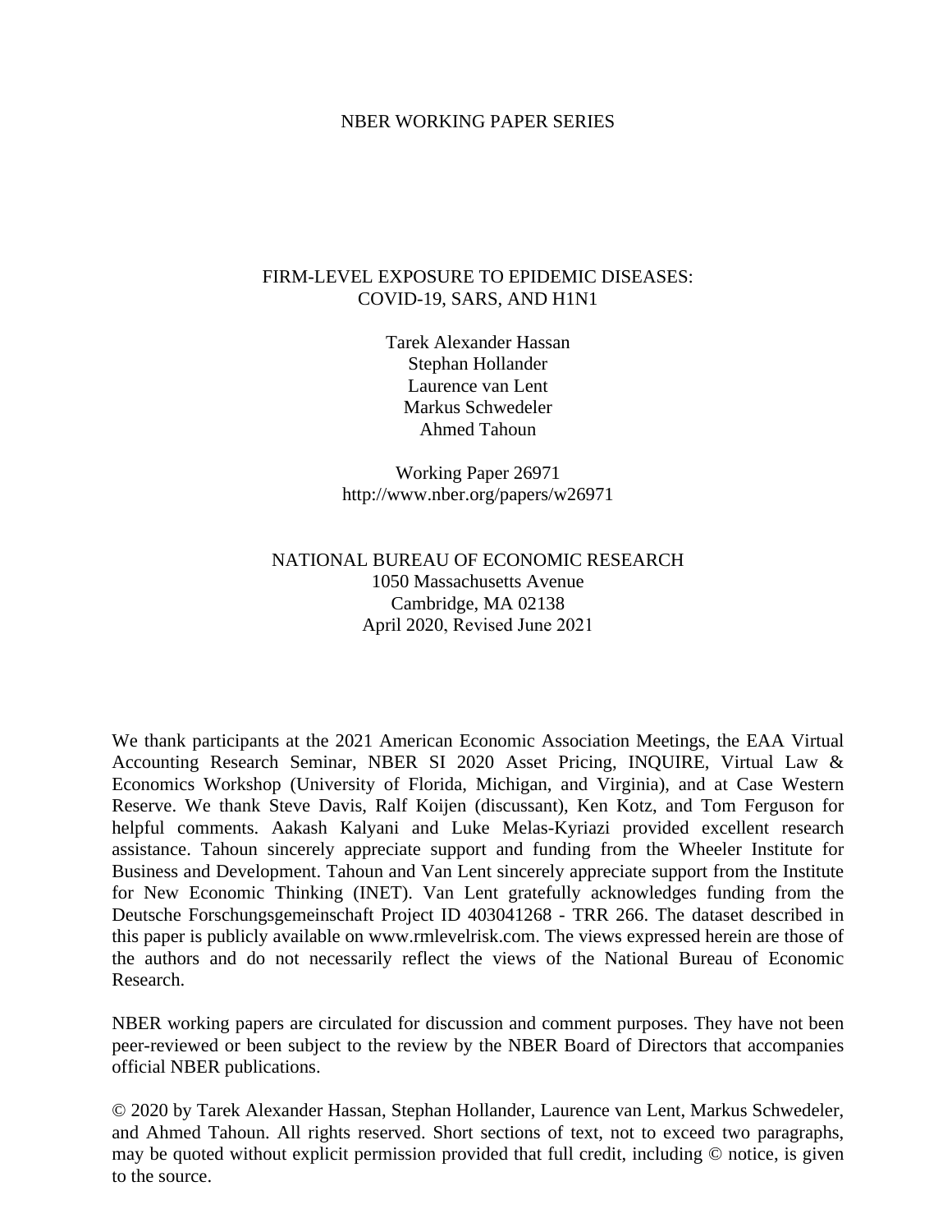NBER WORKING PAPER SERIES

# FIRM-LEVEL EXPOSURE TO EPIDEMIC DISEASES: COVID-19, SARS, AND H1N1

Tarek Alexander Hassan
Stephan Hollander
Laurence van Lent
Markus Schwedeler
Ahmed Tahoun

Working Paper 26971
http://www.nber.org/papers/w26971

NATIONAL BUREAU OF ECONOMIC RESEARCH
1050 Massachusetts Avenue
Cambridge, MA 02138
April 2020, Revised June 2021

We thank participants at the 2021 American Economic Association Meetings, the EAA Virtual Accounting Research Seminar, NBER SI 2020 Asset Pricing, INQUIRE, Virtual Law & Economics Workshop (University of Florida, Michigan, and Virginia), and at Case Western Reserve. We thank Steve Davis, Ralf Koijen (discussant), Ken Kotz, and Tom Ferguson for helpful comments. Aakash Kalyani and Luke Melas-Kyriazi provided excellent research assistance. Tahoun sincerely appreciate support and funding from the Wheeler Institute for Business and Development. Tahoun and Van Lent sincerely appreciate support from the Institute for New Economic Thinking (INET). Van Lent gratefully acknowledges funding from the Deutsche Forschungsgemeinschaft Project ID 403041268 - TRR 266. The dataset described in this paper is publicly available on www.rmlevelrisk.com. The views expressed herein are those of the authors and do not necessarily reflect the views of the National Bureau of Economic Research.

NBER working papers are circulated for discussion and comment purposes. They have not been peer-reviewed or been subject to the review by the NBER Board of Directors that accompanies official NBER publications.

© 2020 by Tarek Alexander Hassan, Stephan Hollander, Laurence van Lent, Markus Schwedeler, and Ahmed Tahoun. All rights reserved. Short sections of text, not to exceed two paragraphs, may be quoted without explicit permission provided that full credit, including © notice, is given to the source.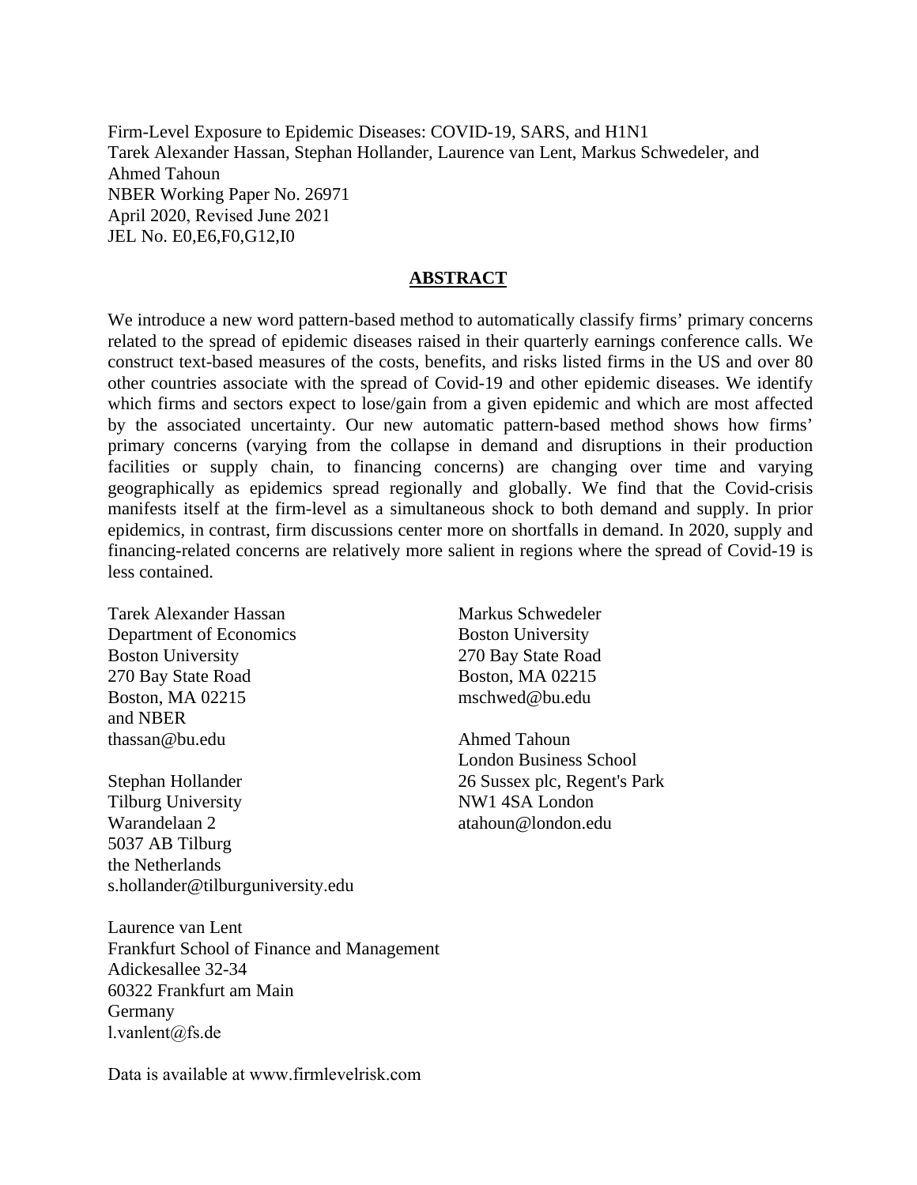Firm-Level Exposure to Epidemic Diseases: COVID-19, SARS, and H1N1
Tarek Alexander Hassan, Stephan Hollander, Laurence van Lent, Markus Schwedeler, and Ahmed Tahoun
NBER Working Paper No. 26971
April 2020, Revised June 2021
JEL No. E0,E6,F0,G12,I0

## ABSTRACT

We introduce a new word pattern-based method to automatically classify firms' primary concerns related to the spread of epidemic diseases raised in their quarterly earnings conference calls. We construct text-based measures of the costs, benefits, and risks listed firms in the US and over 80 other countries associate with the spread of Covid-19 and other epidemic diseases. We identify which firms and sectors expect to lose/gain from a given epidemic and which are most affected by the associated uncertainty. Our new automatic pattern-based method shows how firms' primary concerns (varying from the collapse in demand and disruptions in their production facilities or supply chain, to financing concerns) are changing over time and varying geographically as epidemics spread regionally and globally. We find that the Covid-crisis manifests itself at the firm-level as a simultaneous shock to both demand and supply. In prior epidemics, in contrast, firm discussions center more on shortfalls in demand. In 2020, supply and financing-related concerns are relatively more salient in regions where the spread of Covid-19 is less contained.

Tarek Alexander Hassan
Department of Economics
Boston University
270 Bay State Road
Boston, MA 02215
and NBER
thassan@bu.edu

Stephan Hollander
Tilburg University
Warandelaan 2
5037 AB Tilburg
the Netherlands
s.hollander@tilburguniversity.edu

Laurence van Lent
Frankfurt School of Finance and Management
Adickesallee 32-34
60322 Frankfurt am Main
Germany
l.vanlent@fs.de

Markus Schwedeler
Boston University
270 Bay State Road
Boston, MA 02215
mschwed@bu.edu

Ahmed Tahoun
London Business School
26 Sussex plc, Regent's Park
NW1 4SA London
atahoun@london.edu

Data is available at www.firmlevelrisk.com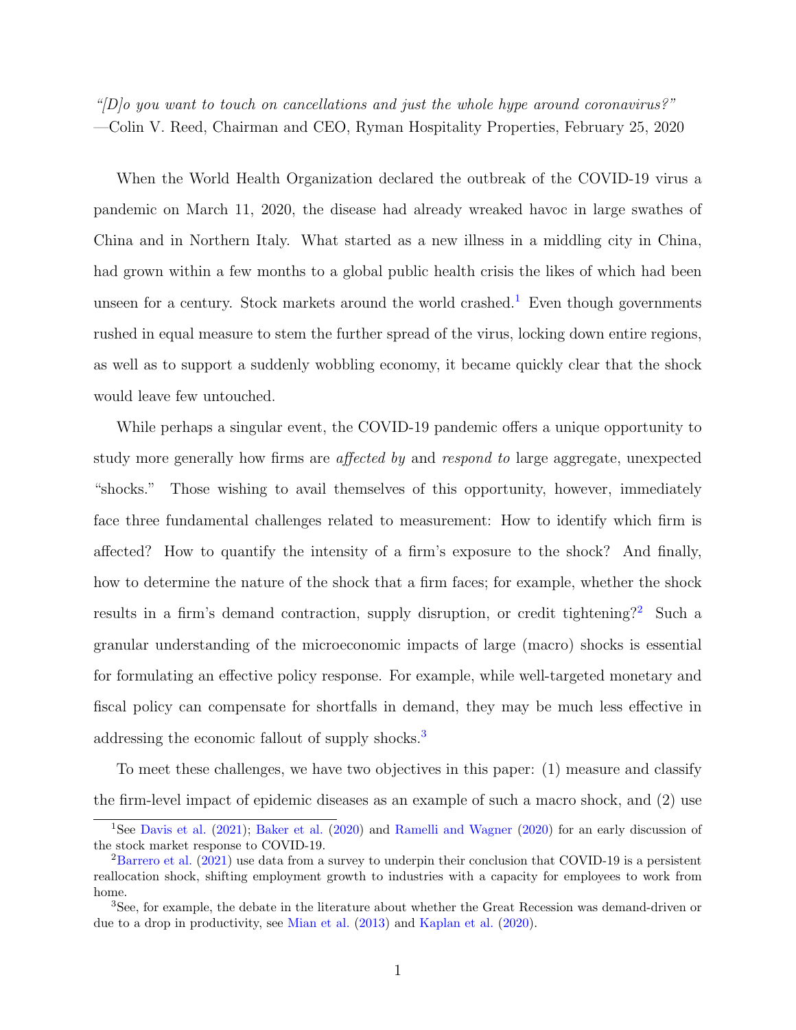*"[D]o you want to touch on cancellations and just the whole hype around coronavirus?"*
—Colin V. Reed, Chairman and CEO, Ryman Hospitality Properties, February 25, 2020

When the World Health Organization declared the outbreak of the COVID-19 virus a pandemic on March 11, 2020, the disease had already wreaked havoc in large swathes of China and in Northern Italy. What started as a new illness in a middling city in China, had grown within a few months to a global public health crisis the likes of which had been unseen for a century. Stock markets around the world crashed.[1] Even though governments rushed in equal measure to stem the further spread of the virus, locking down entire regions, as well as to support a suddenly wobbling economy, it became quickly clear that the shock would leave few untouched.

While perhaps a singular event, the COVID-19 pandemic offers a unique opportunity to study more generally how firms are *affected by* and *respond to* large aggregate, unexpected "shocks." Those wishing to avail themselves of this opportunity, however, immediately face three fundamental challenges related to measurement: How to identify which firm is affected? How to quantify the intensity of a firm's exposure to the shock? And finally, how to determine the nature of the shock that a firm faces; for example, whether the shock results in a firm's demand contraction, supply disruption, or credit tightening?[2] Such a granular understanding of the microeconomic impacts of large (macro) shocks is essential for formulating an effective policy response. For example, while well-targeted monetary and fiscal policy can compensate for shortfalls in demand, they may be much less effective in addressing the economic fallout of supply shocks.[3]

To meet these challenges, we have two objectives in this paper: (1) measure and classify the firm-level impact of epidemic diseases as an example of such a macro shock, and (2) use

[1] See Davis et al. (2021); Baker et al. (2020) and Ramelli and Wagner (2020) for an early discussion of the stock market response to COVID-19.

[2] Barrero et al. (2021) use data from a survey to underpin their conclusion that COVID-19 is a persistent reallocation shock, shifting employment growth to industries with a capacity for employees to work from home.

[3] See, for example, the debate in the literature about whether the Great Recession was demand-driven or due to a drop in productivity, see Mian et al. (2013) and Kaplan et al. (2020).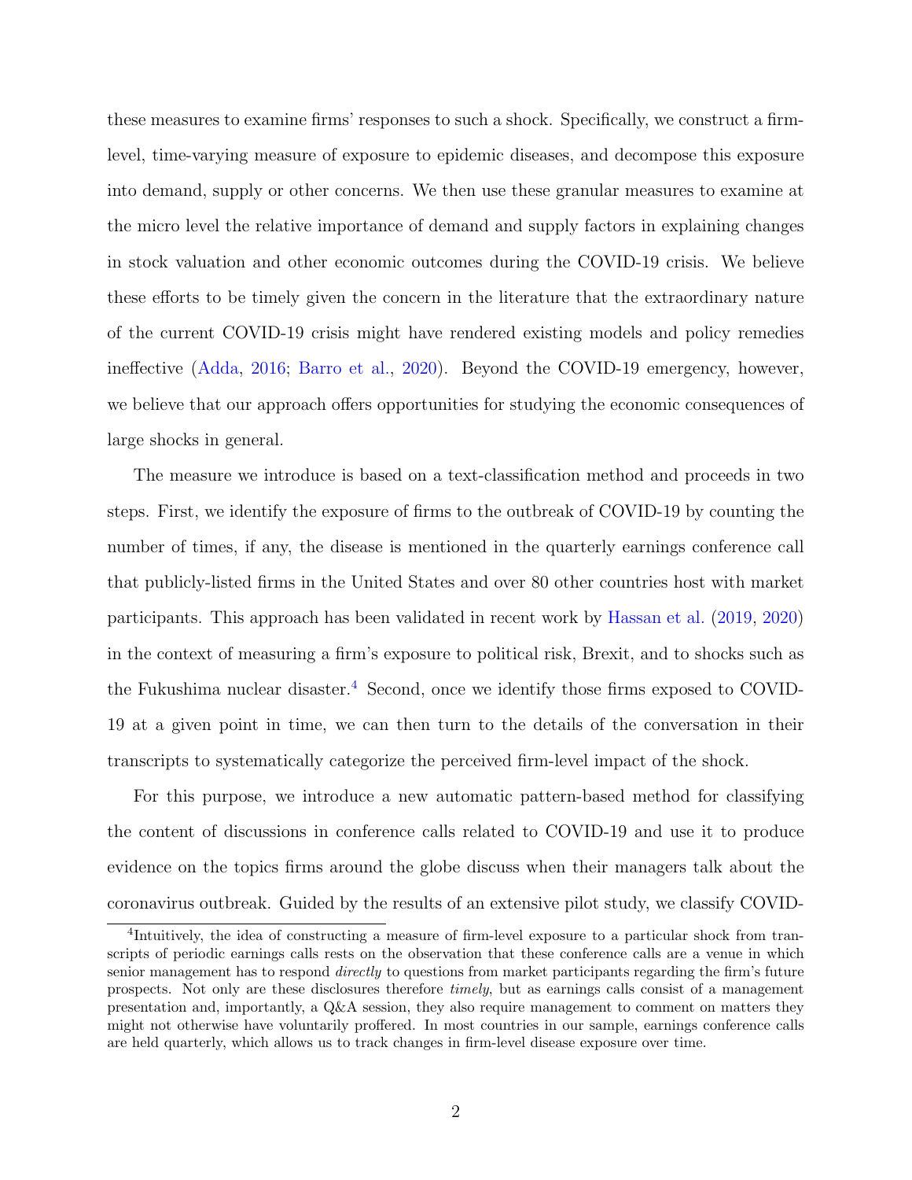these measures to examine firms' responses to such a shock. Specifically, we construct a firm-level, time-varying measure of exposure to epidemic diseases, and decompose this exposure into demand, supply or other concerns. We then use these granular measures to examine at the micro level the relative importance of demand and supply factors in explaining changes in stock valuation and other economic outcomes during the COVID-19 crisis. We believe these efforts to be timely given the concern in the literature that the extraordinary nature of the current COVID-19 crisis might have rendered existing models and policy remedies ineffective (Adda, 2016; Barro et al., 2020). Beyond the COVID-19 emergency, however, we believe that our approach offers opportunities for studying the economic consequences of large shocks in general.

The measure we introduce is based on a text-classification method and proceeds in two steps. First, we identify the exposure of firms to the outbreak of COVID-19 by counting the number of times, if any, the disease is mentioned in the quarterly earnings conference call that publicly-listed firms in the United States and over 80 other countries host with market participants. This approach has been validated in recent work by Hassan et al. (2019, 2020) in the context of measuring a firm's exposure to political risk, Brexit, and to shocks such as the Fukushima nuclear disaster.[4] Second, once we identify those firms exposed to COVID-19 at a given point in time, we can then turn to the details of the conversation in their transcripts to systematically categorize the perceived firm-level impact of the shock.

For this purpose, we introduce a new automatic pattern-based method for classifying the content of discussions in conference calls related to COVID-19 and use it to produce evidence on the topics firms around the globe discuss when their managers talk about the coronavirus outbreak. Guided by the results of an extensive pilot study, we classify COVID-

[4]Intuitively, the idea of constructing a measure of firm-level exposure to a particular shock from transcripts of periodic earnings calls rests on the observation that these conference calls are a venue in which senior management has to respond *directly* to questions from market participants regarding the firm's future prospects. Not only are these disclosures therefore *timely*, but as earnings calls consist of a management presentation and, importantly, a Q&A session, they also require management to comment on matters they might not otherwise have voluntarily proffered. In most countries in our sample, earnings conference calls are held quarterly, which allows us to track changes in firm-level disease exposure over time.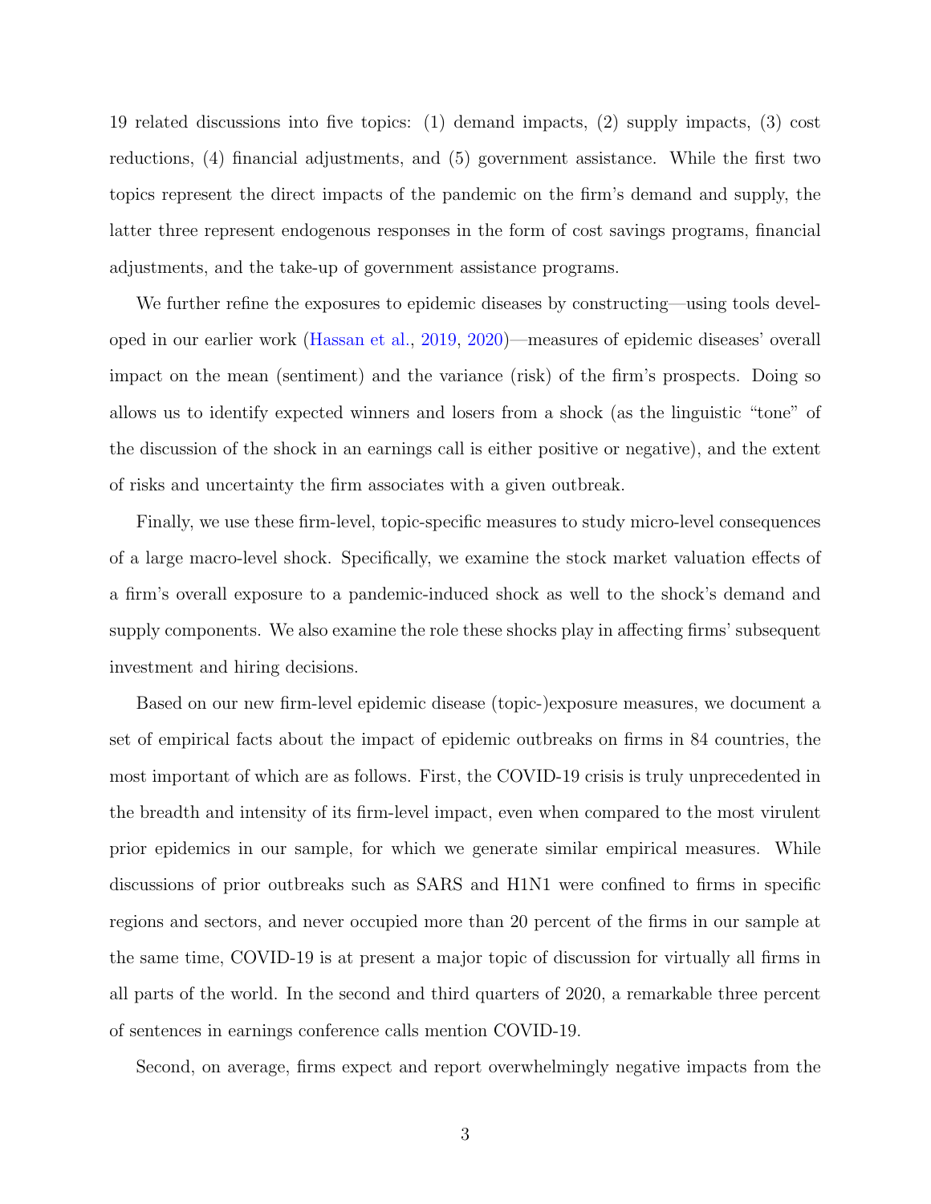19 related discussions into five topics: (1) demand impacts, (2) supply impacts, (3) cost reductions, (4) financial adjustments, and (5) government assistance. While the first two topics represent the direct impacts of the pandemic on the firm's demand and supply, the latter three represent endogenous responses in the form of cost savings programs, financial adjustments, and the take-up of government assistance programs.

We further refine the exposures to epidemic diseases by constructing—using tools developed in our earlier work (Hassan et al., 2019, 2020)—measures of epidemic diseases' overall impact on the mean (sentiment) and the variance (risk) of the firm's prospects. Doing so allows us to identify expected winners and losers from a shock (as the linguistic "tone" of the discussion of the shock in an earnings call is either positive or negative), and the extent of risks and uncertainty the firm associates with a given outbreak.

Finally, we use these firm-level, topic-specific measures to study micro-level consequences of a large macro-level shock. Specifically, we examine the stock market valuation effects of a firm's overall exposure to a pandemic-induced shock as well to the shock's demand and supply components. We also examine the role these shocks play in affecting firms' subsequent investment and hiring decisions.

Based on our new firm-level epidemic disease (topic-)exposure measures, we document a set of empirical facts about the impact of epidemic outbreaks on firms in 84 countries, the most important of which are as follows. First, the COVID-19 crisis is truly unprecedented in the breadth and intensity of its firm-level impact, even when compared to the most virulent prior epidemics in our sample, for which we generate similar empirical measures. While discussions of prior outbreaks such as SARS and H1N1 were confined to firms in specific regions and sectors, and never occupied more than 20 percent of the firms in our sample at the same time, COVID-19 is at present a major topic of discussion for virtually all firms in all parts of the world. In the second and third quarters of 2020, a remarkable three percent of sentences in earnings conference calls mention COVID-19.

Second, on average, firms expect and report overwhelmingly negative impacts from the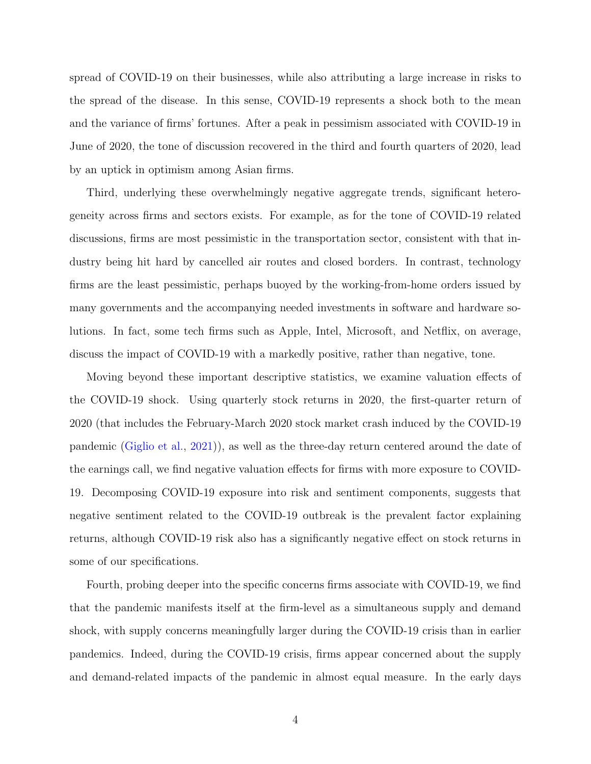spread of COVID-19 on their businesses, while also attributing a large increase in risks to the spread of the disease. In this sense, COVID-19 represents a shock both to the mean and the variance of firms' fortunes. After a peak in pessimism associated with COVID-19 in June of 2020, the tone of discussion recovered in the third and fourth quarters of 2020, lead by an uptick in optimism among Asian firms.

Third, underlying these overwhelmingly negative aggregate trends, significant heterogeneity across firms and sectors exists. For example, as for the tone of COVID-19 related discussions, firms are most pessimistic in the transportation sector, consistent with that industry being hit hard by cancelled air routes and closed borders. In contrast, technology firms are the least pessimistic, perhaps buoyed by the working-from-home orders issued by many governments and the accompanying needed investments in software and hardware solutions. In fact, some tech firms such as Apple, Intel, Microsoft, and Netflix, on average, discuss the impact of COVID-19 with a markedly positive, rather than negative, tone.

Moving beyond these important descriptive statistics, we examine valuation effects of the COVID-19 shock. Using quarterly stock returns in 2020, the first-quarter return of 2020 (that includes the February-March 2020 stock market crash induced by the COVID-19 pandemic (Giglio et al., 2021)), as well as the three-day return centered around the date of the earnings call, we find negative valuation effects for firms with more exposure to COVID-19. Decomposing COVID-19 exposure into risk and sentiment components, suggests that negative sentiment related to the COVID-19 outbreak is the prevalent factor explaining returns, although COVID-19 risk also has a significantly negative effect on stock returns in some of our specifications.

Fourth, probing deeper into the specific concerns firms associate with COVID-19, we find that the pandemic manifests itself at the firm-level as a simultaneous supply and demand shock, with supply concerns meaningfully larger during the COVID-19 crisis than in earlier pandemics. Indeed, during the COVID-19 crisis, firms appear concerned about the supply and demand-related impacts of the pandemic in almost equal measure. In the early days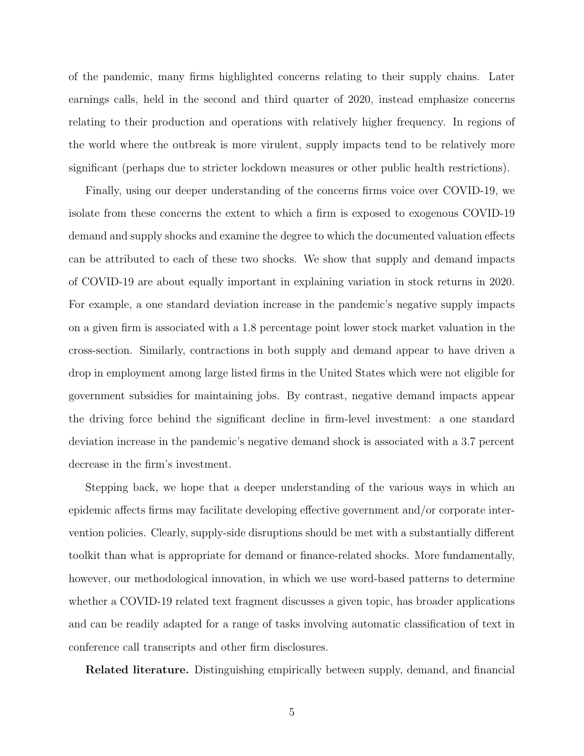of the pandemic, many firms highlighted concerns relating to their supply chains. Later earnings calls, held in the second and third quarter of 2020, instead emphasize concerns relating to their production and operations with relatively higher frequency. In regions of the world where the outbreak is more virulent, supply impacts tend to be relatively more significant (perhaps due to stricter lockdown measures or other public health restrictions).

Finally, using our deeper understanding of the concerns firms voice over COVID-19, we isolate from these concerns the extent to which a firm is exposed to exogenous COVID-19 demand and supply shocks and examine the degree to which the documented valuation effects can be attributed to each of these two shocks. We show that supply and demand impacts of COVID-19 are about equally important in explaining variation in stock returns in 2020. For example, a one standard deviation increase in the pandemic's negative supply impacts on a given firm is associated with a 1.8 percentage point lower stock market valuation in the cross-section. Similarly, contractions in both supply and demand appear to have driven a drop in employment among large listed firms in the United States which were not eligible for government subsidies for maintaining jobs. By contrast, negative demand impacts appear the driving force behind the significant decline in firm-level investment: a one standard deviation increase in the pandemic's negative demand shock is associated with a 3.7 percent decrease in the firm's investment.

Stepping back, we hope that a deeper understanding of the various ways in which an epidemic affects firms may facilitate developing effective government and/or corporate intervention policies. Clearly, supply-side disruptions should be met with a substantially different toolkit than what is appropriate for demand or finance-related shocks. More fundamentally, however, our methodological innovation, in which we use word-based patterns to determine whether a COVID-19 related text fragment discusses a given topic, has broader applications and can be readily adapted for a range of tasks involving automatic classification of text in conference call transcripts and other firm disclosures.

**Related literature.** Distinguishing empirically between supply, demand, and financial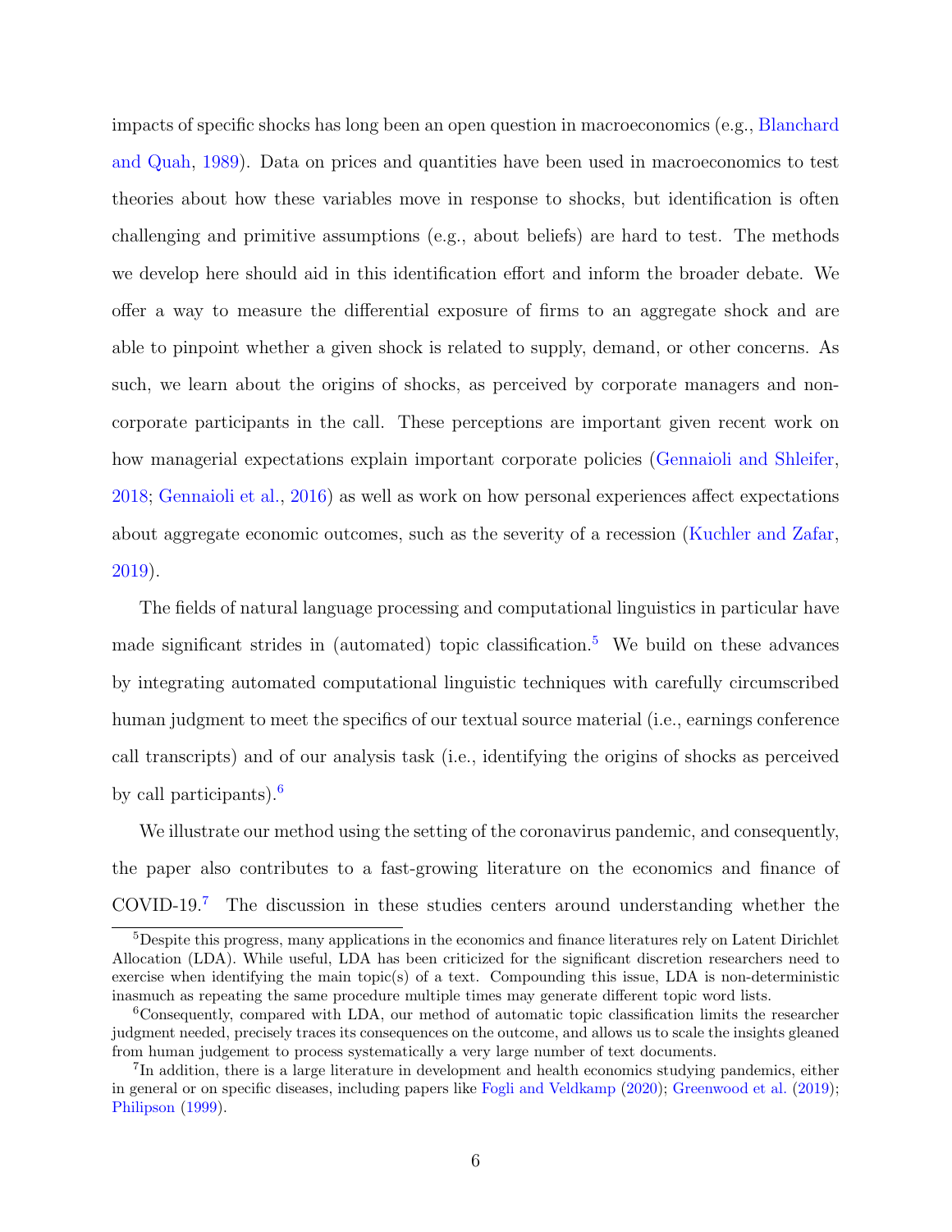impacts of specific shocks has long been an open question in macroeconomics (e.g., Blanchard and Quah, 1989). Data on prices and quantities have been used in macroeconomics to test theories about how these variables move in response to shocks, but identification is often challenging and primitive assumptions (e.g., about beliefs) are hard to test. The methods we develop here should aid in this identification effort and inform the broader debate. We offer a way to measure the differential exposure of firms to an aggregate shock and are able to pinpoint whether a given shock is related to supply, demand, or other concerns. As such, we learn about the origins of shocks, as perceived by corporate managers and non-corporate participants in the call. These perceptions are important given recent work on how managerial expectations explain important corporate policies (Gennaioli and Shleifer, 2018; Gennaioli et al., 2016) as well as work on how personal experiences affect expectations about aggregate economic outcomes, such as the severity of a recession (Kuchler and Zafar, 2019).

The fields of natural language processing and computational linguistics in particular have made significant strides in (automated) topic classification.[5] We build on these advances by integrating automated computational linguistic techniques with carefully circumscribed human judgment to meet the specifics of our textual source material (i.e., earnings conference call transcripts) and of our analysis task (i.e., identifying the origins of shocks as perceived by call participants).[6]

We illustrate our method using the setting of the coronavirus pandemic, and consequently, the paper also contributes to a fast-growing literature on the economics and finance of COVID-19.[7] The discussion in these studies centers around understanding whether the

[5] Despite this progress, many applications in the economics and finance literatures rely on Latent Dirichlet Allocation (LDA). While useful, LDA has been criticized for the significant discretion researchers need to exercise when identifying the main topic(s) of a text. Compounding this issue, LDA is non-deterministic inasmuch as repeating the same procedure multiple times may generate different topic word lists.

[6] Consequently, compared with LDA, our method of automatic topic classification limits the researcher judgment needed, precisely traces its consequences on the outcome, and allows us to scale the insights gleaned from human judgement to process systematically a very large number of text documents.

[7] In addition, there is a large literature in development and health economics studying pandemics, either in general or on specific diseases, including papers like Fogli and Veldkamp (2020); Greenwood et al. (2019); Philipson (1999).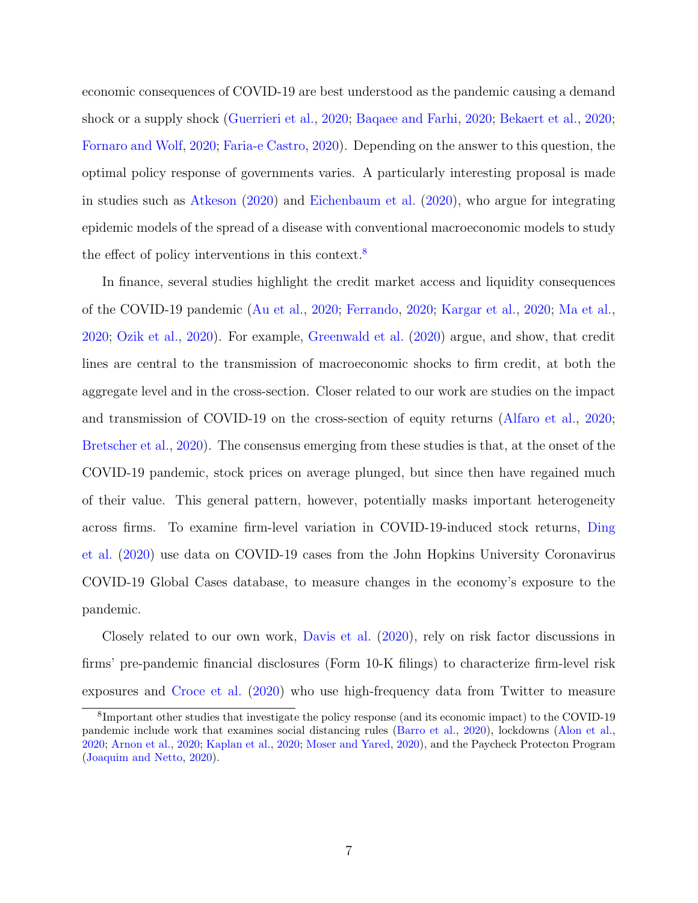economic consequences of COVID-19 are best understood as the pandemic causing a demand shock or a supply shock (Guerrieri et al., 2020; Baqaee and Farhi, 2020; Bekaert et al., 2020; Fornaro and Wolf, 2020; Faria-e Castro, 2020). Depending on the answer to this question, the optimal policy response of governments varies. A particularly interesting proposal is made in studies such as Atkeson (2020) and Eichenbaum et al. (2020), who argue for integrating epidemic models of the spread of a disease with conventional macroeconomic models to study the effect of policy interventions in this context.[8]

In finance, several studies highlight the credit market access and liquidity consequences of the COVID-19 pandemic (Au et al., 2020; Ferrando, 2020; Kargar et al., 2020; Ma et al., 2020; Ozik et al., 2020). For example, Greenwald et al. (2020) argue, and show, that credit lines are central to the transmission of macroeconomic shocks to firm credit, at both the aggregate level and in the cross-section. Closer related to our work are studies on the impact and transmission of COVID-19 on the cross-section of equity returns (Alfaro et al., 2020; Bretscher et al., 2020). The consensus emerging from these studies is that, at the onset of the COVID-19 pandemic, stock prices on average plunged, but since then have regained much of their value. This general pattern, however, potentially masks important heterogeneity across firms. To examine firm-level variation in COVID-19-induced stock returns, Ding et al. (2020) use data on COVID-19 cases from the John Hopkins University Coronavirus COVID-19 Global Cases database, to measure changes in the economy's exposure to the pandemic.

Closely related to our own work, Davis et al. (2020), rely on risk factor discussions in firms' pre-pandemic financial disclosures (Form 10-K filings) to characterize firm-level risk exposures and Croce et al. (2020) who use high-frequency data from Twitter to measure

[8] Important other studies that investigate the policy response (and its economic impact) to the COVID-19 pandemic include work that examines social distancing rules (Barro et al., 2020), lockdowns (Alon et al., 2020; Arnon et al., 2020; Kaplan et al., 2020; Moser and Yared, 2020), and the Paycheck Protecton Program (Joaquim and Netto, 2020).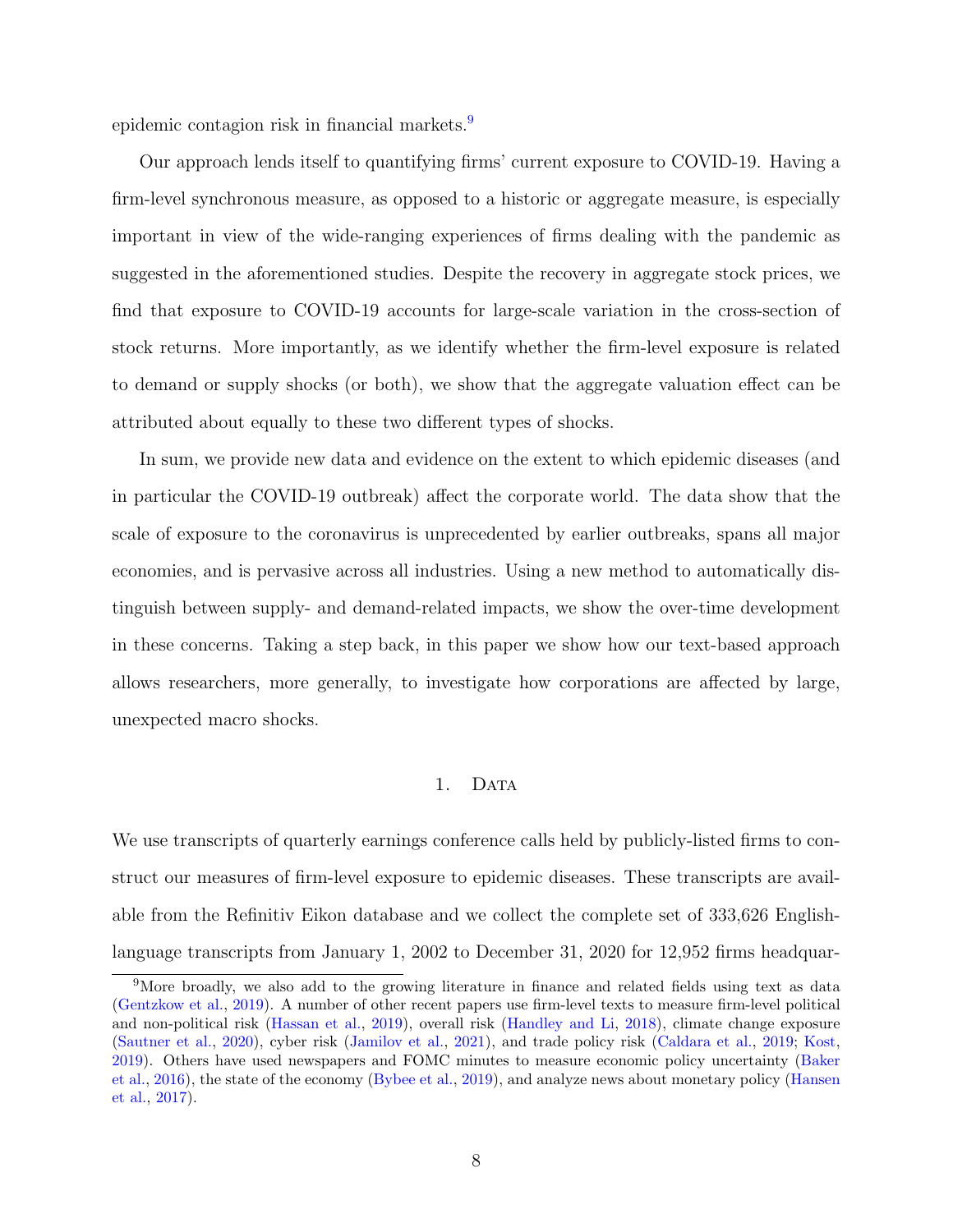epidemic contagion risk in financial markets.[9]

Our approach lends itself to quantifying firms' current exposure to COVID-19. Having a firm-level synchronous measure, as opposed to a historic or aggregate measure, is especially important in view of the wide-ranging experiences of firms dealing with the pandemic as suggested in the aforementioned studies. Despite the recovery in aggregate stock prices, we find that exposure to COVID-19 accounts for large-scale variation in the cross-section of stock returns. More importantly, as we identify whether the firm-level exposure is related to demand or supply shocks (or both), we show that the aggregate valuation effect can be attributed about equally to these two different types of shocks.

In sum, we provide new data and evidence on the extent to which epidemic diseases (and in particular the COVID-19 outbreak) affect the corporate world. The data show that the scale of exposure to the coronavirus is unprecedented by earlier outbreaks, spans all major economies, and is pervasive across all industries. Using a new method to automatically distinguish between supply- and demand-related impacts, we show the over-time development in these concerns. Taking a step back, in this paper we show how our text-based approach allows researchers, more generally, to investigate how corporations are affected by large, unexpected macro shocks.

## 1. Data

We use transcripts of quarterly earnings conference calls held by publicly-listed firms to construct our measures of firm-level exposure to epidemic diseases. These transcripts are available from the Refinitiv Eikon database and we collect the complete set of 333,626 English-language transcripts from January 1, 2002 to December 31, 2020 for 12,952 firms headquar-

[9] More broadly, we also add to the growing literature in finance and related fields using text as data (Gentzkow et al., 2019). A number of other recent papers use firm-level texts to measure firm-level political and non-political risk (Hassan et al., 2019), overall risk (Handley and Li, 2018), climate change exposure (Sautner et al., 2020), cyber risk (Jamilov et al., 2021), and trade policy risk (Caldara et al., 2019; Kost, 2019). Others have used newspapers and FOMC minutes to measure economic policy uncertainty (Baker et al., 2016), the state of the economy (Bybee et al., 2019), and analyze news about monetary policy (Hansen et al., 2017).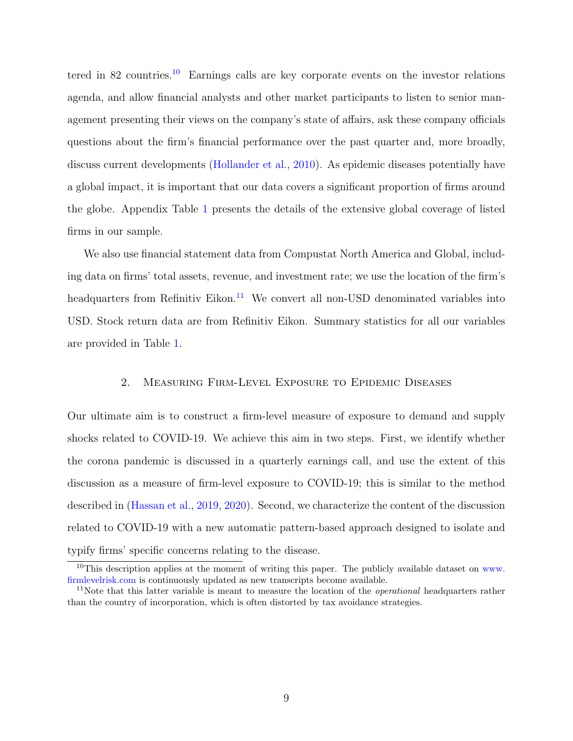tered in 82 countries.[10] Earnings calls are key corporate events on the investor relations agenda, and allow financial analysts and other market participants to listen to senior management presenting their views on the company's state of affairs, ask these company officials questions about the firm's financial performance over the past quarter and, more broadly, discuss current developments (Hollander et al., 2010). As epidemic diseases potentially have a global impact, it is important that our data covers a significant proportion of firms around the globe. Appendix Table 1 presents the details of the extensive global coverage of listed firms in our sample.

We also use financial statement data from Compustat North America and Global, including data on firms' total assets, revenue, and investment rate; we use the location of the firm's headquarters from Refinitiv Eikon.[11] We convert all non-USD denominated variables into USD. Stock return data are from Refinitiv Eikon. Summary statistics for all our variables are provided in Table 1.

## 2. Measuring Firm-Level Exposure to Epidemic Diseases

Our ultimate aim is to construct a firm-level measure of exposure to demand and supply shocks related to COVID-19. We achieve this aim in two steps. First, we identify whether the corona pandemic is discussed in a quarterly earnings call, and use the extent of this discussion as a measure of firm-level exposure to COVID-19; this is similar to the method described in (Hassan et al., 2019, 2020). Second, we characterize the content of the discussion related to COVID-19 with a new automatic pattern-based approach designed to isolate and typify firms' specific concerns relating to the disease.

[10] This description applies at the moment of writing this paper. The publicly available dataset on www.firmlevelrisk.com is continuously updated as new transcripts become available.

[11] Note that this latter variable is meant to measure the location of the *operational* headquarters rather than the country of incorporation, which is often distorted by tax avoidance strategies.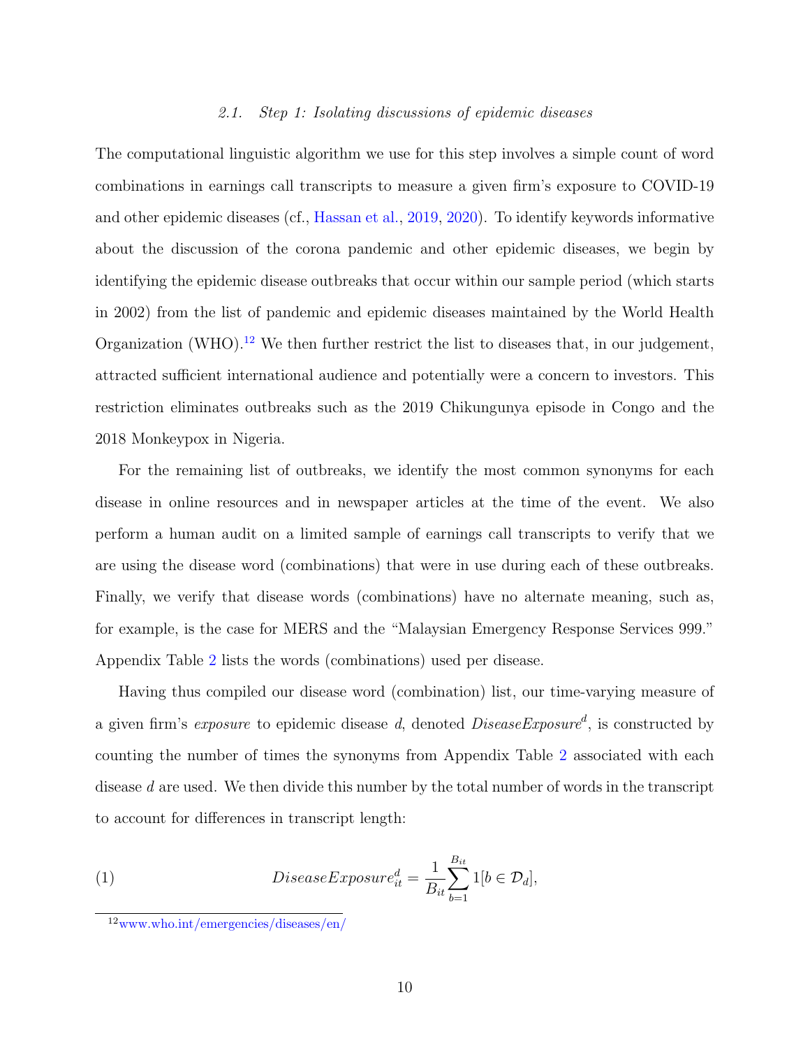### 2.1. Step 1: Isolating discussions of epidemic diseases

The computational linguistic algorithm we use for this step involves a simple count of word combinations in earnings call transcripts to measure a given firm's exposure to COVID-19 and other epidemic diseases (cf., Hassan et al., 2019, 2020). To identify keywords informative about the discussion of the corona pandemic and other epidemic diseases, we begin by identifying the epidemic disease outbreaks that occur within our sample period (which starts in 2002) from the list of pandemic and epidemic diseases maintained by the World Health Organization (WHO).[12] We then further restrict the list to diseases that, in our judgement, attracted sufficient international audience and potentially were a concern to investors. This restriction eliminates outbreaks such as the 2019 Chikungunya episode in Congo and the 2018 Monkeypox in Nigeria.

For the remaining list of outbreaks, we identify the most common synonyms for each disease in online resources and in newspaper articles at the time of the event. We also perform a human audit on a limited sample of earnings call transcripts to verify that we are using the disease word (combinations) that were in use during each of these outbreaks. Finally, we verify that disease words (combinations) have no alternate meaning, such as, for example, is the case for MERS and the "Malaysian Emergency Response Services 999." Appendix Table 2 lists the words (combinations) used per disease.

Having thus compiled our disease word (combination) list, our time-varying measure of a given firm's *exposure* to epidemic disease $d$, denoted $DiseaseExposure^d$, is constructed by counting the number of times the synonyms from Appendix Table 2 associated with each disease $d$ are used. We then divide this number by the total number of words in the transcript to account for differences in transcript length:

$$DiseaseExposure_{it}^{d} = \frac{1}{B_{it}} \sum_{b=1}^{B_{it}} 1[b \in \mathcal{D}_d], \tag{1}$$

[12] www.who.int/emergencies/diseases/en/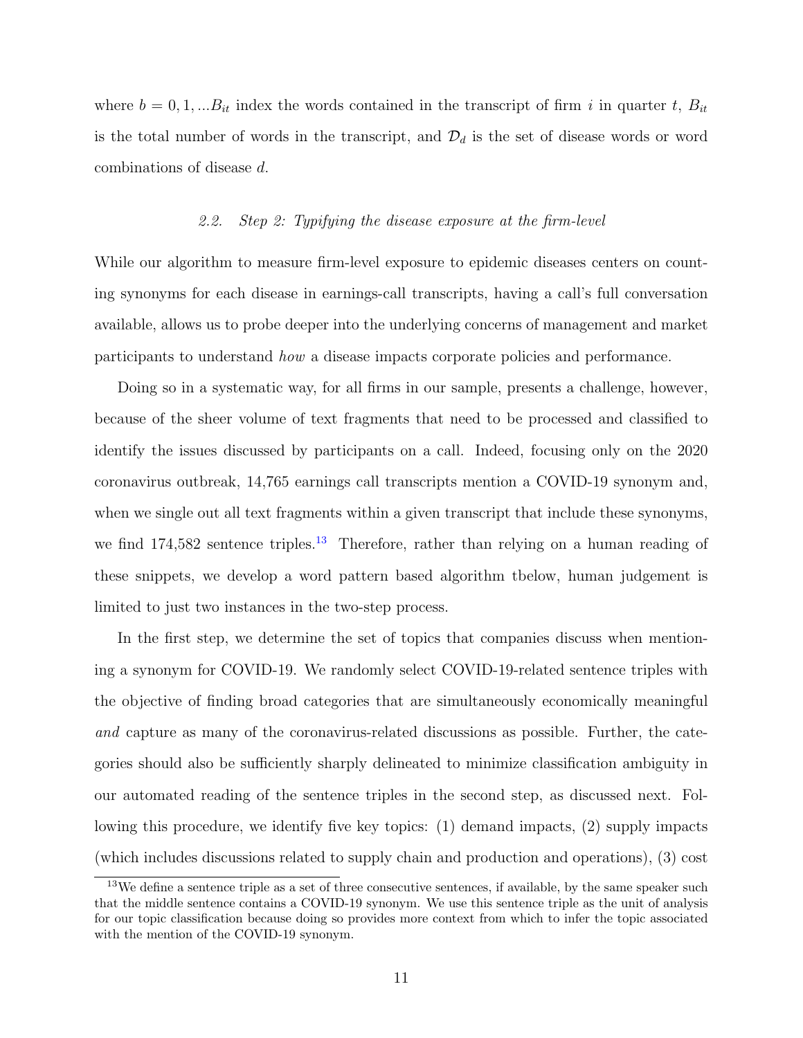where $b = 0, 1, ...B_{it}$ index the words contained in the transcript of firm $i$ in quarter $t$, $B_{it}$ is the total number of words in the transcript, and $\mathcal{D}_d$ is the set of disease words or word combinations of disease $d$.

### 2.2. *Step 2: Typifying the disease exposure at the firm-level*

While our algorithm to measure firm-level exposure to epidemic diseases centers on counting synonyms for each disease in earnings-call transcripts, having a call's full conversation available, allows us to probe deeper into the underlying concerns of management and market participants to understand *how* a disease impacts corporate policies and performance.

Doing so in a systematic way, for all firms in our sample, presents a challenge, however, because of the sheer volume of text fragments that need to be processed and classified to identify the issues discussed by participants on a call. Indeed, focusing only on the 2020 coronavirus outbreak, 14,765 earnings call transcripts mention a COVID-19 synonym and, when we single out all text fragments within a given transcript that include these synonyms, we find 174,582 sentence triples.[13] Therefore, rather than relying on a human reading of these snippets, we develop a word pattern based algorithm tbelow, human judgement is limited to just two instances in the two-step process.

In the first step, we determine the set of topics that companies discuss when mentioning a synonym for COVID-19. We randomly select COVID-19-related sentence triples with the objective of finding broad categories that are simultaneously economically meaningful *and* capture as many of the coronavirus-related discussions as possible. Further, the categories should also be sufficiently sharply delineated to minimize classification ambiguity in our automated reading of the sentence triples in the second step, as discussed next. Following this procedure, we identify five key topics: (1) demand impacts, (2) supply impacts (which includes discussions related to supply chain and production and operations), (3) cost

[13] We define a sentence triple as a set of three consecutive sentences, if available, by the same speaker such that the middle sentence contains a COVID-19 synonym. We use this sentence triple as the unit of analysis for our topic classification because doing so provides more context from which to infer the topic associated with the mention of the COVID-19 synonym.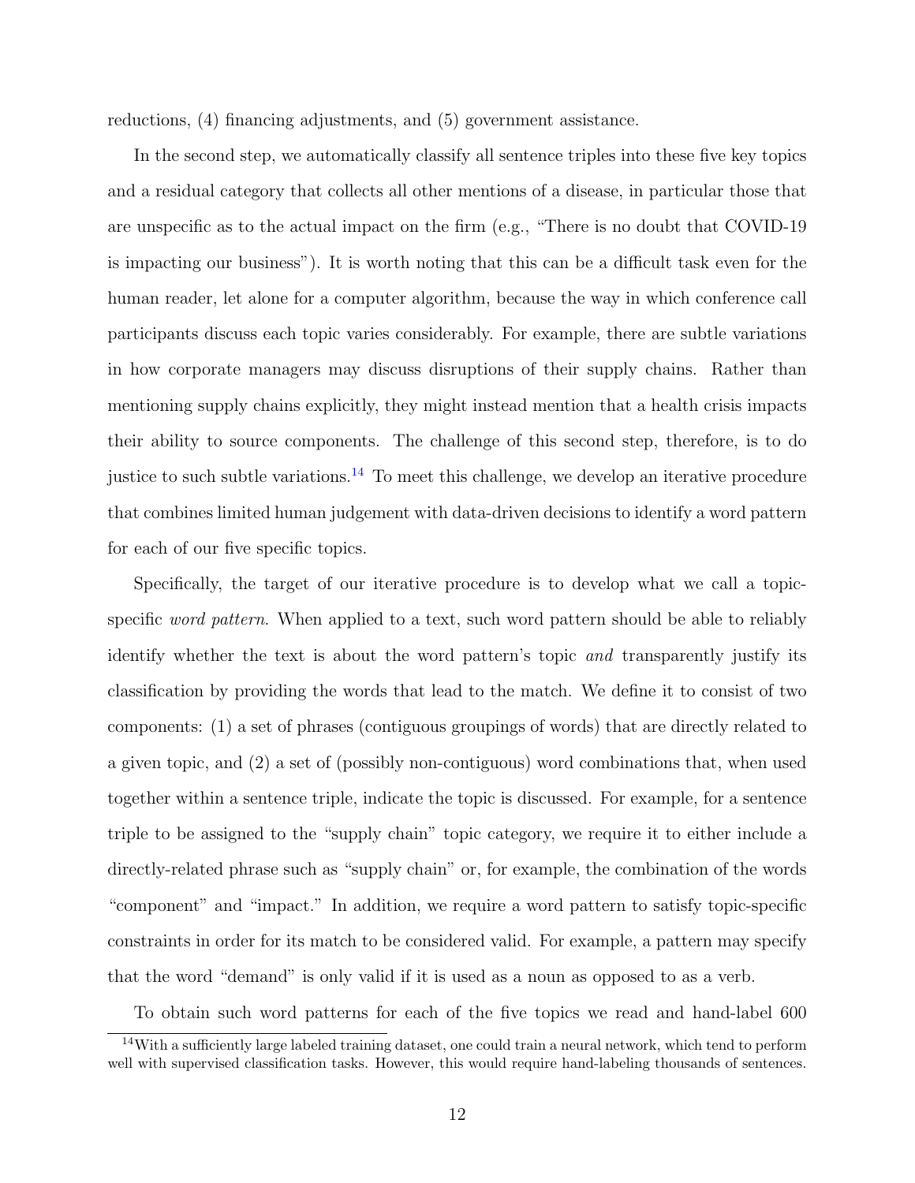reductions, (4) financing adjustments, and (5) government assistance.

In the second step, we automatically classify all sentence triples into these five key topics and a residual category that collects all other mentions of a disease, in particular those that are unspecific as to the actual impact on the firm (e.g., "There is no doubt that COVID-19 is impacting our business"). It is worth noting that this can be a difficult task even for the human reader, let alone for a computer algorithm, because the way in which conference call participants discuss each topic varies considerably. For example, there are subtle variations in how corporate managers may discuss disruptions of their supply chains. Rather than mentioning supply chains explicitly, they might instead mention that a health crisis impacts their ability to source components. The challenge of this second step, therefore, is to do justice to such subtle variations.[14] To meet this challenge, we develop an iterative procedure that combines limited human judgement with data-driven decisions to identify a word pattern for each of our five specific topics.

Specifically, the target of our iterative procedure is to develop what we call a topic-specific *word pattern*. When applied to a text, such word pattern should be able to reliably identify whether the text is about the word pattern's topic *and* transparently justify its classification by providing the words that lead to the match. We define it to consist of two components: (1) a set of phrases (contiguous groupings of words) that are directly related to a given topic, and (2) a set of (possibly non-contiguous) word combinations that, when used together within a sentence triple, indicate the topic is discussed. For example, for a sentence triple to be assigned to the "supply chain" topic category, we require it to either include a directly-related phrase such as "supply chain" or, for example, the combination of the words "component" and "impact." In addition, we require a word pattern to satisfy topic-specific constraints in order for its match to be considered valid. For example, a pattern may specify that the word "demand" is only valid if it is used as a noun as opposed to as a verb.

To obtain such word patterns for each of the five topics we read and hand-label 600

[14] With a sufficiently large labeled training dataset, one could train a neural network, which tend to perform well with supervised classification tasks. However, this would require hand-labeling thousands of sentences.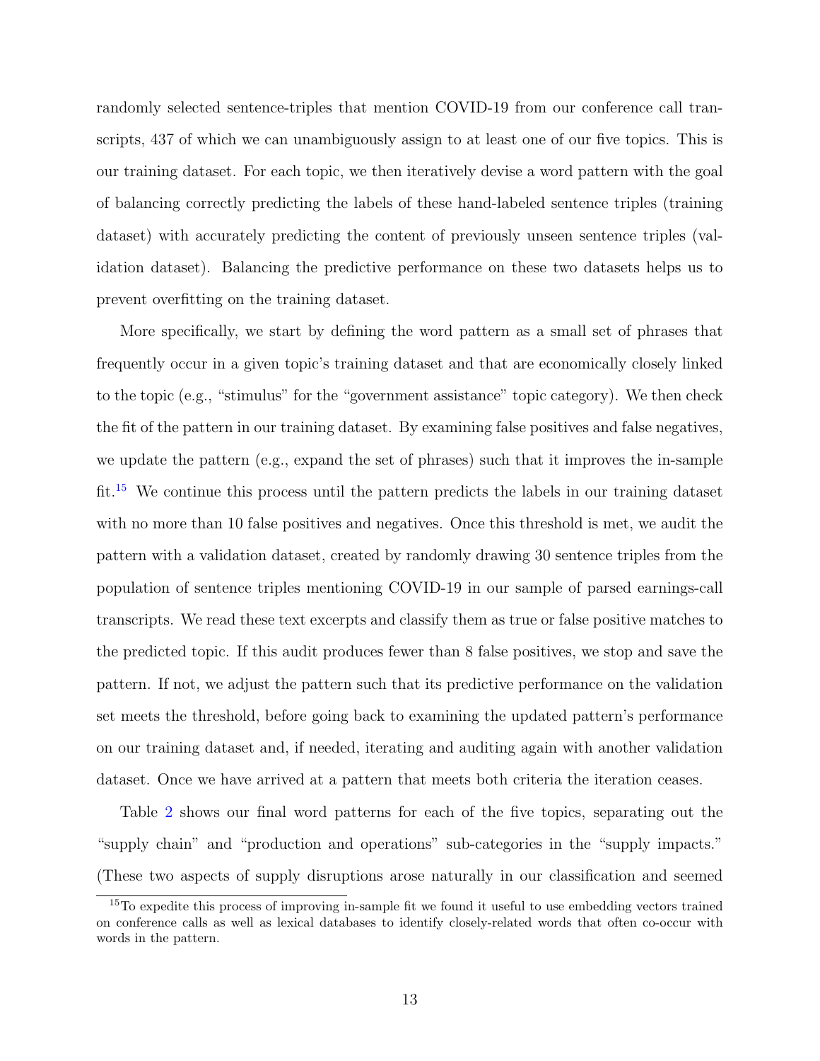randomly selected sentence-triples that mention COVID-19 from our conference call transcripts, 437 of which we can unambiguously assign to at least one of our five topics. This is our training dataset. For each topic, we then iteratively devise a word pattern with the goal of balancing correctly predicting the labels of these hand-labeled sentence triples (training dataset) with accurately predicting the content of previously unseen sentence triples (validation dataset). Balancing the predictive performance on these two datasets helps us to prevent overfitting on the training dataset.

More specifically, we start by defining the word pattern as a small set of phrases that frequently occur in a given topic's training dataset and that are economically closely linked to the topic (e.g., "stimulus" for the "government assistance" topic category). We then check the fit of the pattern in our training dataset. By examining false positives and false negatives, we update the pattern (e.g., expand the set of phrases) such that it improves the in-sample fit.[15] We continue this process until the pattern predicts the labels in our training dataset with no more than 10 false positives and negatives. Once this threshold is met, we audit the pattern with a validation dataset, created by randomly drawing 30 sentence triples from the population of sentence triples mentioning COVID-19 in our sample of parsed earnings-call transcripts. We read these text excerpts and classify them as true or false positive matches to the predicted topic. If this audit produces fewer than 8 false positives, we stop and save the pattern. If not, we adjust the pattern such that its predictive performance on the validation set meets the threshold, before going back to examining the updated pattern's performance on our training dataset and, if needed, iterating and auditing again with another validation dataset. Once we have arrived at a pattern that meets both criteria the iteration ceases.

Table 2 shows our final word patterns for each of the five topics, separating out the "supply chain" and "production and operations" sub-categories in the "supply impacts." (These two aspects of supply disruptions arose naturally in our classification and seemed

[15] To expedite this process of improving in-sample fit we found it useful to use embedding vectors trained on conference calls as well as lexical databases to identify closely-related words that often co-occur with words in the pattern.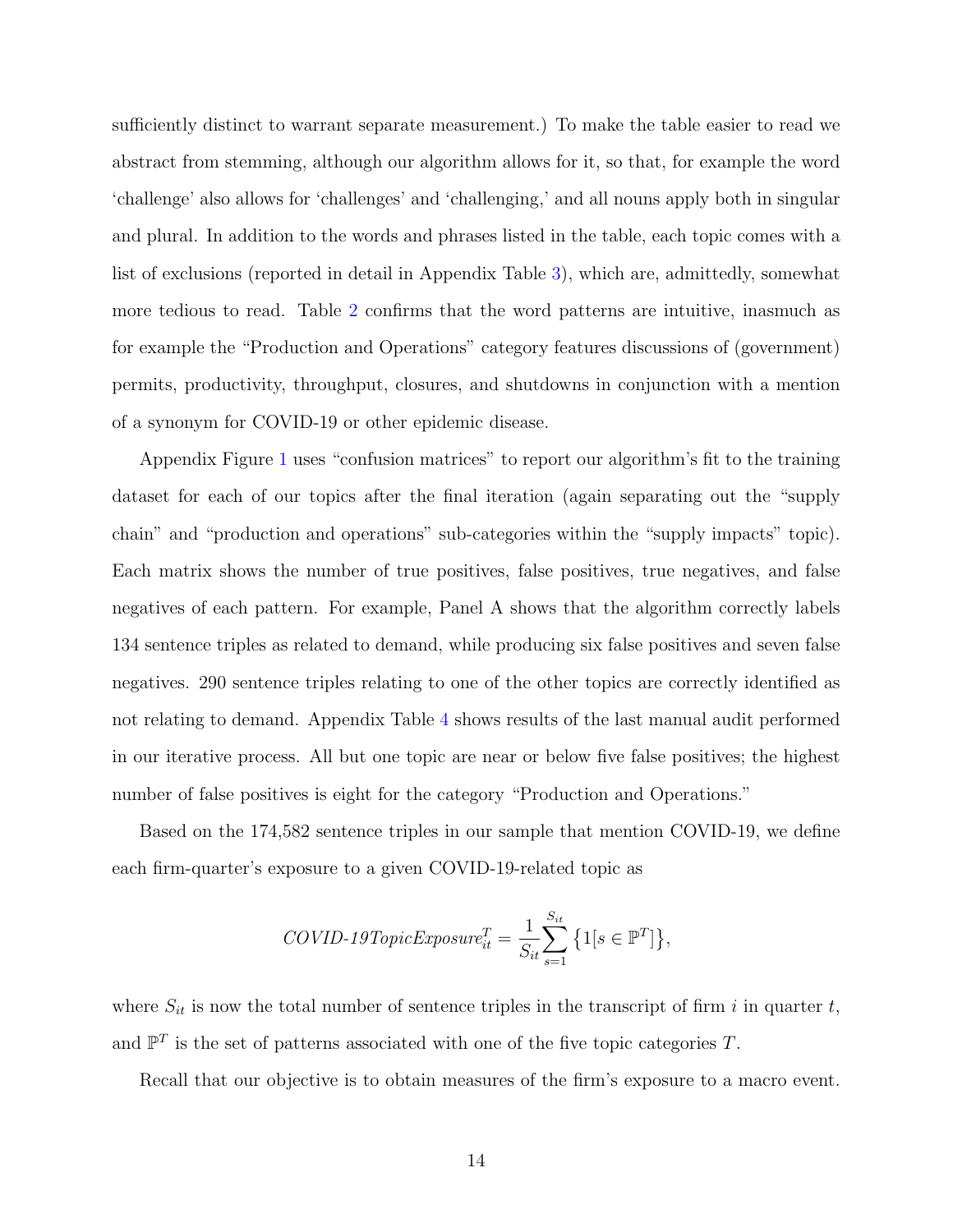sufficiently distinct to warrant separate measurement.) To make the table easier to read we abstract from stemming, although our algorithm allows for it, so that, for example the word 'challenge' also allows for 'challenges' and 'challenging,' and all nouns apply both in singular and plural. In addition to the words and phrases listed in the table, each topic comes with a list of exclusions (reported in detail in Appendix Table 3), which are, admittedly, somewhat more tedious to read. Table 2 confirms that the word patterns are intuitive, inasmuch as for example the "Production and Operations" category features discussions of (government) permits, productivity, throughput, closures, and shutdowns in conjunction with a mention of a synonym for COVID-19 or other epidemic disease.

Appendix Figure 1 uses "confusion matrices" to report our algorithm's fit to the training dataset for each of our topics after the final iteration (again separating out the "supply chain" and "production and operations" sub-categories within the "supply impacts" topic). Each matrix shows the number of true positives, false positives, true negatives, and false negatives of each pattern. For example, Panel A shows that the algorithm correctly labels 134 sentence triples as related to demand, while producing six false positives and seven false negatives. 290 sentence triples relating to one of the other topics are correctly identified as not relating to demand. Appendix Table 4 shows results of the last manual audit performed in our iterative process. All but one topic are near or below five false positives; the highest number of false positives is eight for the category "Production and Operations."

Based on the 174,582 sentence triples in our sample that mention COVID-19, we define each firm-quarter's exposure to a given COVID-19-related topic as

$$\textit{COVID-19TopicExposure}_{it}^{T} = \frac{1}{S_{it}} \sum_{s=1}^{S_{it}} \left\{ 1[s \in \mathbb{P}^{T}] \right\},$$

where $S_{it}$ is now the total number of sentence triples in the transcript of firm $i$ in quarter $t$, and $\mathbb{P}^{T}$ is the set of patterns associated with one of the five topic categories $T$.

Recall that our objective is to obtain measures of the firm's exposure to a macro event.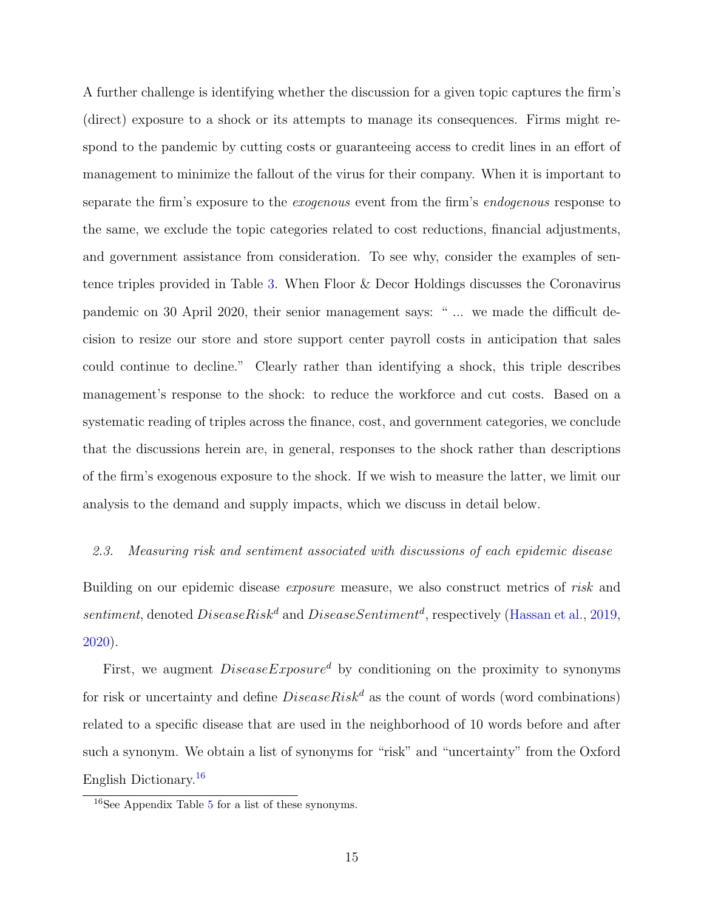A further challenge is identifying whether the discussion for a given topic captures the firm's (direct) exposure to a shock or its attempts to manage its consequences. Firms might respond to the pandemic by cutting costs or guaranteeing access to credit lines in an effort of management to minimize the fallout of the virus for their company. When it is important to separate the firm's exposure to the *exogenous* event from the firm's *endogenous* response to the same, we exclude the topic categories related to cost reductions, financial adjustments, and government assistance from consideration. To see why, consider the examples of sentence triples provided in Table 3. When Floor & Decor Holdings discusses the Coronavirus pandemic on 30 April 2020, their senior management says: " ... we made the difficult decision to resize our store and store support center payroll costs in anticipation that sales could continue to decline." Clearly rather than identifying a shock, this triple describes management's response to the shock: to reduce the workforce and cut costs. Based on a systematic reading of triples across the finance, cost, and government categories, we conclude that the discussions herein are, in general, responses to the shock rather than descriptions of the firm's exogenous exposure to the shock. If we wish to measure the latter, we limit our analysis to the demand and supply impacts, which we discuss in detail below.

### *2.3. Measuring risk and sentiment associated with discussions of each epidemic disease*

Building on our epidemic disease *exposure* measure, we also construct metrics of *risk* and *sentiment*, denoted $DiseaseRisk^d$ and $DiseaseSentiment^d$, respectively (Hassan et al., 2019, 2020).

First, we augment $DiseaseExposure^d$ by conditioning on the proximity to synonyms for risk or uncertainty and define $DiseaseRisk^d$ as the count of words (word combinations) related to a specific disease that are used in the neighborhood of 10 words before and after such a synonym. We obtain a list of synonyms for "risk" and "uncertainty" from the Oxford English Dictionary.[16]

[16] See Appendix Table 5 for a list of these synonyms.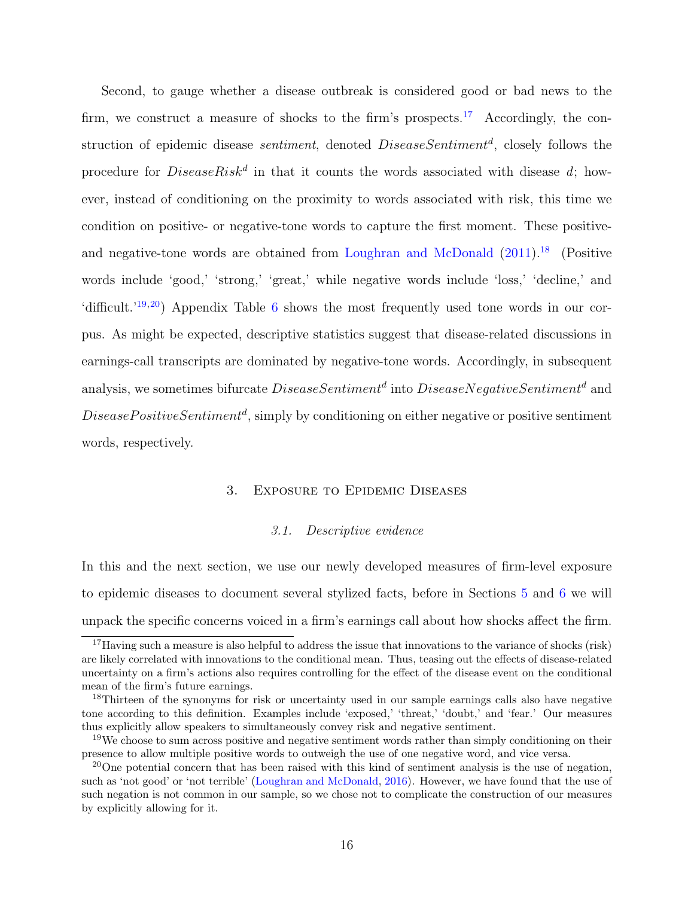Second, to gauge whether a disease outbreak is considered good or bad news to the firm, we construct a measure of shocks to the firm's prospects.[17] Accordingly, the construction of epidemic disease *sentiment*, denoted $DiseaseSentiment^d$, closely follows the procedure for $DiseaseRisk^d$ in that it counts the words associated with disease $d$; however, instead of conditioning on the proximity to words associated with risk, this time we condition on positive- or negative-tone words to capture the first moment. These positive- and negative-tone words are obtained from Loughran and McDonald (2011).[18] (Positive words include 'good,' 'strong,' 'great,' while negative words include 'loss,' 'decline,' and 'difficult.'[19,20]) Appendix Table 6 shows the most frequently used tone words in our corpus. As might be expected, descriptive statistics suggest that disease-related discussions in earnings-call transcripts are dominated by negative-tone words. Accordingly, in subsequent analysis, we sometimes bifurcate $DiseaseSentiment^d$ into $DiseaseNegativeSentiment^d$ and $DiseasePositiveSentiment^d$, simply by conditioning on either negative or positive sentiment words, respectively.

## 3. Exposure to Epidemic Diseases

### 3.1. Descriptive evidence

In this and the next section, we use our newly developed measures of firm-level exposure to epidemic diseases to document several stylized facts, before in Sections 5 and 6 we will unpack the specific concerns voiced in a firm's earnings call about how shocks affect the firm.

---

[17] Having such a measure is also helpful to address the issue that innovations to the variance of shocks (risk) are likely correlated with innovations to the conditional mean. Thus, teasing out the effects of disease-related uncertainty on a firm's actions also requires controlling for the effect of the disease event on the conditional mean of the firm's future earnings.

[18] Thirteen of the synonyms for risk or uncertainty used in our sample earnings calls also have negative tone according to this definition. Examples include 'exposed,' 'threat,' 'doubt,' and 'fear.' Our measures thus explicitly allow speakers to simultaneously convey risk and negative sentiment.

[19] We choose to sum across positive and negative sentiment words rather than simply conditioning on their presence to allow multiple positive words to outweigh the use of one negative word, and vice versa.

[20] One potential concern that has been raised with this kind of sentiment analysis is the use of negation, such as 'not good' or 'not terrible' (Loughran and McDonald, 2016). However, we have found that the use of such negation is not common in our sample, so we chose not to complicate the construction of our measures by explicitly allowing for it.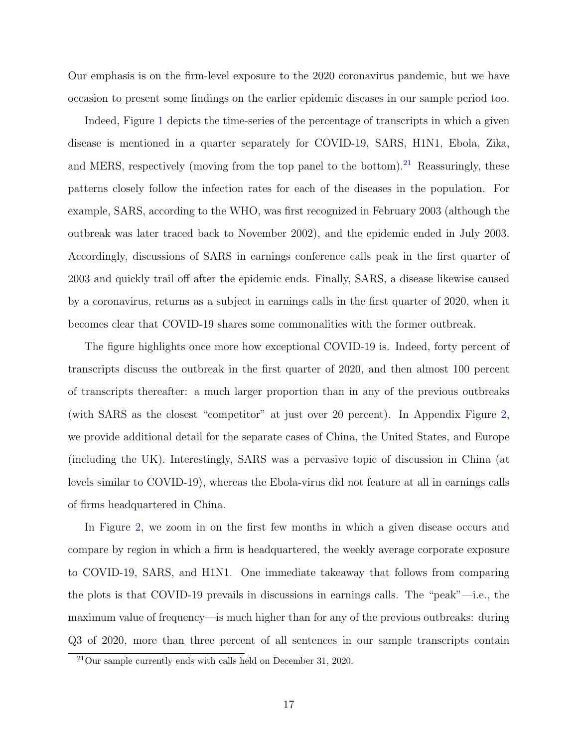Our emphasis is on the firm-level exposure to the 2020 coronavirus pandemic, but we have occasion to present some findings on the earlier epidemic diseases in our sample period too.

Indeed, Figure 1 depicts the time-series of the percentage of transcripts in which a given disease is mentioned in a quarter separately for COVID-19, SARS, H1N1, Ebola, Zika, and MERS, respectively (moving from the top panel to the bottom).[21] Reassuringly, these patterns closely follow the infection rates for each of the diseases in the population. For example, SARS, according to the WHO, was first recognized in February 2003 (although the outbreak was later traced back to November 2002), and the epidemic ended in July 2003. Accordingly, discussions of SARS in earnings conference calls peak in the first quarter of 2003 and quickly trail off after the epidemic ends. Finally, SARS, a disease likewise caused by a coronavirus, returns as a subject in earnings calls in the first quarter of 2020, when it becomes clear that COVID-19 shares some commonalities with the former outbreak.

The figure highlights once more how exceptional COVID-19 is. Indeed, forty percent of transcripts discuss the outbreak in the first quarter of 2020, and then almost 100 percent of transcripts thereafter: a much larger proportion than in any of the previous outbreaks (with SARS as the closest "competitor" at just over 20 percent). In Appendix Figure 2, we provide additional detail for the separate cases of China, the United States, and Europe (including the UK). Interestingly, SARS was a pervasive topic of discussion in China (at levels similar to COVID-19), whereas the Ebola-virus did not feature at all in earnings calls of firms headquartered in China.

In Figure 2, we zoom in on the first few months in which a given disease occurs and compare by region in which a firm is headquartered, the weekly average corporate exposure to COVID-19, SARS, and H1N1. One immediate takeaway that follows from comparing the plots is that COVID-19 prevails in discussions in earnings calls. The "peak"—i.e., the maximum value of frequency—is much higher than for any of the previous outbreaks: during Q3 of 2020, more than three percent of all sentences in our sample transcripts contain

[21] Our sample currently ends with calls held on December 31, 2020.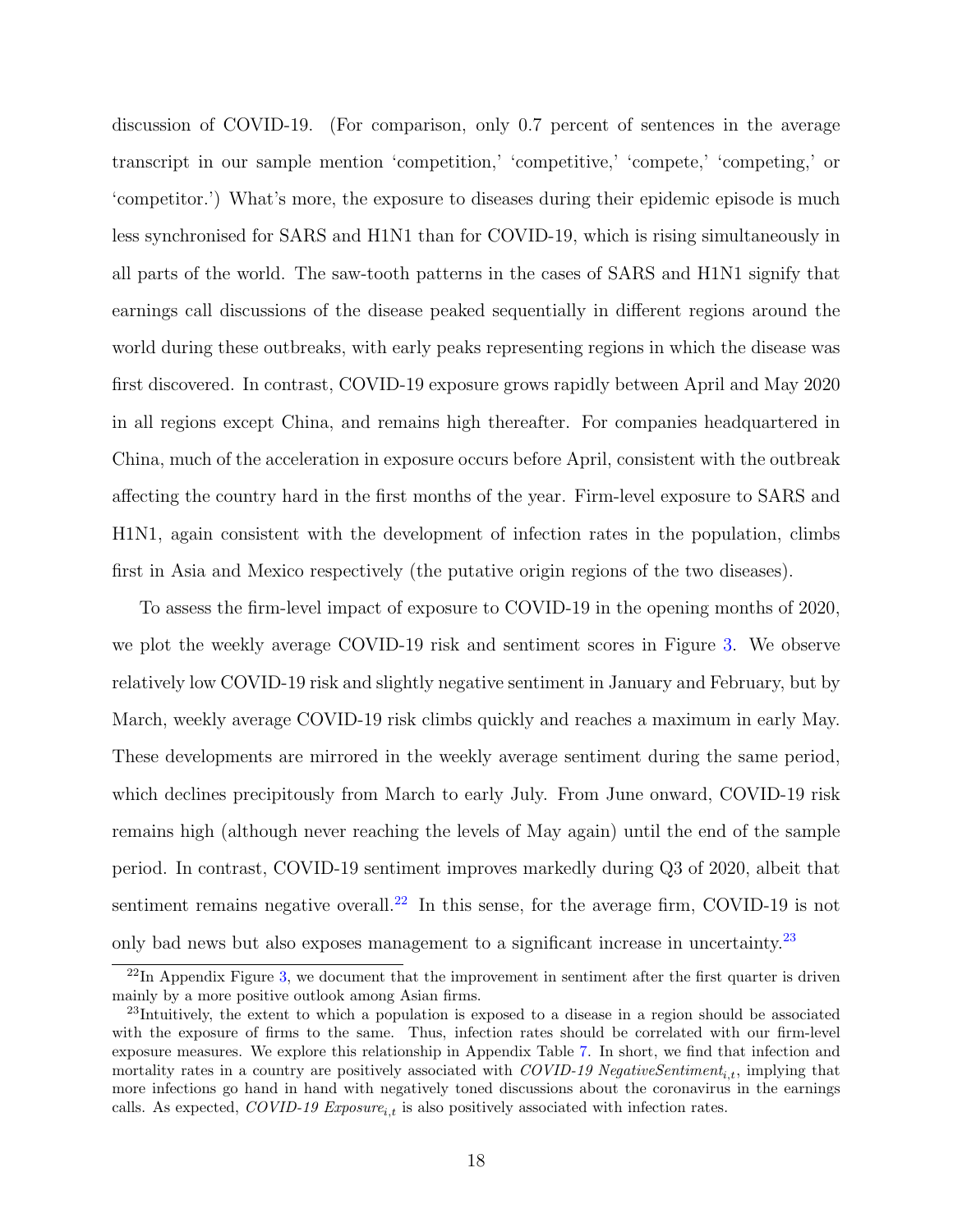discussion of COVID-19. (For comparison, only 0.7 percent of sentences in the average transcript in our sample mention 'competition,' 'competitive,' 'compete,' 'competing,' or 'competitor.') What's more, the exposure to diseases during their epidemic episode is much less synchronised for SARS and H1N1 than for COVID-19, which is rising simultaneously in all parts of the world. The saw-tooth patterns in the cases of SARS and H1N1 signify that earnings call discussions of the disease peaked sequentially in different regions around the world during these outbreaks, with early peaks representing regions in which the disease was first discovered. In contrast, COVID-19 exposure grows rapidly between April and May 2020 in all regions except China, and remains high thereafter. For companies headquartered in China, much of the acceleration in exposure occurs before April, consistent with the outbreak affecting the country hard in the first months of the year. Firm-level exposure to SARS and H1N1, again consistent with the development of infection rates in the population, climbs first in Asia and Mexico respectively (the putative origin regions of the two diseases).

To assess the firm-level impact of exposure to COVID-19 in the opening months of 2020, we plot the weekly average COVID-19 risk and sentiment scores in Figure 3. We observe relatively low COVID-19 risk and slightly negative sentiment in January and February, but by March, weekly average COVID-19 risk climbs quickly and reaches a maximum in early May. These developments are mirrored in the weekly average sentiment during the same period, which declines precipitously from March to early July. From June onward, COVID-19 risk remains high (although never reaching the levels of May again) until the end of the sample period. In contrast, COVID-19 sentiment improves markedly during Q3 of 2020, albeit that sentiment remains negative overall.[22] In this sense, for the average firm, COVID-19 is not only bad news but also exposes management to a significant increase in uncertainty.[23]

[22] In Appendix Figure 3, we document that the improvement in sentiment after the first quarter is driven mainly by a more positive outlook among Asian firms.

[23] Intuitively, the extent to which a population is exposed to a disease in a region should be associated with the exposure of firms to the same. Thus, infection rates should be correlated with our firm-level exposure measures. We explore this relationship in Appendix Table 7. In short, we find that infection and mortality rates in a country are positively associated with $\textit{COVID-19 NegativeSentiment}_{i,t}$, implying that more infections go hand in hand with negatively toned discussions about the coronavirus in the earnings calls. As expected, $\textit{COVID-19 Exposure}_{i,t}$ is also positively associated with infection rates.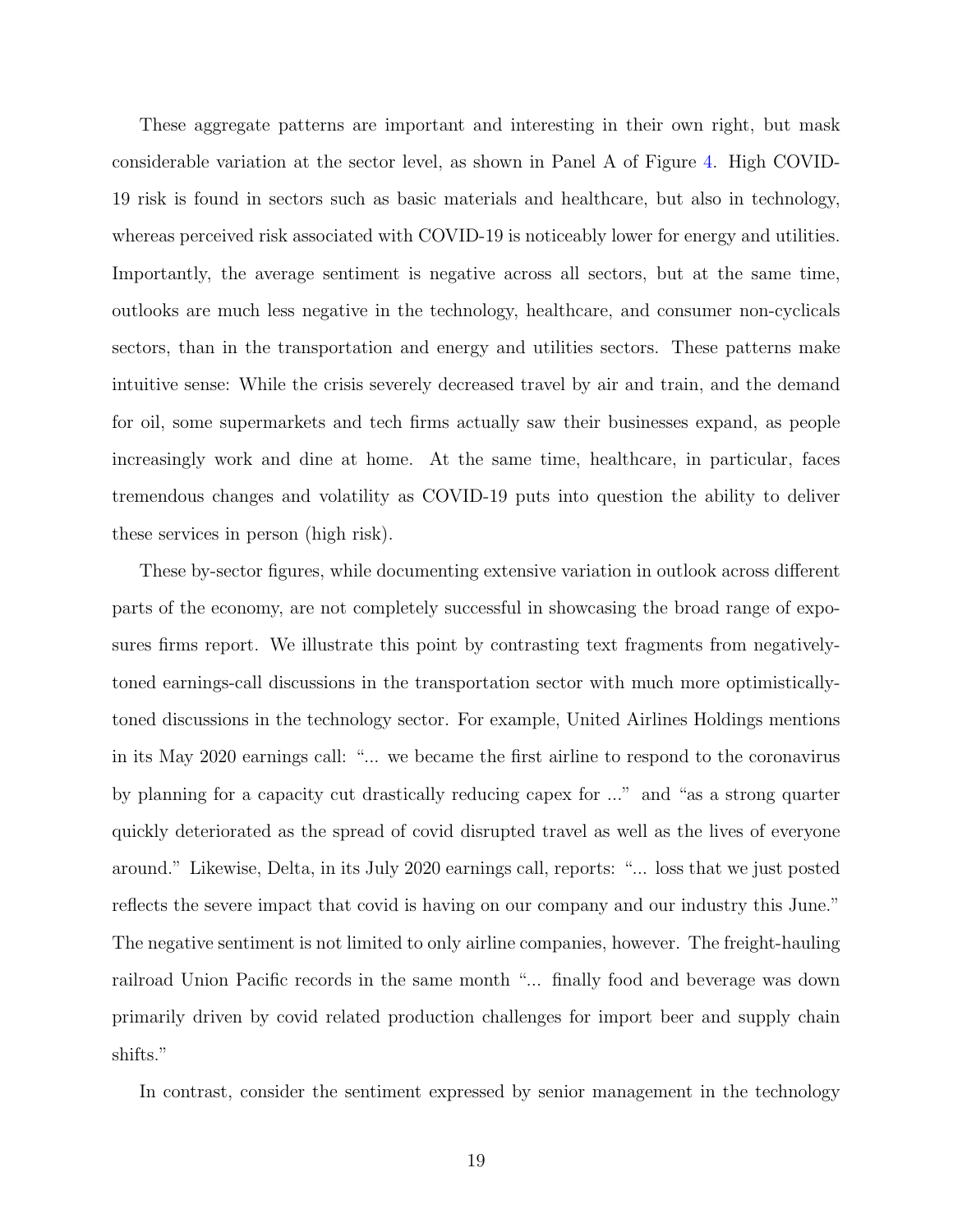These aggregate patterns are important and interesting in their own right, but mask considerable variation at the sector level, as shown in Panel A of Figure 4. High COVID-19 risk is found in sectors such as basic materials and healthcare, but also in technology, whereas perceived risk associated with COVID-19 is noticeably lower for energy and utilities. Importantly, the average sentiment is negative across all sectors, but at the same time, outlooks are much less negative in the technology, healthcare, and consumer non-cyclicals sectors, than in the transportation and energy and utilities sectors. These patterns make intuitive sense: While the crisis severely decreased travel by air and train, and the demand for oil, some supermarkets and tech firms actually saw their businesses expand, as people increasingly work and dine at home. At the same time, healthcare, in particular, faces tremendous changes and volatility as COVID-19 puts into question the ability to deliver these services in person (high risk).

These by-sector figures, while documenting extensive variation in outlook across different parts of the economy, are not completely successful in showcasing the broad range of exposures firms report. We illustrate this point by contrasting text fragments from negatively-toned earnings-call discussions in the transportation sector with much more optimistically-toned discussions in the technology sector. For example, United Airlines Holdings mentions in its May 2020 earnings call: "... we became the first airline to respond to the coronavirus by planning for a capacity cut drastically reducing capex for ..." and "as a strong quarter quickly deteriorated as the spread of covid disrupted travel as well as the lives of everyone around." Likewise, Delta, in its July 2020 earnings call, reports: "... loss that we just posted reflects the severe impact that covid is having on our company and our industry this June." The negative sentiment is not limited to only airline companies, however. The freight-hauling railroad Union Pacific records in the same month "... finally food and beverage was down primarily driven by covid related production challenges for import beer and supply chain shifts."

In contrast, consider the sentiment expressed by senior management in the technology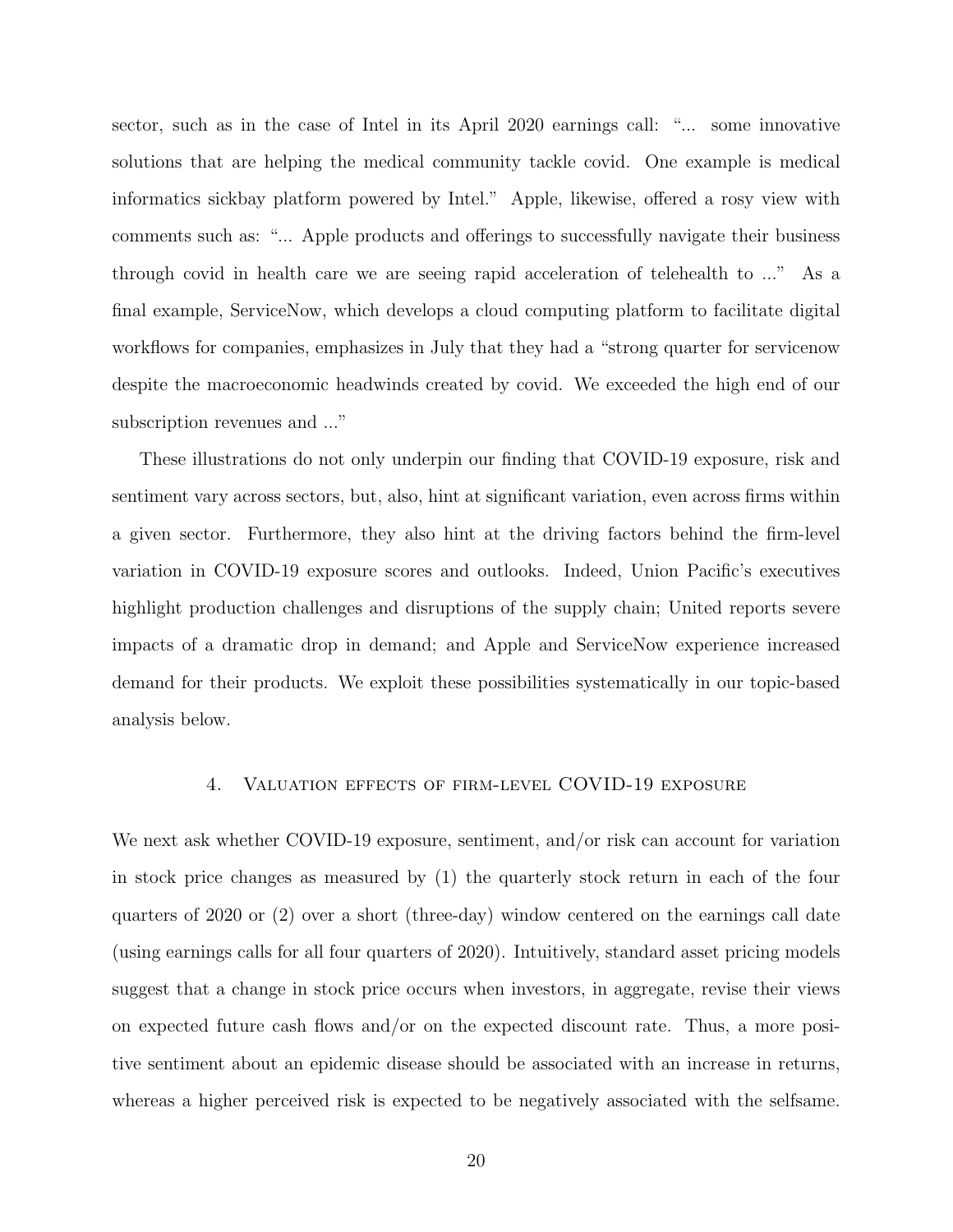sector, such as in the case of Intel in its April 2020 earnings call: "... some innovative solutions that are helping the medical community tackle covid. One example is medical informatics sickbay platform powered by Intel." Apple, likewise, offered a rosy view with comments such as: "... Apple products and offerings to successfully navigate their business through covid in health care we are seeing rapid acceleration of telehealth to ..." As a final example, ServiceNow, which develops a cloud computing platform to facilitate digital workflows for companies, emphasizes in July that they had a "strong quarter for servicenow despite the macroeconomic headwinds created by covid. We exceeded the high end of our subscription revenues and ..."

These illustrations do not only underpin our finding that COVID-19 exposure, risk and sentiment vary across sectors, but, also, hint at significant variation, even across firms within a given sector. Furthermore, they also hint at the driving factors behind the firm-level variation in COVID-19 exposure scores and outlooks. Indeed, Union Pacific's executives highlight production challenges and disruptions of the supply chain; United reports severe impacts of a dramatic drop in demand; and Apple and ServiceNow experience increased demand for their products. We exploit these possibilities systematically in our topic-based analysis below.

## 4. Valuation effects of firm-level COVID-19 exposure

We next ask whether COVID-19 exposure, sentiment, and/or risk can account for variation in stock price changes as measured by (1) the quarterly stock return in each of the four quarters of 2020 or (2) over a short (three-day) window centered on the earnings call date (using earnings calls for all four quarters of 2020). Intuitively, standard asset pricing models suggest that a change in stock price occurs when investors, in aggregate, revise their views on expected future cash flows and/or on the expected discount rate. Thus, a more positive sentiment about an epidemic disease should be associated with an increase in returns, whereas a higher perceived risk is expected to be negatively associated with the selfsame.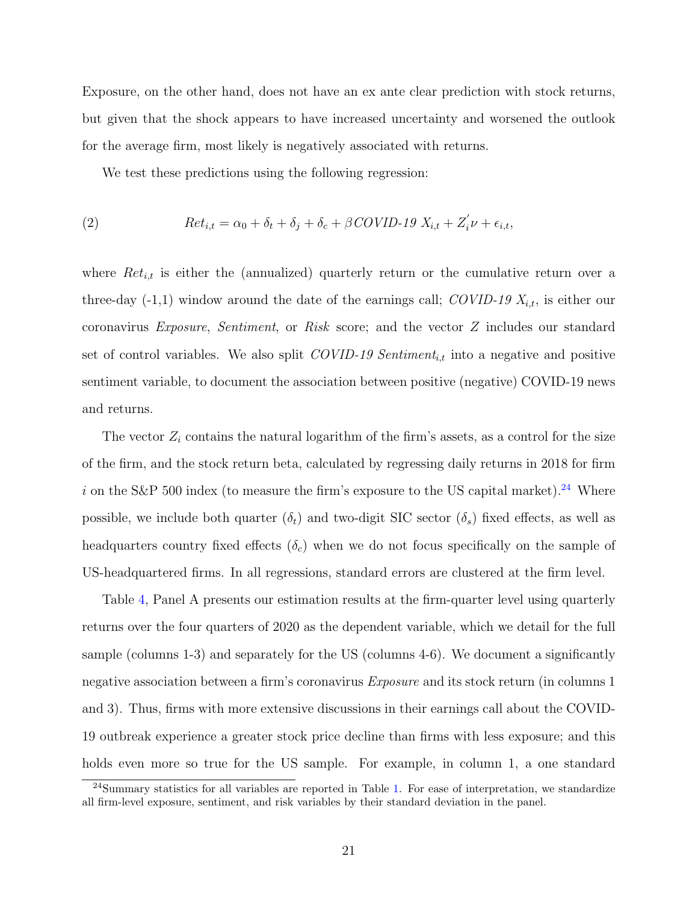Exposure, on the other hand, does not have an ex ante clear prediction with stock returns, but given that the shock appears to have increased uncertainty and worsened the outlook for the average firm, most likely is negatively associated with returns.

We test these predictions using the following regression:

$$Ret_{i,t} = \alpha_0 + \delta_t + \delta_j + \delta_c + \beta \, COVID\text{-}19 \; X_{i,t} + Z_i^{'}\nu + \epsilon_{i,t}, \tag{2}$$

where $Ret_{i,t}$ is either the (annualized) quarterly return or the cumulative return over a three-day (-1,1) window around the date of the earnings call; *COVID-19* $X_{i,t}$, is either our coronavirus *Exposure*, *Sentiment*, or *Risk* score; and the vector $Z$ includes our standard set of control variables. We also split *COVID-19 Sentiment*$_{i,t}$ into a negative and positive sentiment variable, to document the association between positive (negative) COVID-19 news and returns.

The vector $Z_i$ contains the natural logarithm of the firm's assets, as a control for the size of the firm, and the stock return beta, calculated by regressing daily returns in 2018 for firm $i$ on the S&P 500 index (to measure the firm's exposure to the US capital market).[24] Where possible, we include both quarter ($\delta_t$) and two-digit SIC sector ($\delta_s$) fixed effects, as well as headquarters country fixed effects ($\delta_c$) when we do not focus specifically on the sample of US-headquartered firms. In all regressions, standard errors are clustered at the firm level.

Table 4, Panel A presents our estimation results at the firm-quarter level using quarterly returns over the four quarters of 2020 as the dependent variable, which we detail for the full sample (columns 1-3) and separately for the US (columns 4-6). We document a significantly negative association between a firm's coronavirus *Exposure* and its stock return (in columns 1 and 3). Thus, firms with more extensive discussions in their earnings call about the COVID-19 outbreak experience a greater stock price decline than firms with less exposure; and this holds even more so true for the US sample. For example, in column 1, a one standard

[24] Summary statistics for all variables are reported in Table 1. For ease of interpretation, we standardize all firm-level exposure, sentiment, and risk variables by their standard deviation in the panel.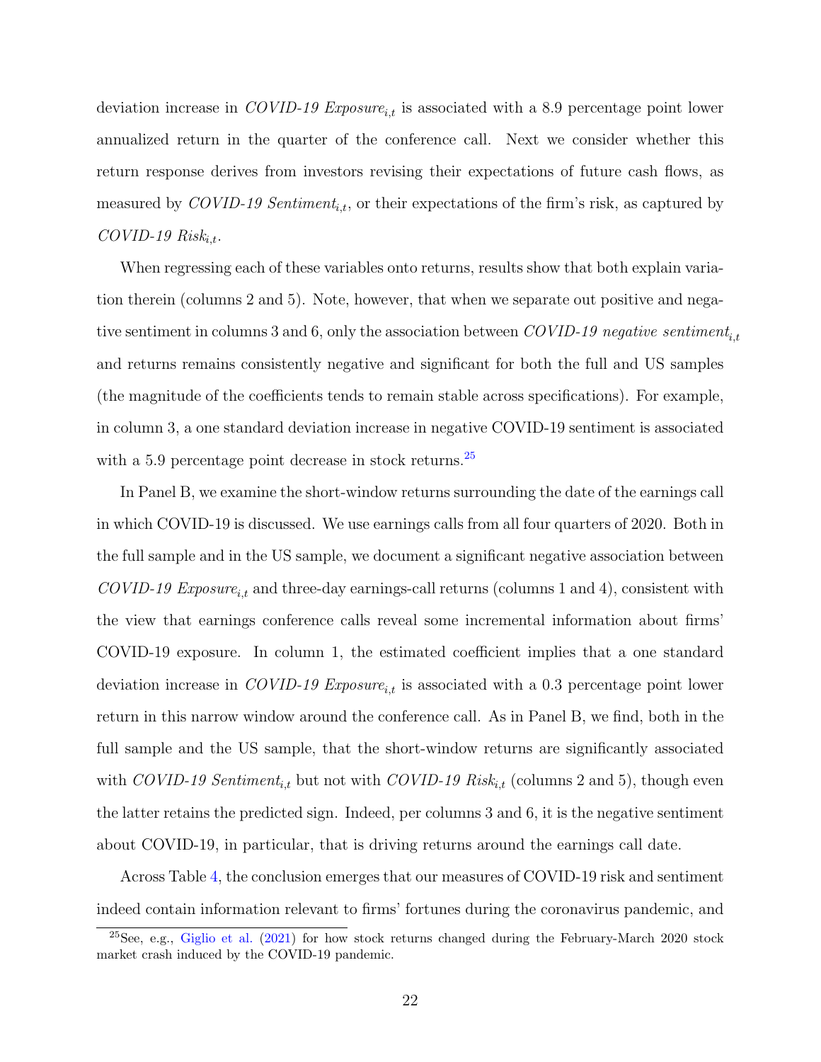deviation increase in *COVID-19 Exposure*$_{i,t}$ is associated with a 8.9 percentage point lower annualized return in the quarter of the conference call. Next we consider whether this return response derives from investors revising their expectations of future cash flows, as measured by *COVID-19 Sentiment*$_{i,t}$, or their expectations of the firm's risk, as captured by *COVID-19 Risk*$_{i,t}$.

When regressing each of these variables onto returns, results show that both explain variation therein (columns 2 and 5). Note, however, that when we separate out positive and negative sentiment in columns 3 and 6, only the association between *COVID-19 negative sentiment*$_{i,t}$ and returns remains consistently negative and significant for both the full and US samples (the magnitude of the coefficients tends to remain stable across specifications). For example, in column 3, a one standard deviation increase in negative COVID-19 sentiment is associated with a 5.9 percentage point decrease in stock returns.[25]

In Panel B, we examine the short-window returns surrounding the date of the earnings call in which COVID-19 is discussed. We use earnings calls from all four quarters of 2020. Both in the full sample and in the US sample, we document a significant negative association between *COVID-19 Exposure*$_{i,t}$ and three-day earnings-call returns (columns 1 and 4), consistent with the view that earnings conference calls reveal some incremental information about firms' COVID-19 exposure. In column 1, the estimated coefficient implies that a one standard deviation increase in *COVID-19 Exposure*$_{i,t}$ is associated with a 0.3 percentage point lower return in this narrow window around the conference call. As in Panel B, we find, both in the full sample and the US sample, that the short-window returns are significantly associated with *COVID-19 Sentiment*$_{i,t}$ but not with *COVID-19 Risk*$_{i,t}$ (columns 2 and 5), though even the latter retains the predicted sign. Indeed, per columns 3 and 6, it is the negative sentiment about COVID-19, in particular, that is driving returns around the earnings call date.

Across Table 4, the conclusion emerges that our measures of COVID-19 risk and sentiment indeed contain information relevant to firms' fortunes during the coronavirus pandemic, and

[25] See, e.g., Giglio et al. (2021) for how stock returns changed during the February-March 2020 stock market crash induced by the COVID-19 pandemic.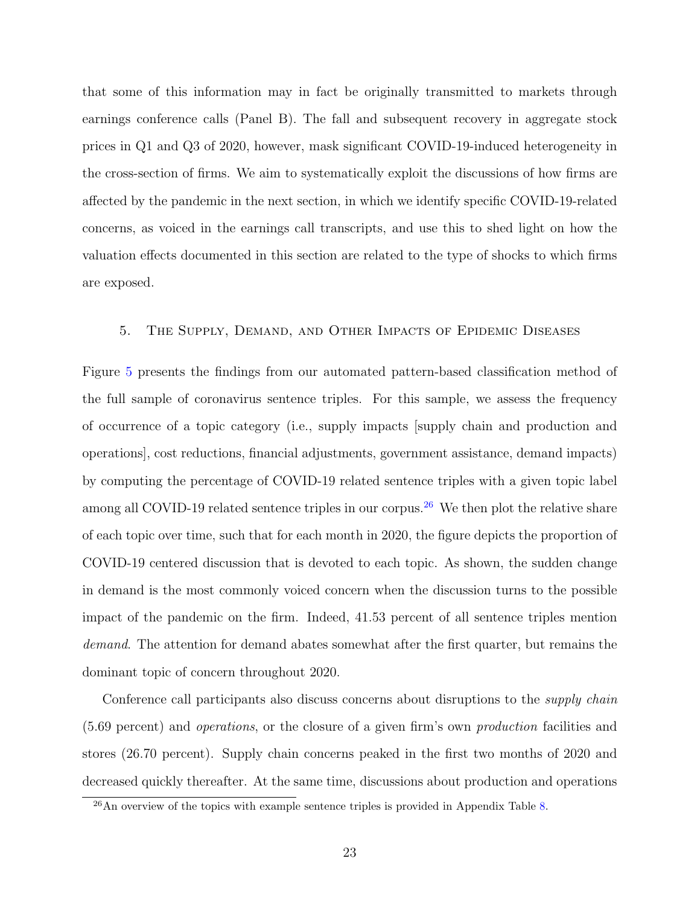that some of this information may in fact be originally transmitted to markets through earnings conference calls (Panel B). The fall and subsequent recovery in aggregate stock prices in Q1 and Q3 of 2020, however, mask significant COVID-19-induced heterogeneity in the cross-section of firms. We aim to systematically exploit the discussions of how firms are affected by the pandemic in the next section, in which we identify specific COVID-19-related concerns, as voiced in the earnings call transcripts, and use this to shed light on how the valuation effects documented in this section are related to the type of shocks to which firms are exposed.

## 5. The Supply, Demand, and Other Impacts of Epidemic Diseases

Figure 5 presents the findings from our automated pattern-based classification method of the full sample of coronavirus sentence triples. For this sample, we assess the frequency of occurrence of a topic category (i.e., supply impacts [supply chain and production and operations], cost reductions, financial adjustments, government assistance, demand impacts) by computing the percentage of COVID-19 related sentence triples with a given topic label among all COVID-19 related sentence triples in our corpus.[26] We then plot the relative share of each topic over time, such that for each month in 2020, the figure depicts the proportion of COVID-19 centered discussion that is devoted to each topic. As shown, the sudden change in demand is the most commonly voiced concern when the discussion turns to the possible impact of the pandemic on the firm. Indeed, 41.53 percent of all sentence triples mention *demand*. The attention for demand abates somewhat after the first quarter, but remains the dominant topic of concern throughout 2020.

Conference call participants also discuss concerns about disruptions to the *supply chain* (5.69 percent) and *operations*, or the closure of a given firm's own *production* facilities and stores (26.70 percent). Supply chain concerns peaked in the first two months of 2020 and decreased quickly thereafter. At the same time, discussions about production and operations

[26] An overview of the topics with example sentence triples is provided in Appendix Table 8.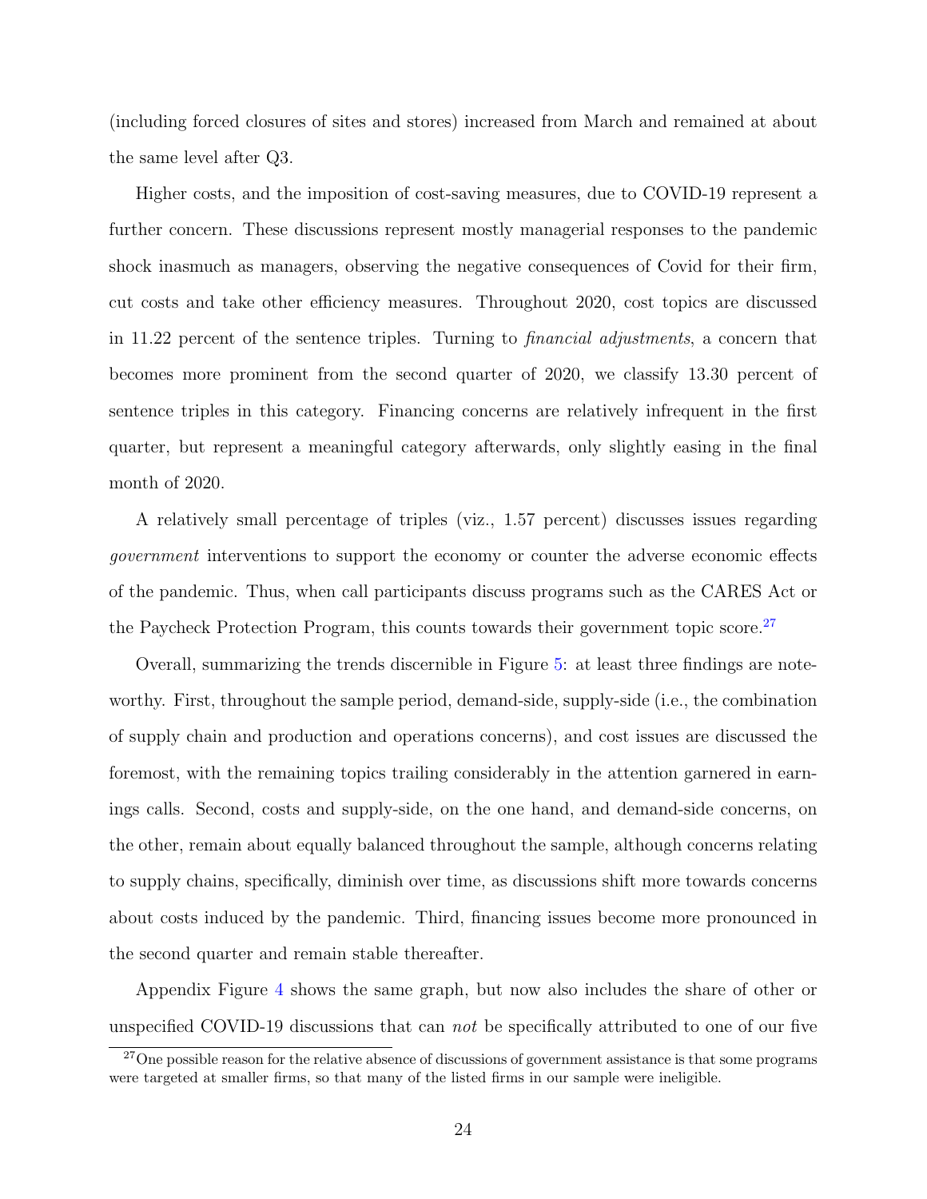(including forced closures of sites and stores) increased from March and remained at about the same level after Q3.

Higher costs, and the imposition of cost-saving measures, due to COVID-19 represent a further concern. These discussions represent mostly managerial responses to the pandemic shock inasmuch as managers, observing the negative consequences of Covid for their firm, cut costs and take other efficiency measures. Throughout 2020, cost topics are discussed in 11.22 percent of the sentence triples. Turning to *financial adjustments*, a concern that becomes more prominent from the second quarter of 2020, we classify 13.30 percent of sentence triples in this category. Financing concerns are relatively infrequent in the first quarter, but represent a meaningful category afterwards, only slightly easing in the final month of 2020.

A relatively small percentage of triples (viz., 1.57 percent) discusses issues regarding *government* interventions to support the economy or counter the adverse economic effects of the pandemic. Thus, when call participants discuss programs such as the CARES Act or the Paycheck Protection Program, this counts towards their government topic score.[27]

Overall, summarizing the trends discernible in Figure 5: at least three findings are noteworthy. First, throughout the sample period, demand-side, supply-side (i.e., the combination of supply chain and production and operations concerns), and cost issues are discussed the foremost, with the remaining topics trailing considerably in the attention garnered in earnings calls. Second, costs and supply-side, on the one hand, and demand-side concerns, on the other, remain about equally balanced throughout the sample, although concerns relating to supply chains, specifically, diminish over time, as discussions shift more towards concerns about costs induced by the pandemic. Third, financing issues become more pronounced in the second quarter and remain stable thereafter.

Appendix Figure 4 shows the same graph, but now also includes the share of other or unspecified COVID-19 discussions that can *not* be specifically attributed to one of our five

[27] One possible reason for the relative absence of discussions of government assistance is that some programs were targeted at smaller firms, so that many of the listed firms in our sample were ineligible.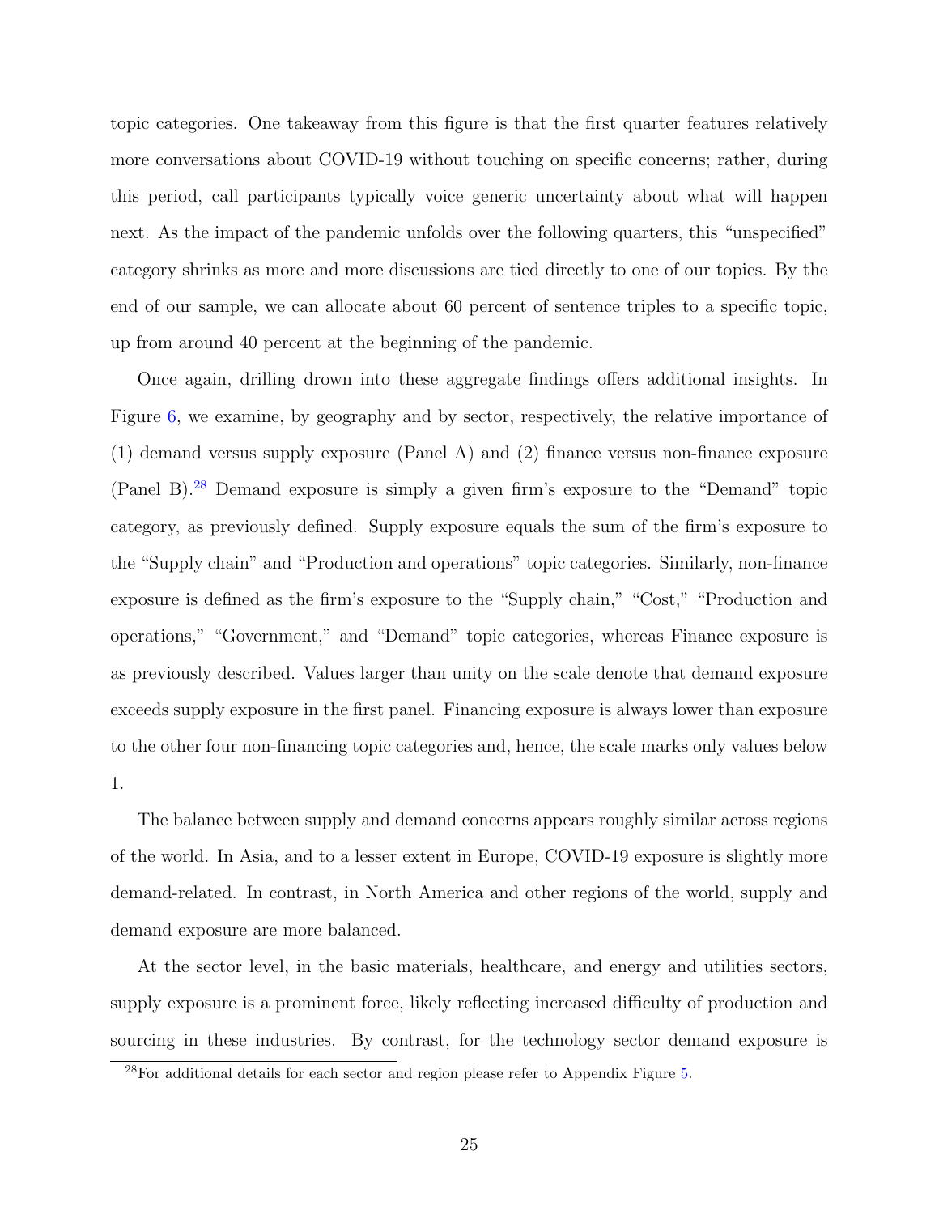topic categories. One takeaway from this figure is that the first quarter features relatively more conversations about COVID-19 without touching on specific concerns; rather, during this period, call participants typically voice generic uncertainty about what will happen next. As the impact of the pandemic unfolds over the following quarters, this "unspecified" category shrinks as more and more discussions are tied directly to one of our topics. By the end of our sample, we can allocate about 60 percent of sentence triples to a specific topic, up from around 40 percent at the beginning of the pandemic.

Once again, drilling drown into these aggregate findings offers additional insights. In Figure 6, we examine, by geography and by sector, respectively, the relative importance of (1) demand versus supply exposure (Panel A) and (2) finance versus non-finance exposure (Panel B).[28] Demand exposure is simply a given firm's exposure to the "Demand" topic category, as previously defined. Supply exposure equals the sum of the firm's exposure to the "Supply chain" and "Production and operations" topic categories. Similarly, non-finance exposure is defined as the firm's exposure to the "Supply chain," "Cost," "Production and operations," "Government," and "Demand" topic categories, whereas Finance exposure is as previously described. Values larger than unity on the scale denote that demand exposure exceeds supply exposure in the first panel. Financing exposure is always lower than exposure to the other four non-financing topic categories and, hence, the scale marks only values below 1.

The balance between supply and demand concerns appears roughly similar across regions of the world. In Asia, and to a lesser extent in Europe, COVID-19 exposure is slightly more demand-related. In contrast, in North America and other regions of the world, supply and demand exposure are more balanced.

At the sector level, in the basic materials, healthcare, and energy and utilities sectors, supply exposure is a prominent force, likely reflecting increased difficulty of production and sourcing in these industries. By contrast, for the technology sector demand exposure is

[28] For additional details for each sector and region please refer to Appendix Figure 5.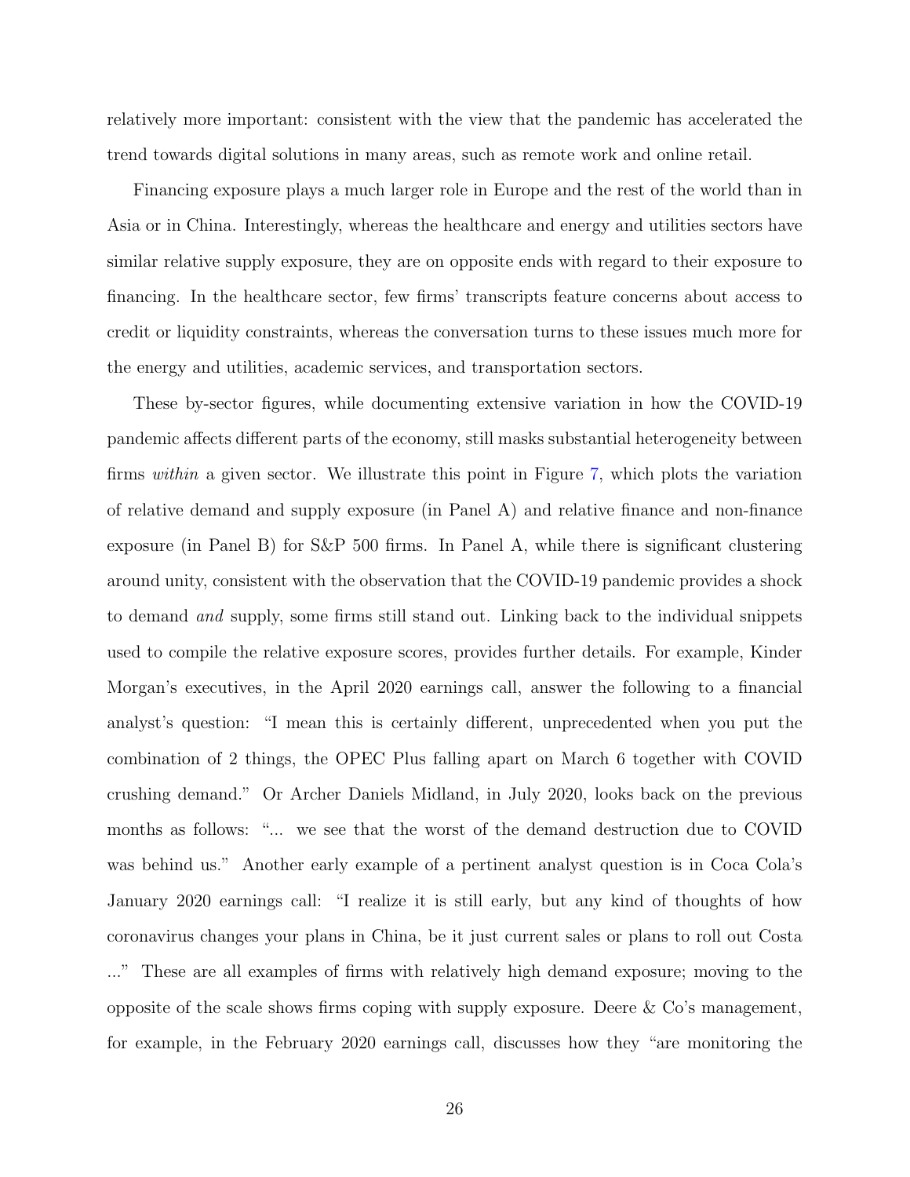relatively more important: consistent with the view that the pandemic has accelerated the trend towards digital solutions in many areas, such as remote work and online retail.

Financing exposure plays a much larger role in Europe and the rest of the world than in Asia or in China. Interestingly, whereas the healthcare and energy and utilities sectors have similar relative supply exposure, they are on opposite ends with regard to their exposure to financing. In the healthcare sector, few firms' transcripts feature concerns about access to credit or liquidity constraints, whereas the conversation turns to these issues much more for the energy and utilities, academic services, and transportation sectors.

These by-sector figures, while documenting extensive variation in how the COVID-19 pandemic affects different parts of the economy, still masks substantial heterogeneity between firms *within* a given sector. We illustrate this point in Figure 7, which plots the variation of relative demand and supply exposure (in Panel A) and relative finance and non-finance exposure (in Panel B) for S&P 500 firms. In Panel A, while there is significant clustering around unity, consistent with the observation that the COVID-19 pandemic provides a shock to demand *and* supply, some firms still stand out. Linking back to the individual snippets used to compile the relative exposure scores, provides further details. For example, Kinder Morgan's executives, in the April 2020 earnings call, answer the following to a financial analyst's question: "I mean this is certainly different, unprecedented when you put the combination of 2 things, the OPEC Plus falling apart on March 6 together with COVID crushing demand." Or Archer Daniels Midland, in July 2020, looks back on the previous months as follows: "... we see that the worst of the demand destruction due to COVID was behind us." Another early example of a pertinent analyst question is in Coca Cola's January 2020 earnings call: "I realize it is still early, but any kind of thoughts of how coronavirus changes your plans in China, be it just current sales or plans to roll out Costa ..." These are all examples of firms with relatively high demand exposure; moving to the opposite of the scale shows firms coping with supply exposure. Deere & Co's management, for example, in the February 2020 earnings call, discusses how they "are monitoring the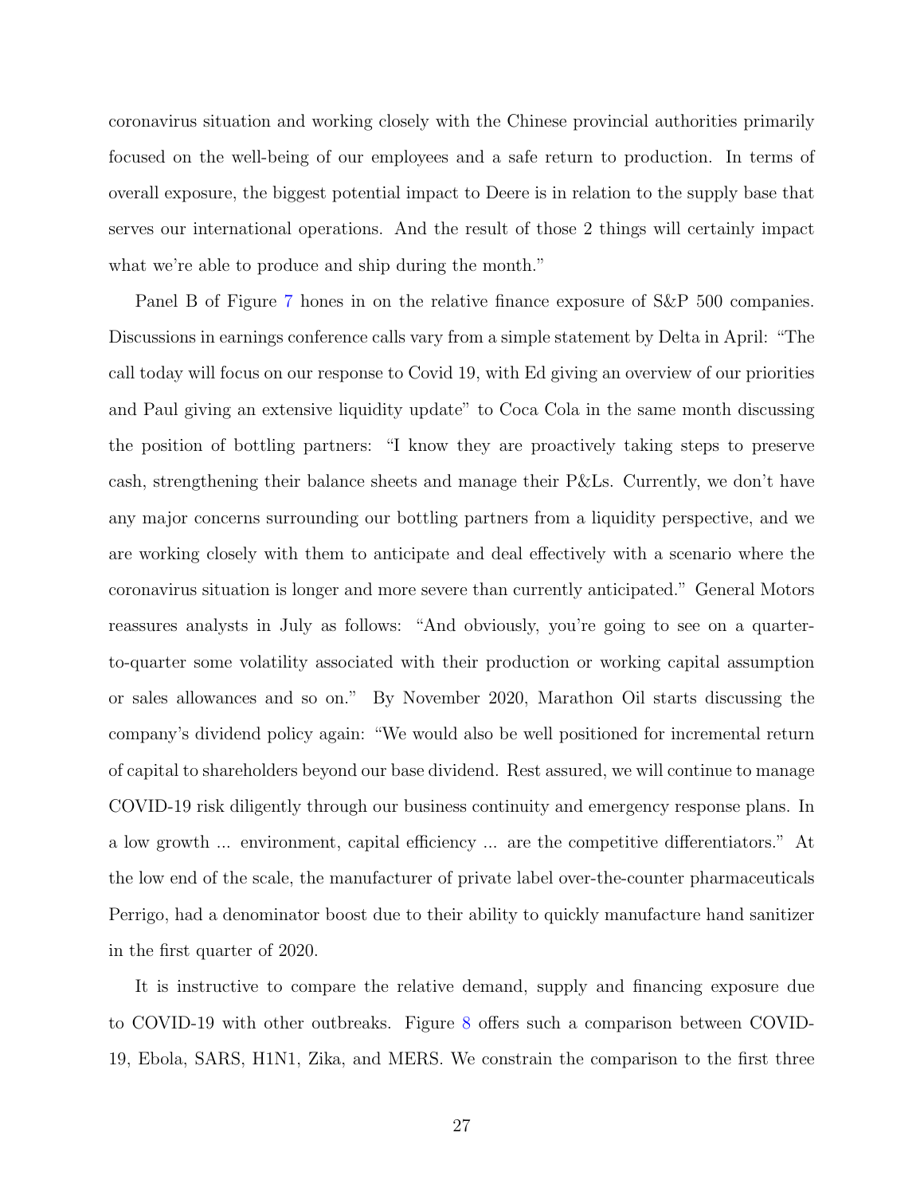coronavirus situation and working closely with the Chinese provincial authorities primarily focused on the well-being of our employees and a safe return to production. In terms of overall exposure, the biggest potential impact to Deere is in relation to the supply base that serves our international operations. And the result of those 2 things will certainly impact what we're able to produce and ship during the month."

Panel B of Figure 7 hones in on the relative finance exposure of S&P 500 companies. Discussions in earnings conference calls vary from a simple statement by Delta in April: "The call today will focus on our response to Covid 19, with Ed giving an overview of our priorities and Paul giving an extensive liquidity update" to Coca Cola in the same month discussing the position of bottling partners: "I know they are proactively taking steps to preserve cash, strengthening their balance sheets and manage their P&Ls. Currently, we don't have any major concerns surrounding our bottling partners from a liquidity perspective, and we are working closely with them to anticipate and deal effectively with a scenario where the coronavirus situation is longer and more severe than currently anticipated." General Motors reassures analysts in July as follows: "And obviously, you're going to see on a quarter-to-quarter some volatility associated with their production or working capital assumption or sales allowances and so on." By November 2020, Marathon Oil starts discussing the company's dividend policy again: "We would also be well positioned for incremental return of capital to shareholders beyond our base dividend. Rest assured, we will continue to manage COVID-19 risk diligently through our business continuity and emergency response plans. In a low growth ... environment, capital efficiency ... are the competitive differentiators." At the low end of the scale, the manufacturer of private label over-the-counter pharmaceuticals Perrigo, had a denominator boost due to their ability to quickly manufacture hand sanitizer in the first quarter of 2020.

It is instructive to compare the relative demand, supply and financing exposure due to COVID-19 with other outbreaks. Figure 8 offers such a comparison between COVID-19, Ebola, SARS, H1N1, Zika, and MERS. We constrain the comparison to the first three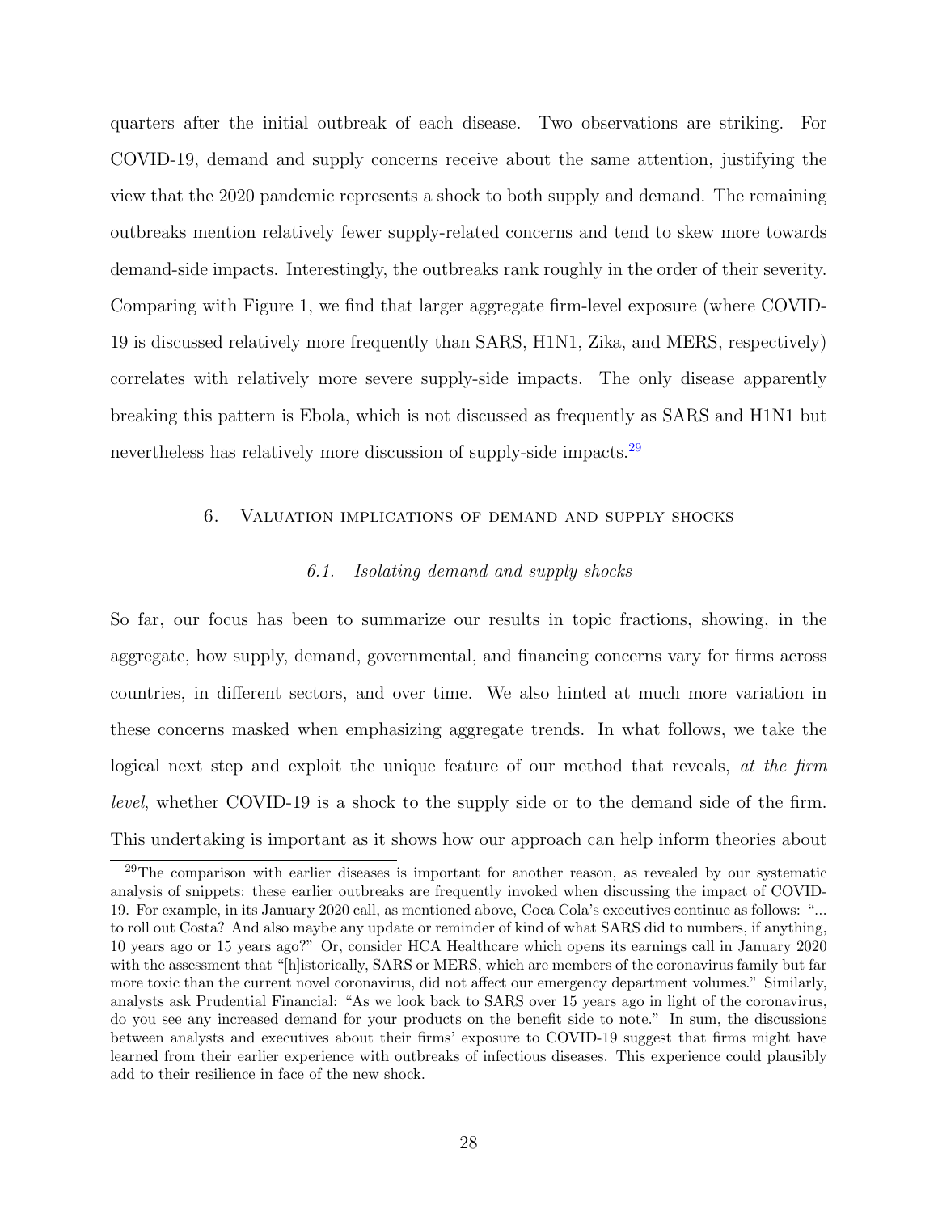quarters after the initial outbreak of each disease. Two observations are striking. For COVID-19, demand and supply concerns receive about the same attention, justifying the view that the 2020 pandemic represents a shock to both supply and demand. The remaining outbreaks mention relatively fewer supply-related concerns and tend to skew more towards demand-side impacts. Interestingly, the outbreaks rank roughly in the order of their severity. Comparing with Figure 1, we find that larger aggregate firm-level exposure (where COVID-19 is discussed relatively more frequently than SARS, H1N1, Zika, and MERS, respectively) correlates with relatively more severe supply-side impacts. The only disease apparently breaking this pattern is Ebola, which is not discussed as frequently as SARS and H1N1 but nevertheless has relatively more discussion of supply-side impacts.[29]

## 6. Valuation implications of demand and supply shocks

### 6.1. *Isolating demand and supply shocks*

So far, our focus has been to summarize our results in topic fractions, showing, in the aggregate, how supply, demand, governmental, and financing concerns vary for firms across countries, in different sectors, and over time. We also hinted at much more variation in these concerns masked when emphasizing aggregate trends. In what follows, we take the logical next step and exploit the unique feature of our method that reveals, *at the firm level*, whether COVID-19 is a shock to the supply side or to the demand side of the firm. This undertaking is important as it shows how our approach can help inform theories about

---

[29]The comparison with earlier diseases is important for another reason, as revealed by our systematic analysis of snippets: these earlier outbreaks are frequently invoked when discussing the impact of COVID-19. For example, in its January 2020 call, as mentioned above, Coca Cola's executives continue as follows: "... to roll out Costa? And also maybe any update or reminder of kind of what SARS did to numbers, if anything, 10 years ago or 15 years ago?" Or, consider HCA Healthcare which opens its earnings call in January 2020 with the assessment that "[h]istorically, SARS or MERS, which are members of the coronavirus family but far more toxic than the current novel coronavirus, did not affect our emergency department volumes." Similarly, analysts ask Prudential Financial: "As we look back to SARS over 15 years ago in light of the coronavirus, do you see any increased demand for your products on the benefit side to note." In sum, the discussions between analysts and executives about their firms' exposure to COVID-19 suggest that firms might have learned from their earlier experience with outbreaks of infectious diseases. This experience could plausibly add to their resilience in face of the new shock.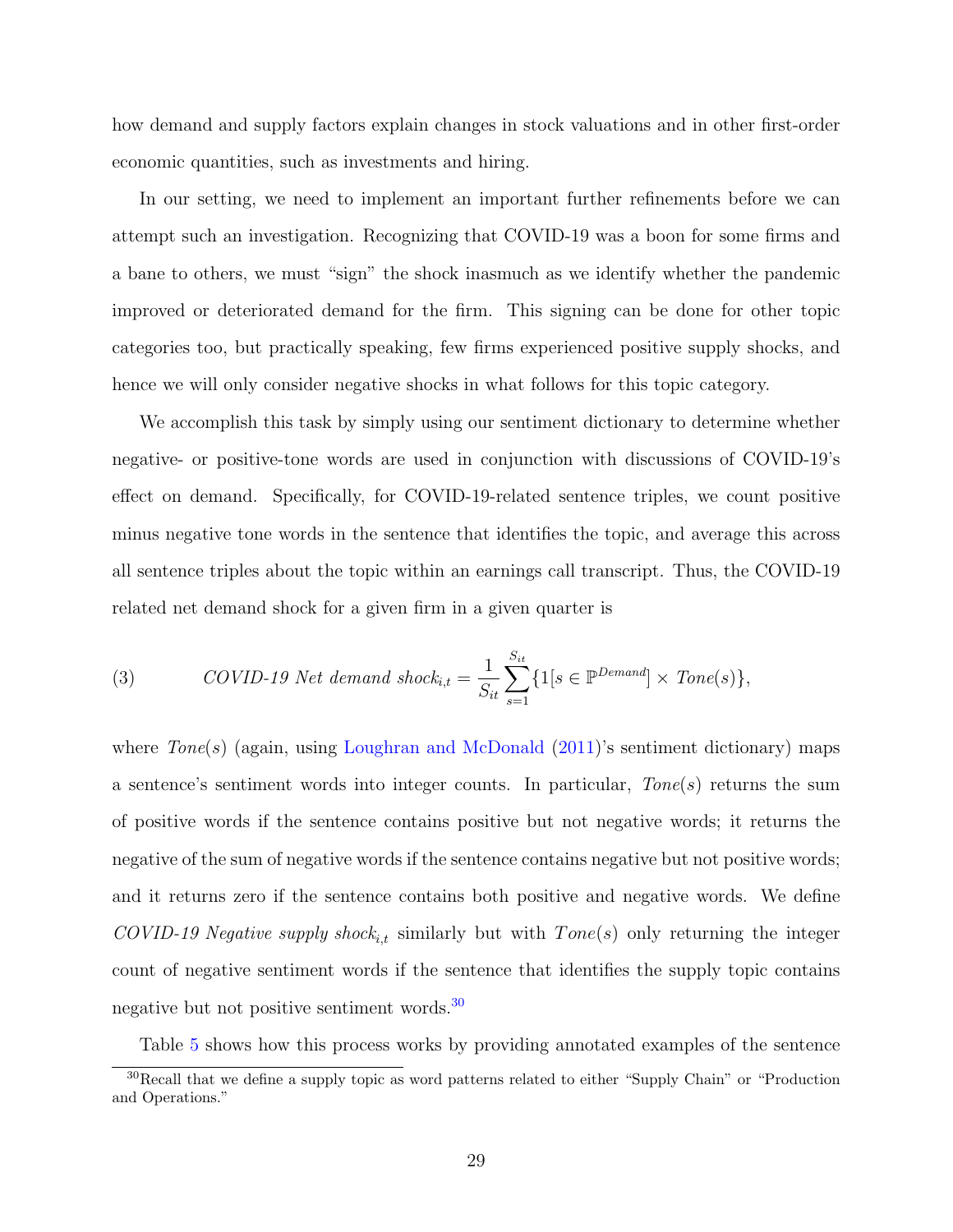how demand and supply factors explain changes in stock valuations and in other first-order economic quantities, such as investments and hiring.

In our setting, we need to implement an important further refinements before we can attempt such an investigation. Recognizing that COVID-19 was a boon for some firms and a bane to others, we must "sign" the shock inasmuch as we identify whether the pandemic improved or deteriorated demand for the firm. This signing can be done for other topic categories too, but practically speaking, few firms experienced positive supply shocks, and hence we will only consider negative shocks in what follows for this topic category.

We accomplish this task by simply using our sentiment dictionary to determine whether negative- or positive-tone words are used in conjunction with discussions of COVID-19's effect on demand. Specifically, for COVID-19-related sentence triples, we count positive minus negative tone words in the sentence that identifies the topic, and average this across all sentence triples about the topic within an earnings call transcript. Thus, the COVID-19 related net demand shock for a given firm in a given quarter is

$$\textit{COVID-19 Net demand shock}_{i,t} = \frac{1}{S_{it}} \sum_{s=1}^{S_{it}} \{1[s \in \mathbb{P}^{Demand}] \times \textit{Tone}(s)\}, \tag{3}$$

where $\textit{Tone}(s)$ (again, using Loughran and McDonald (2011)'s sentiment dictionary) maps a sentence's sentiment words into integer counts. In particular, $\textit{Tone}(s)$ returns the sum of positive words if the sentence contains positive but not negative words; it returns the negative of the sum of negative words if the sentence contains negative but not positive words; and it returns zero if the sentence contains both positive and negative words. We define $\textit{COVID-19 Negative supply shock}_{i,t}$ similarly but with $Tone(s)$ only returning the integer count of negative sentiment words if the sentence that identifies the supply topic contains negative but not positive sentiment words.[30]

Table 5 shows how this process works by providing annotated examples of the sentence

[30]Recall that we define a supply topic as word patterns related to either "Supply Chain" or "Production and Operations."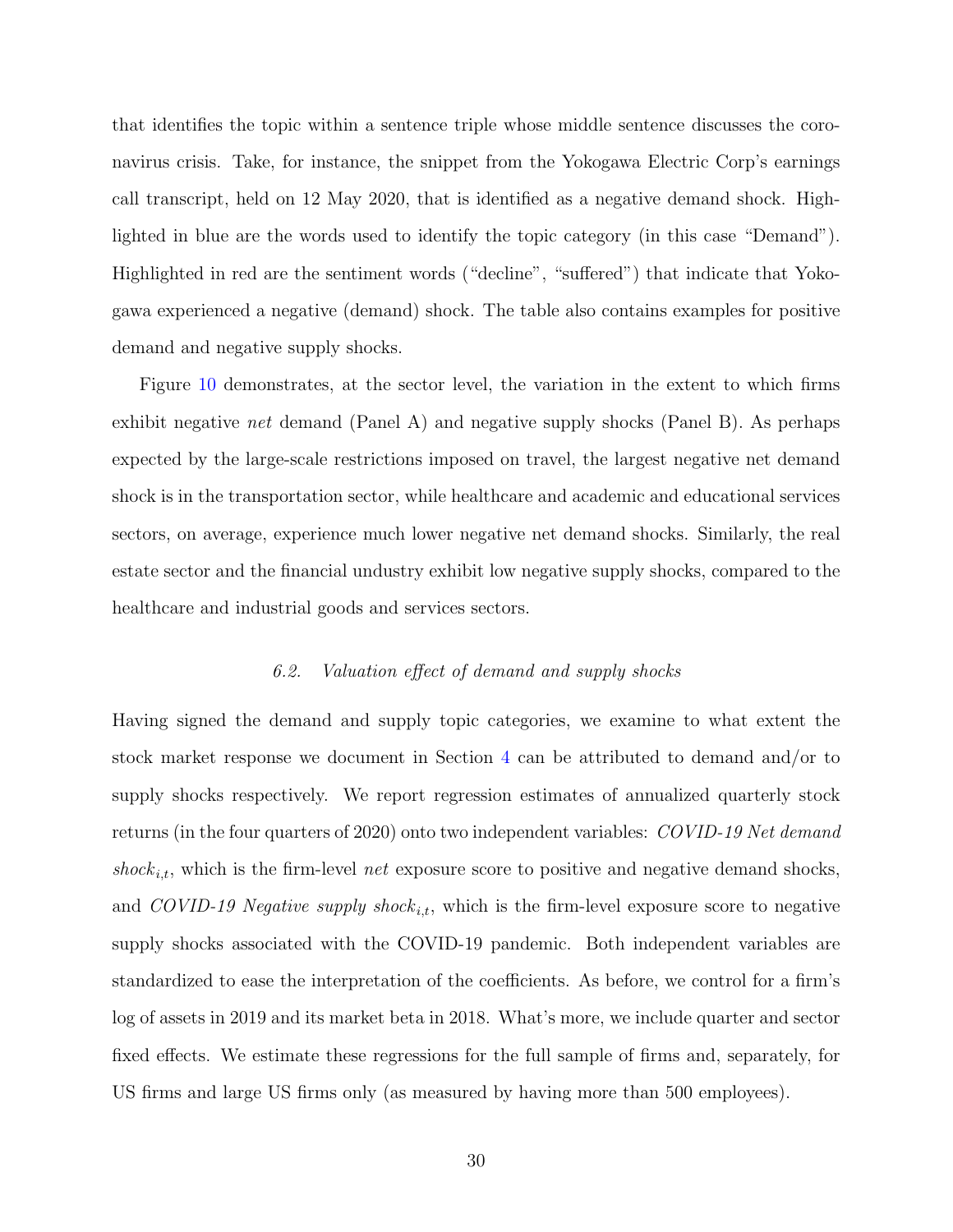that identifies the topic within a sentence triple whose middle sentence discusses the coronavirus crisis. Take, for instance, the snippet from the Yokogawa Electric Corp's earnings call transcript, held on 12 May 2020, that is identified as a negative demand shock. Highlighted in blue are the words used to identify the topic category (in this case "Demand"). Highlighted in red are the sentiment words ("decline", "suffered") that indicate that Yokogawa experienced a negative (demand) shock. The table also contains examples for positive demand and negative supply shocks.

Figure 10 demonstrates, at the sector level, the variation in the extent to which firms exhibit negative *net* demand (Panel A) and negative supply shocks (Panel B). As perhaps expected by the large-scale restrictions imposed on travel, the largest negative net demand shock is in the transportation sector, while healthcare and academic and educational services sectors, on average, experience much lower negative net demand shocks. Similarly, the real estate sector and the financial undustry exhibit low negative supply shocks, compared to the healthcare and industrial goods and services sectors.

### *6.2. Valuation effect of demand and supply shocks*

Having signed the demand and supply topic categories, we examine to what extent the stock market response we document in Section 4 can be attributed to demand and/or to supply shocks respectively. We report regression estimates of annualized quarterly stock returns (in the four quarters of 2020) onto two independent variables: *COVID-19 Net demand* $shock_{i,t}$, which is the firm-level *net* exposure score to positive and negative demand shocks, and *COVID-19 Negative supply* $shock_{i,t}$, which is the firm-level exposure score to negative supply shocks associated with the COVID-19 pandemic. Both independent variables are standardized to ease the interpretation of the coefficients. As before, we control for a firm's log of assets in 2019 and its market beta in 2018. What's more, we include quarter and sector fixed effects. We estimate these regressions for the full sample of firms and, separately, for US firms and large US firms only (as measured by having more than 500 employees).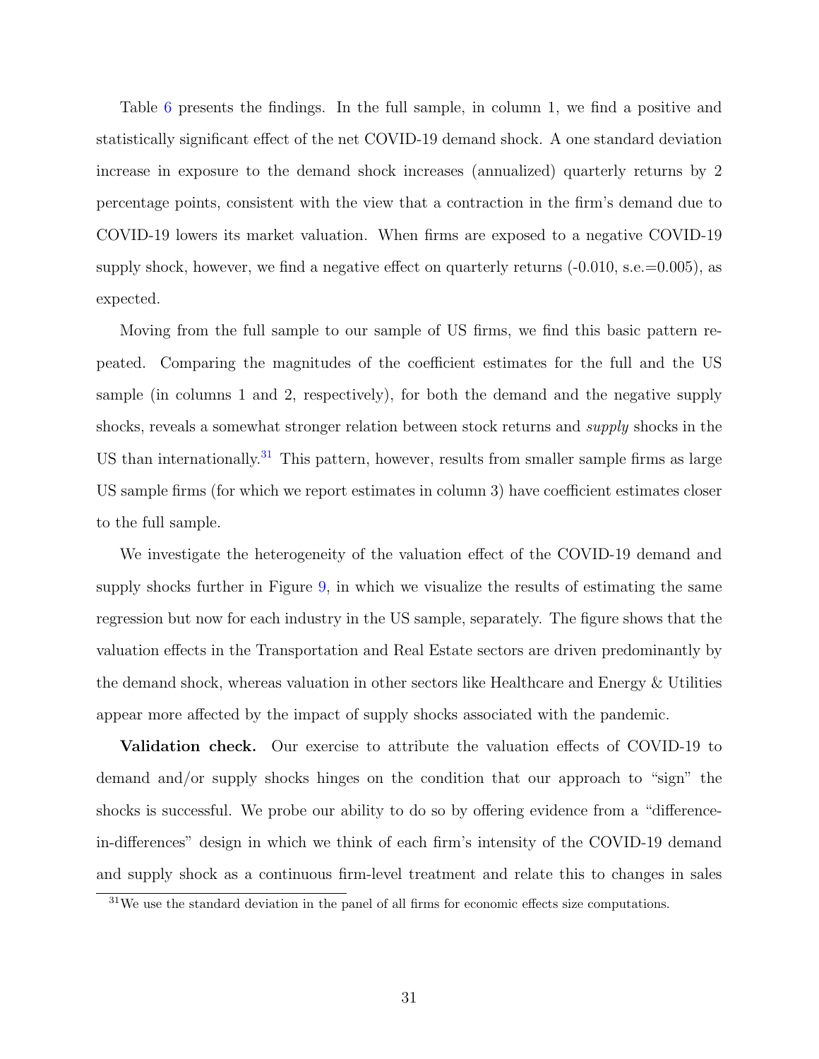Table 6 presents the findings. In the full sample, in column 1, we find a positive and statistically significant effect of the net COVID-19 demand shock. A one standard deviation increase in exposure to the demand shock increases (annualized) quarterly returns by 2 percentage points, consistent with the view that a contraction in the firm's demand due to COVID-19 lowers its market valuation. When firms are exposed to a negative COVID-19 supply shock, however, we find a negative effect on quarterly returns (-0.010, s.e.=0.005), as expected.

Moving from the full sample to our sample of US firms, we find this basic pattern repeated. Comparing the magnitudes of the coefficient estimates for the full and the US sample (in columns 1 and 2, respectively), for both the demand and the negative supply shocks, reveals a somewhat stronger relation between stock returns and *supply* shocks in the US than internationally.[31] This pattern, however, results from smaller sample firms as large US sample firms (for which we report estimates in column 3) have coefficient estimates closer to the full sample.

We investigate the heterogeneity of the valuation effect of the COVID-19 demand and supply shocks further in Figure 9, in which we visualize the results of estimating the same regression but now for each industry in the US sample, separately. The figure shows that the valuation effects in the Transportation and Real Estate sectors are driven predominantly by the demand shock, whereas valuation in other sectors like Healthcare and Energy & Utilities appear more affected by the impact of supply shocks associated with the pandemic.

**Validation check.** Our exercise to attribute the valuation effects of COVID-19 to demand and/or supply shocks hinges on the condition that our approach to "sign" the shocks is successful. We probe our ability to do so by offering evidence from a "difference-in-differences" design in which we think of each firm's intensity of the COVID-19 demand and supply shock as a continuous firm-level treatment and relate this to changes in sales

[31] We use the standard deviation in the panel of all firms for economic effects size computations.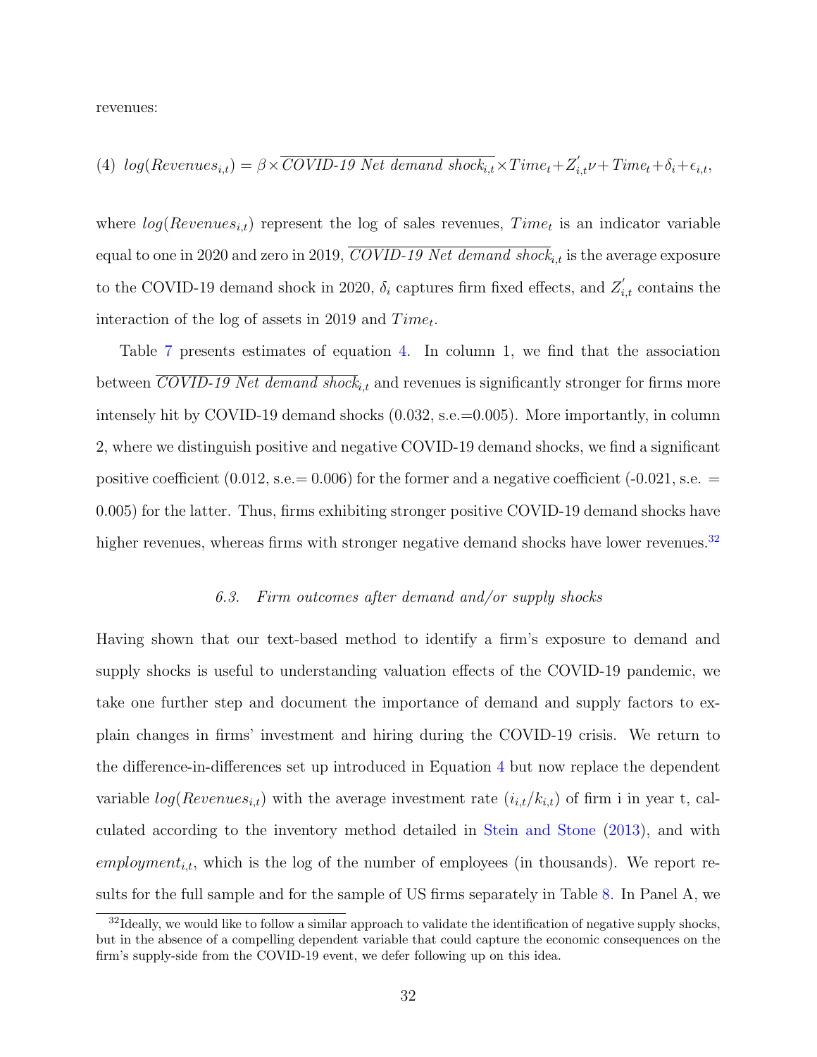revenues:

$$(4)\ \ log(Revenues_{i,t}) = \beta \times \overline{\textit{COVID-19 Net demand shock}}_{i,t} \times Time_t + Z^{'}_{i,t}\nu + Time_t + \delta_i + \epsilon_{i,t},$$

where $log(Revenues_{i,t})$ represent the log of sales revenues, $Time_t$ is an indicator variable equal to one in 2020 and zero in 2019, $\overline{\textit{COVID-19 Net demand shock}}_{i,t}$ is the average exposure to the COVID-19 demand shock in 2020, $\delta_i$ captures firm fixed effects, and $Z^{'}_{i,t}$ contains the interaction of the log of assets in 2019 and $Time_t$.

Table 7 presents estimates of equation 4. In column 1, we find that the association between $\overline{\textit{COVID-19 Net demand shock}}_{i,t}$ and revenues is significantly stronger for firms more intensely hit by COVID-19 demand shocks (0.032, s.e.=0.005). More importantly, in column 2, where we distinguish positive and negative COVID-19 demand shocks, we find a significant positive coefficient (0.012, s.e.= 0.006) for the former and a negative coefficient (-0.021, s.e. = 0.005) for the latter. Thus, firms exhibiting stronger positive COVID-19 demand shocks have higher revenues, whereas firms with stronger negative demand shocks have lower revenues.[32]

### 6.3. *Firm outcomes after demand and/or supply shocks*

Having shown that our text-based method to identify a firm's exposure to demand and supply shocks is useful to understanding valuation effects of the COVID-19 pandemic, we take one further step and document the importance of demand and supply factors to explain changes in firms' investment and hiring during the COVID-19 crisis. We return to the difference-in-differences set up introduced in Equation 4 but now replace the dependent variable $log(Revenues_{i,t})$ with the average investment rate $(i_{i,t}/k_{i,t})$ of firm i in year t, calculated according to the inventory method detailed in Stein and Stone (2013), and with $employment_{i,t}$, which is the log of the number of employees (in thousands). We report results for the full sample and for the sample of US firms separately in Table 8. In Panel A, we

[32] Ideally, we would like to follow a similar approach to validate the identification of negative supply shocks, but in the absence of a compelling dependent variable that could capture the economic consequences on the firm's supply-side from the COVID-19 event, we defer following up on this idea.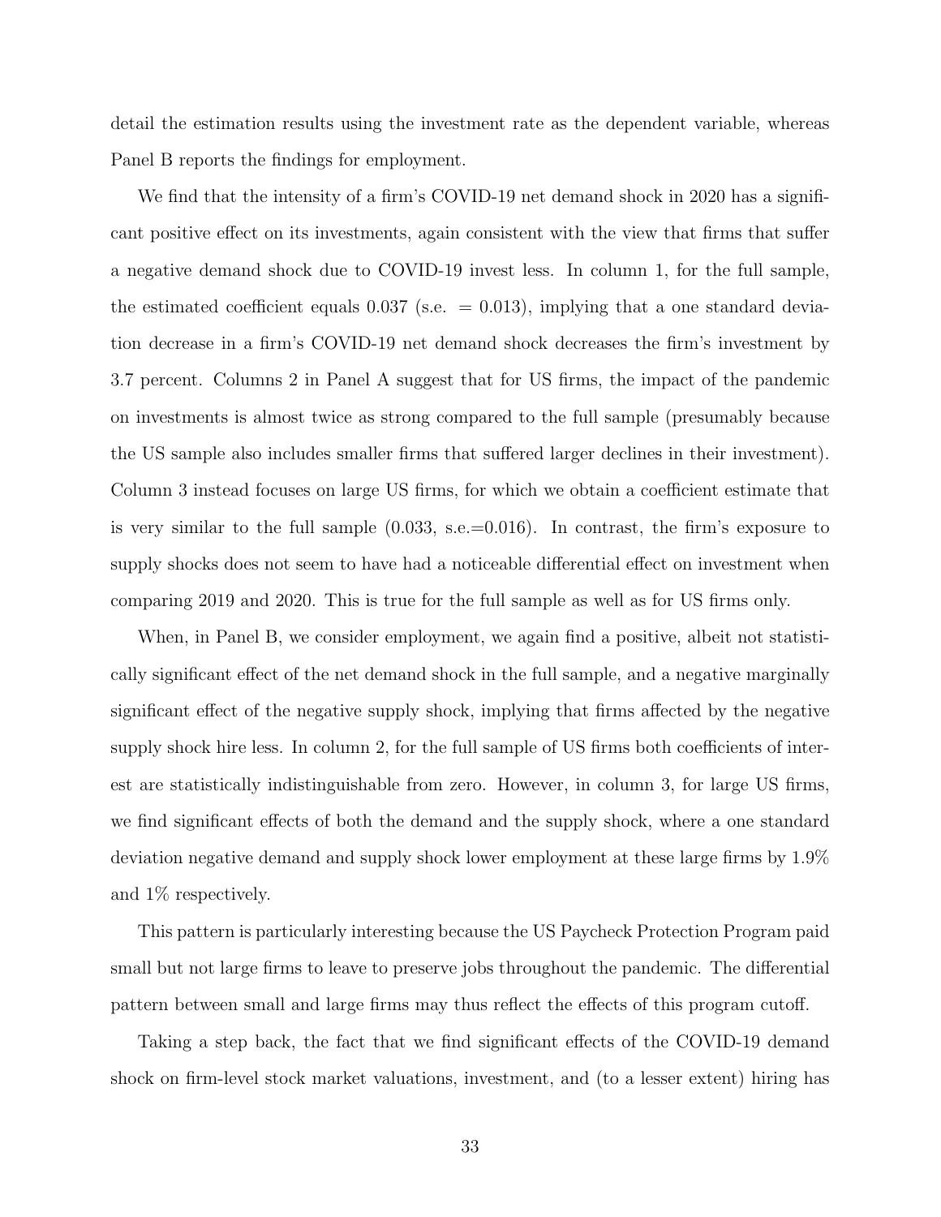detail the estimation results using the investment rate as the dependent variable, whereas Panel B reports the findings for employment.

We find that the intensity of a firm's COVID-19 net demand shock in 2020 has a significant positive effect on its investments, again consistent with the view that firms that suffer a negative demand shock due to COVID-19 invest less. In column 1, for the full sample, the estimated coefficient equals 0.037 (s.e. $= 0.013$), implying that a one standard deviation decrease in a firm's COVID-19 net demand shock decreases the firm's investment by 3.7 percent. Columns 2 in Panel A suggest that for US firms, the impact of the pandemic on investments is almost twice as strong compared to the full sample (presumably because the US sample also includes smaller firms that suffered larger declines in their investment). Column 3 instead focuses on large US firms, for which we obtain a coefficient estimate that is very similar to the full sample (0.033, s.e.=0.016). In contrast, the firm's exposure to supply shocks does not seem to have had a noticeable differential effect on investment when comparing 2019 and 2020. This is true for the full sample as well as for US firms only.

When, in Panel B, we consider employment, we again find a positive, albeit not statistically significant effect of the net demand shock in the full sample, and a negative marginally significant effect of the negative supply shock, implying that firms affected by the negative supply shock hire less. In column 2, for the full sample of US firms both coefficients of interest are statistically indistinguishable from zero. However, in column 3, for large US firms, we find significant effects of both the demand and the supply shock, where a one standard deviation negative demand and supply shock lower employment at these large firms by 1.9% and 1% respectively.

This pattern is particularly interesting because the US Paycheck Protection Program paid small but not large firms to leave to preserve jobs throughout the pandemic. The differential pattern between small and large firms may thus reflect the effects of this program cutoff.

Taking a step back, the fact that we find significant effects of the COVID-19 demand shock on firm-level stock market valuations, investment, and (to a lesser extent) hiring has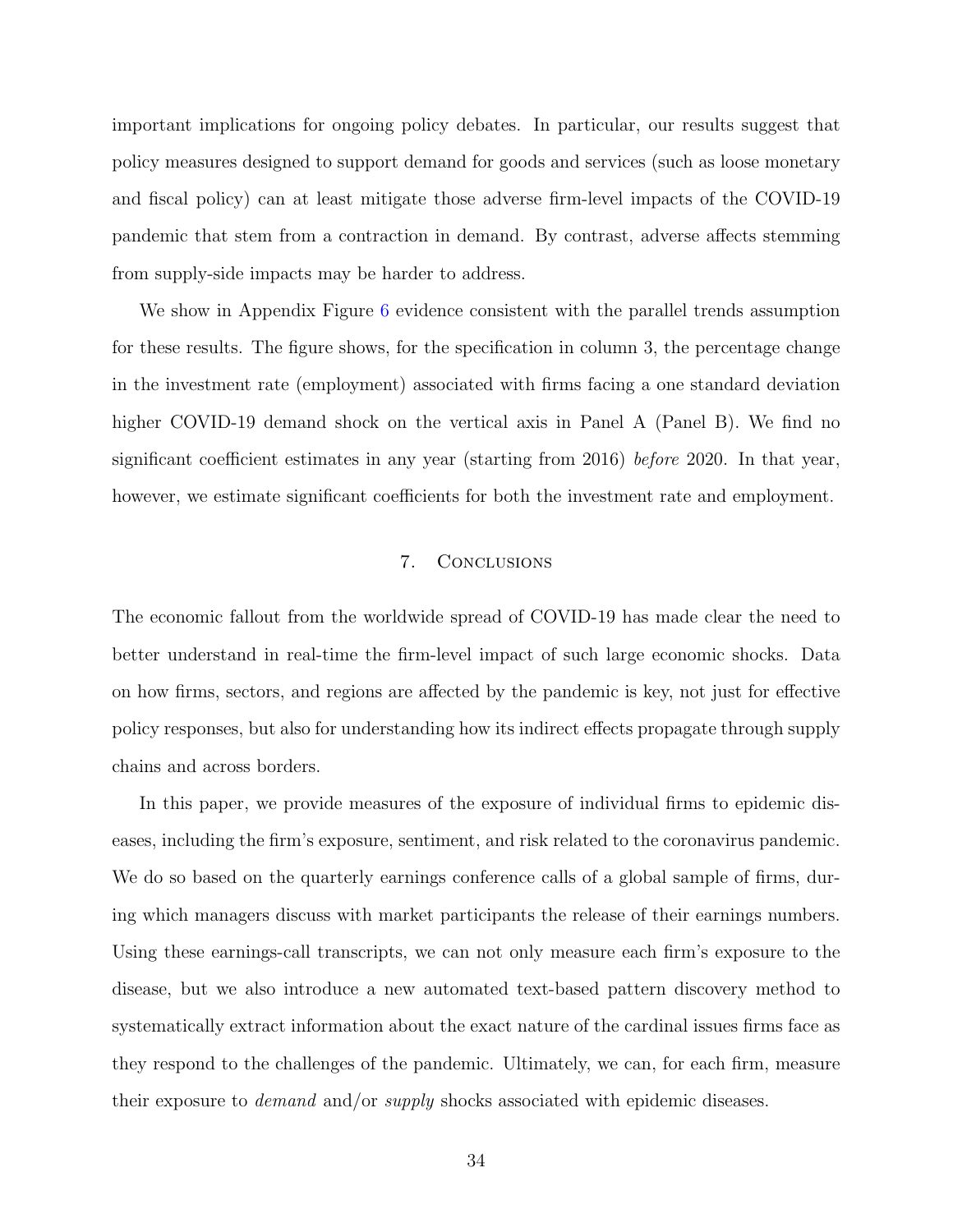important implications for ongoing policy debates. In particular, our results suggest that policy measures designed to support demand for goods and services (such as loose monetary and fiscal policy) can at least mitigate those adverse firm-level impacts of the COVID-19 pandemic that stem from a contraction in demand. By contrast, adverse affects stemming from supply-side impacts may be harder to address.

We show in Appendix Figure 6 evidence consistent with the parallel trends assumption for these results. The figure shows, for the specification in column 3, the percentage change in the investment rate (employment) associated with firms facing a one standard deviation higher COVID-19 demand shock on the vertical axis in Panel A (Panel B). We find no significant coefficient estimates in any year (starting from 2016) *before* 2020. In that year, however, we estimate significant coefficients for both the investment rate and employment.

## 7. Conclusions

The economic fallout from the worldwide spread of COVID-19 has made clear the need to better understand in real-time the firm-level impact of such large economic shocks. Data on how firms, sectors, and regions are affected by the pandemic is key, not just for effective policy responses, but also for understanding how its indirect effects propagate through supply chains and across borders.

In this paper, we provide measures of the exposure of individual firms to epidemic diseases, including the firm's exposure, sentiment, and risk related to the coronavirus pandemic. We do so based on the quarterly earnings conference calls of a global sample of firms, during which managers discuss with market participants the release of their earnings numbers. Using these earnings-call transcripts, we can not only measure each firm's exposure to the disease, but we also introduce a new automated text-based pattern discovery method to systematically extract information about the exact nature of the cardinal issues firms face as they respond to the challenges of the pandemic. Ultimately, we can, for each firm, measure their exposure to *demand* and/or *supply* shocks associated with epidemic diseases.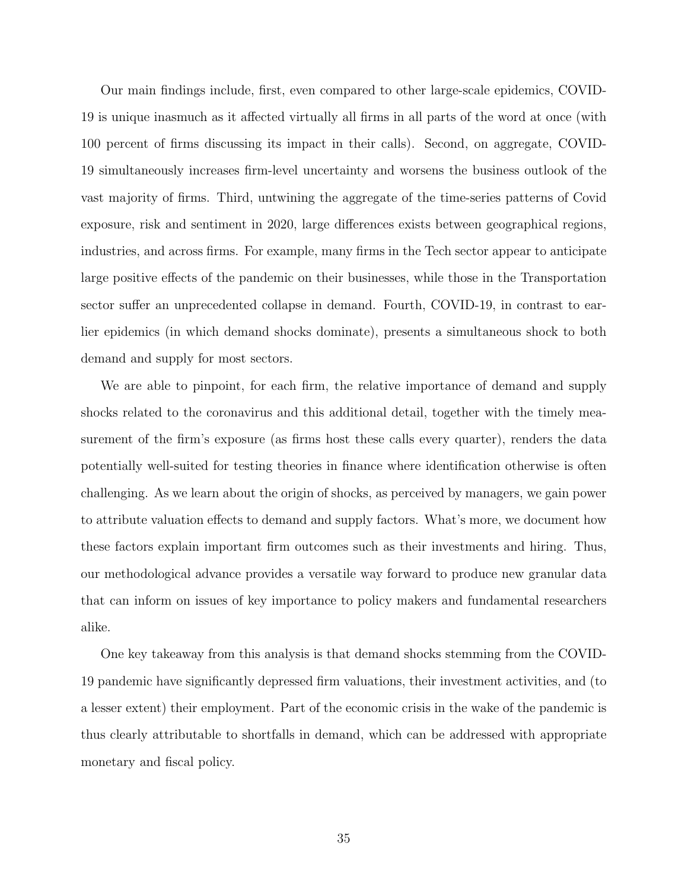Our main findings include, first, even compared to other large-scale epidemics, COVID-19 is unique inasmuch as it affected virtually all firms in all parts of the word at once (with 100 percent of firms discussing its impact in their calls). Second, on aggregate, COVID-19 simultaneously increases firm-level uncertainty and worsens the business outlook of the vast majority of firms. Third, untwining the aggregate of the time-series patterns of Covid exposure, risk and sentiment in 2020, large differences exists between geographical regions, industries, and across firms. For example, many firms in the Tech sector appear to anticipate large positive effects of the pandemic on their businesses, while those in the Transportation sector suffer an unprecedented collapse in demand. Fourth, COVID-19, in contrast to earlier epidemics (in which demand shocks dominate), presents a simultaneous shock to both demand and supply for most sectors.

We are able to pinpoint, for each firm, the relative importance of demand and supply shocks related to the coronavirus and this additional detail, together with the timely measurement of the firm's exposure (as firms host these calls every quarter), renders the data potentially well-suited for testing theories in finance where identification otherwise is often challenging. As we learn about the origin of shocks, as perceived by managers, we gain power to attribute valuation effects to demand and supply factors. What's more, we document how these factors explain important firm outcomes such as their investments and hiring. Thus, our methodological advance provides a versatile way forward to produce new granular data that can inform on issues of key importance to policy makers and fundamental researchers alike.

One key takeaway from this analysis is that demand shocks stemming from the COVID-19 pandemic have significantly depressed firm valuations, their investment activities, and (to a lesser extent) their employment. Part of the economic crisis in the wake of the pandemic is thus clearly attributable to shortfalls in demand, which can be addressed with appropriate monetary and fiscal policy.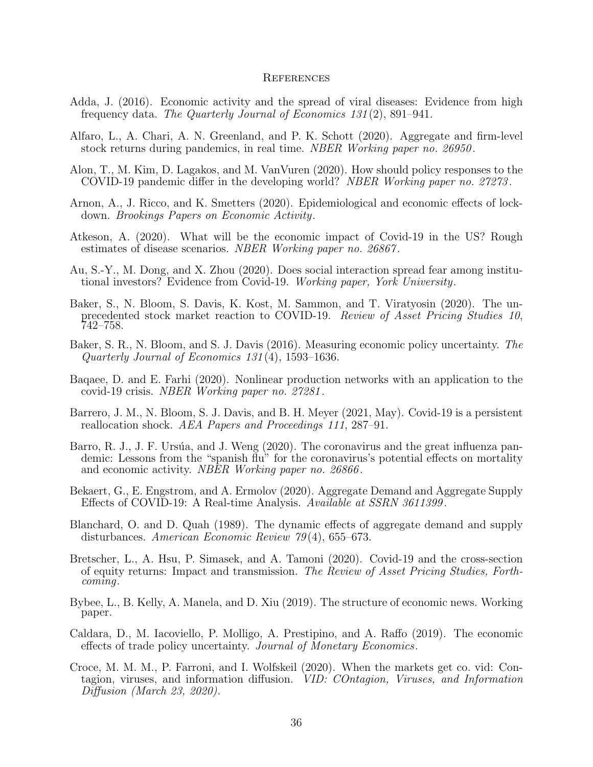# References

Adda, J. (2016). Economic activity and the spread of viral diseases: Evidence from high frequency data. *The Quarterly Journal of Economics 131*(2), 891–941.

Alfaro, L., A. Chari, A. N. Greenland, and P. K. Schott (2020). Aggregate and firm-level stock returns during pandemics, in real time. *NBER Working paper no. 26950*.

Alon, T., M. Kim, D. Lagakos, and M. VanVuren (2020). How should policy responses to the COVID-19 pandemic differ in the developing world? *NBER Working paper no. 27273*.

Arnon, A., J. Ricco, and K. Smetters (2020). Epidemiological and economic effects of lockdown. *Brookings Papers on Economic Activity*.

Atkeson, A. (2020). What will be the economic impact of Covid-19 in the US? Rough estimates of disease scenarios. *NBER Working paper no. 26867*.

Au, S.-Y., M. Dong, and X. Zhou (2020). Does social interaction spread fear among institutional investors? Evidence from Covid-19. *Working paper, York University*.

Baker, S., N. Bloom, S. Davis, K. Kost, M. Sammon, and T. Viratyosin (2020). The unprecedented stock market reaction to COVID-19. *Review of Asset Pricing Studies 10*, 742–758.

Baker, S. R., N. Bloom, and S. J. Davis (2016). Measuring economic policy uncertainty. *The Quarterly Journal of Economics 131*(4), 1593–1636.

Baqaee, D. and E. Farhi (2020). Nonlinear production networks with an application to the covid-19 crisis. *NBER Working paper no. 27281*.

Barrero, J. M., N. Bloom, S. J. Davis, and B. H. Meyer (2021, May). Covid-19 is a persistent reallocation shock. *AEA Papers and Proceedings 111*, 287–91.

Barro, R. J., J. F. Ursúa, and J. Weng (2020). The coronavirus and the great influenza pandemic: Lessons from the "spanish flu" for the coronavirus's potential effects on mortality and economic activity. *NBER Working paper no. 26866*.

Bekaert, G., E. Engstrom, and A. Ermolov (2020). Aggregate Demand and Aggregate Supply Effects of COVID-19: A Real-time Analysis. *Available at SSRN 3611399*.

Blanchard, O. and D. Quah (1989). The dynamic effects of aggregate demand and supply disturbances. *American Economic Review 79*(4), 655–673.

Bretscher, L., A. Hsu, P. Simasek, and A. Tamoni (2020). Covid-19 and the cross-section of equity returns: Impact and transmission. *The Review of Asset Pricing Studies, Forthcoming*.

Bybee, L., B. Kelly, A. Manela, and D. Xiu (2019). The structure of economic news. Working paper.

Caldara, D., M. Iacoviello, P. Molligo, A. Prestipino, and A. Raffo (2019). The economic effects of trade policy uncertainty. *Journal of Monetary Economics*.

Croce, M. M. M., P. Farroni, and I. Wolfskeil (2020). When the markets get co. vid: Contagion, viruses, and information diffusion. *VID: COntagion, Viruses, and Information Diffusion (March 23, 2020)*.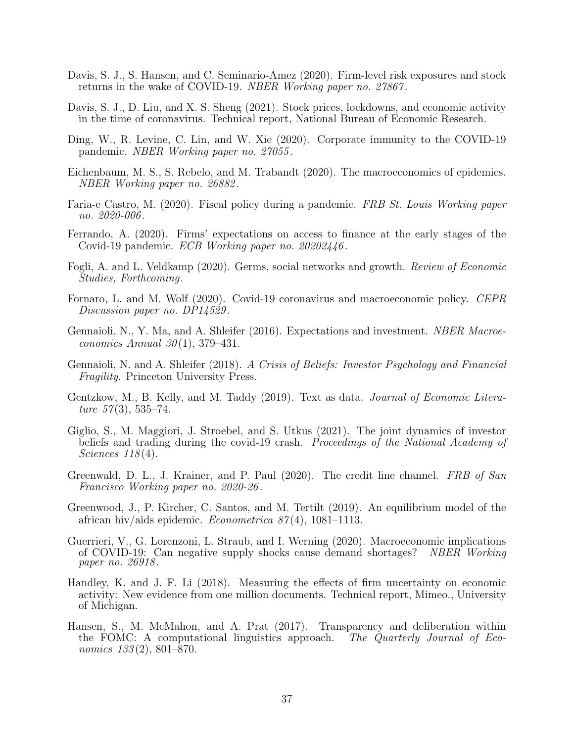Davis, S. J., S. Hansen, and C. Seminario-Amez (2020). Firm-level risk exposures and stock returns in the wake of COVID-19. *NBER Working paper no. 27867*.

Davis, S. J., D. Liu, and X. S. Sheng (2021). Stock prices, lockdowns, and economic activity in the time of coronavirus. Technical report, National Bureau of Economic Research.

Ding, W., R. Levine, C. Lin, and W. Xie (2020). Corporate immunity to the COVID-19 pandemic. *NBER Working paper no. 27055*.

Eichenbaum, M. S., S. Rebelo, and M. Trabandt (2020). The macroeconomics of epidemics. *NBER Working paper no. 26882*.

Faria-e Castro, M. (2020). Fiscal policy during a pandemic. *FRB St. Louis Working paper no. 2020-006*.

Ferrando, A. (2020). Firms' expectations on access to finance at the early stages of the Covid-19 pandemic. *ECB Working paper no. 20202446*.

Fogli, A. and L. Veldkamp (2020). Germs, social networks and growth. *Review of Economic Studies, Forthcoming*.

Fornaro, L. and M. Wolf (2020). Covid-19 coronavirus and macroeconomic policy. *CEPR Discussion paper no. DP14529*.

Gennaioli, N., Y. Ma, and A. Shleifer (2016). Expectations and investment. *NBER Macroeconomics Annual 30*(1), 379–431.

Gennaioli, N. and A. Shleifer (2018). *A Crisis of Beliefs: Investor Psychology and Financial Fragility*. Princeton University Press.

Gentzkow, M., B. Kelly, and M. Taddy (2019). Text as data. *Journal of Economic Literature 57*(3), 535–74.

Giglio, S., M. Maggiori, J. Stroebel, and S. Utkus (2021). The joint dynamics of investor beliefs and trading during the covid-19 crash. *Proceedings of the National Academy of Sciences 118*(4).

Greenwald, D. L., J. Krainer, and P. Paul (2020). The credit line channel. *FRB of San Francisco Working paper no. 2020-26*.

Greenwood, J., P. Kircher, C. Santos, and M. Tertilt (2019). An equilibrium model of the african hiv/aids epidemic. *Econometrica 87*(4), 1081–1113.

Guerrieri, V., G. Lorenzoni, L. Straub, and I. Werning (2020). Macroeconomic implications of COVID-19: Can negative supply shocks cause demand shortages? *NBER Working paper no. 26918*.

Handley, K. and J. F. Li (2018). Measuring the effects of firm uncertainty on economic activity: New evidence from one million documents. Technical report, Mimeo., University of Michigan.

Hansen, S., M. McMahon, and A. Prat (2017). Transparency and deliberation within the FOMC: A computational linguistics approach. *The Quarterly Journal of Economics 133*(2), 801–870.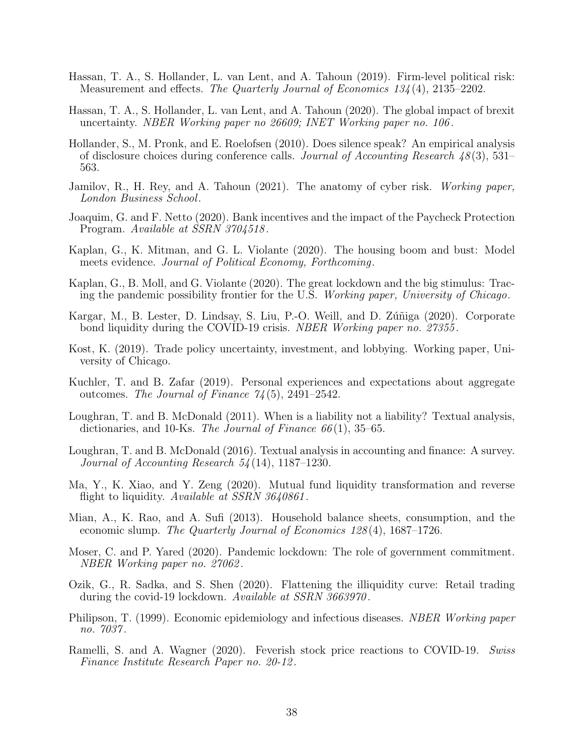Hassan, T. A., S. Hollander, L. van Lent, and A. Tahoun (2019). Firm-level political risk: Measurement and effects. *The Quarterly Journal of Economics 134*(4), 2135–2202.

Hassan, T. A., S. Hollander, L. van Lent, and A. Tahoun (2020). The global impact of brexit uncertainty. *NBER Working paper no 26609; INET Working paper no. 106*.

Hollander, S., M. Pronk, and E. Roelofsen (2010). Does silence speak? An empirical analysis of disclosure choices during conference calls. *Journal of Accounting Research 48*(3), 531–563.

Jamilov, R., H. Rey, and A. Tahoun (2021). The anatomy of cyber risk. *Working paper, London Business School*.

Joaquim, G. and F. Netto (2020). Bank incentives and the impact of the Paycheck Protection Program. *Available at SSRN 3704518*.

Kaplan, G., K. Mitman, and G. L. Violante (2020). The housing boom and bust: Model meets evidence. *Journal of Political Economy, Forthcoming*.

Kaplan, G., B. Moll, and G. Violante (2020). The great lockdown and the big stimulus: Tracing the pandemic possibility frontier for the U.S. *Working paper, University of Chicago*.

Kargar, M., B. Lester, D. Lindsay, S. Liu, P.-O. Weill, and D. Zúñiga (2020). Corporate bond liquidity during the COVID-19 crisis. *NBER Working paper no. 27355*.

Kost, K. (2019). Trade policy uncertainty, investment, and lobbying. Working paper, University of Chicago.

Kuchler, T. and B. Zafar (2019). Personal experiences and expectations about aggregate outcomes. *The Journal of Finance 74*(5), 2491–2542.

Loughran, T. and B. McDonald (2011). When is a liability not a liability? Textual analysis, dictionaries, and 10-Ks. *The Journal of Finance 66*(1), 35–65.

Loughran, T. and B. McDonald (2016). Textual analysis in accounting and finance: A survey. *Journal of Accounting Research 54*(14), 1187–1230.

Ma, Y., K. Xiao, and Y. Zeng (2020). Mutual fund liquidity transformation and reverse flight to liquidity. *Available at SSRN 3640861*.

Mian, A., K. Rao, and A. Sufi (2013). Household balance sheets, consumption, and the economic slump. *The Quarterly Journal of Economics 128*(4), 1687–1726.

Moser, C. and P. Yared (2020). Pandemic lockdown: The role of government commitment. *NBER Working paper no. 27062*.

Ozik, G., R. Sadka, and S. Shen (2020). Flattening the illiquidity curve: Retail trading during the covid-19 lockdown. *Available at SSRN 3663970*.

Philipson, T. (1999). Economic epidemiology and infectious diseases. *NBER Working paper no. 7037*.

Ramelli, S. and A. Wagner (2020). Feverish stock price reactions to COVID-19. *Swiss Finance Institute Research Paper no. 20-12*.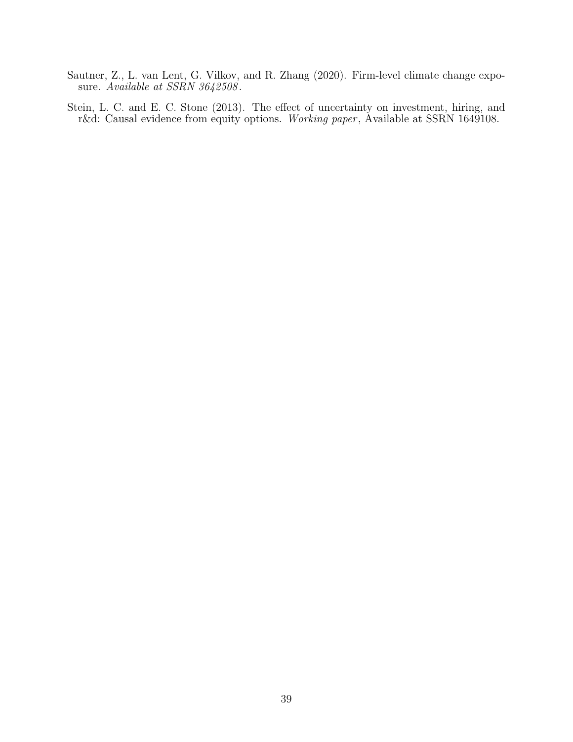Sautner, Z., L. van Lent, G. Vilkov, and R. Zhang (2020). Firm-level climate change exposure. *Available at SSRN 3642508*.

Stein, L. C. and E. C. Stone (2013). The effect of uncertainty on investment, hiring, and r&d: Causal evidence from equity options. *Working paper*, Available at SSRN 1649108.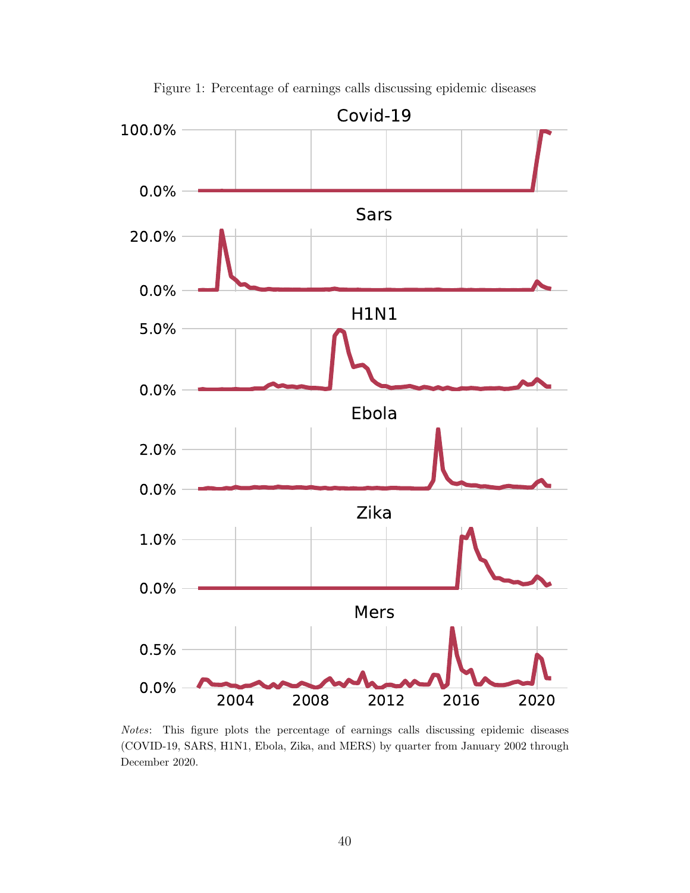Figure 1: Percentage of earnings calls discussing epidemic diseases

*Notes*: This figure plots the percentage of earnings calls discussing epidemic diseases (COVID-19, SARS, H1N1, Ebola, Zika, and MERS) by quarter from January 2002 through December 2020.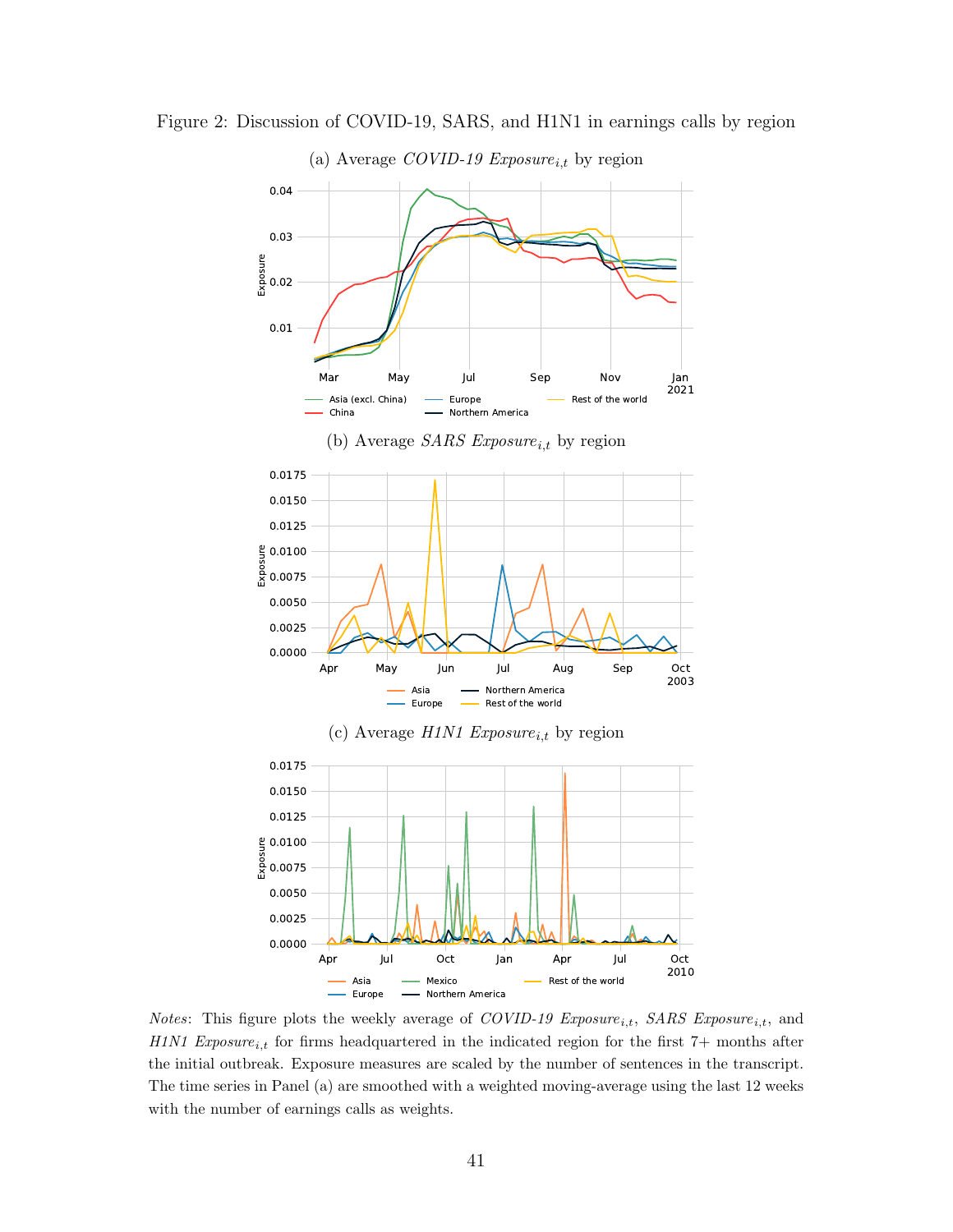Figure 2: Discussion of COVID-19, SARS, and H1N1 in earnings calls by region

(a) Average *COVID-19 Exposure*$_{i,t}$ by region

(b) Average *SARS Exposure*$_{i,t}$ by region

(c) Average *H1N1 Exposure*$_{i,t}$ by region

*Notes*: This figure plots the weekly average of *COVID-19 Exposure*$_{i,t}$, *SARS Exposure*$_{i,t}$, and *H1N1 Exposure*$_{i,t}$ for firms headquartered in the indicated region for the first 7+ months after the initial outbreak. Exposure measures are scaled by the number of sentences in the transcript. The time series in Panel (a) are smoothed with a weighted moving-average using the last 12 weeks with the number of earnings calls as weights.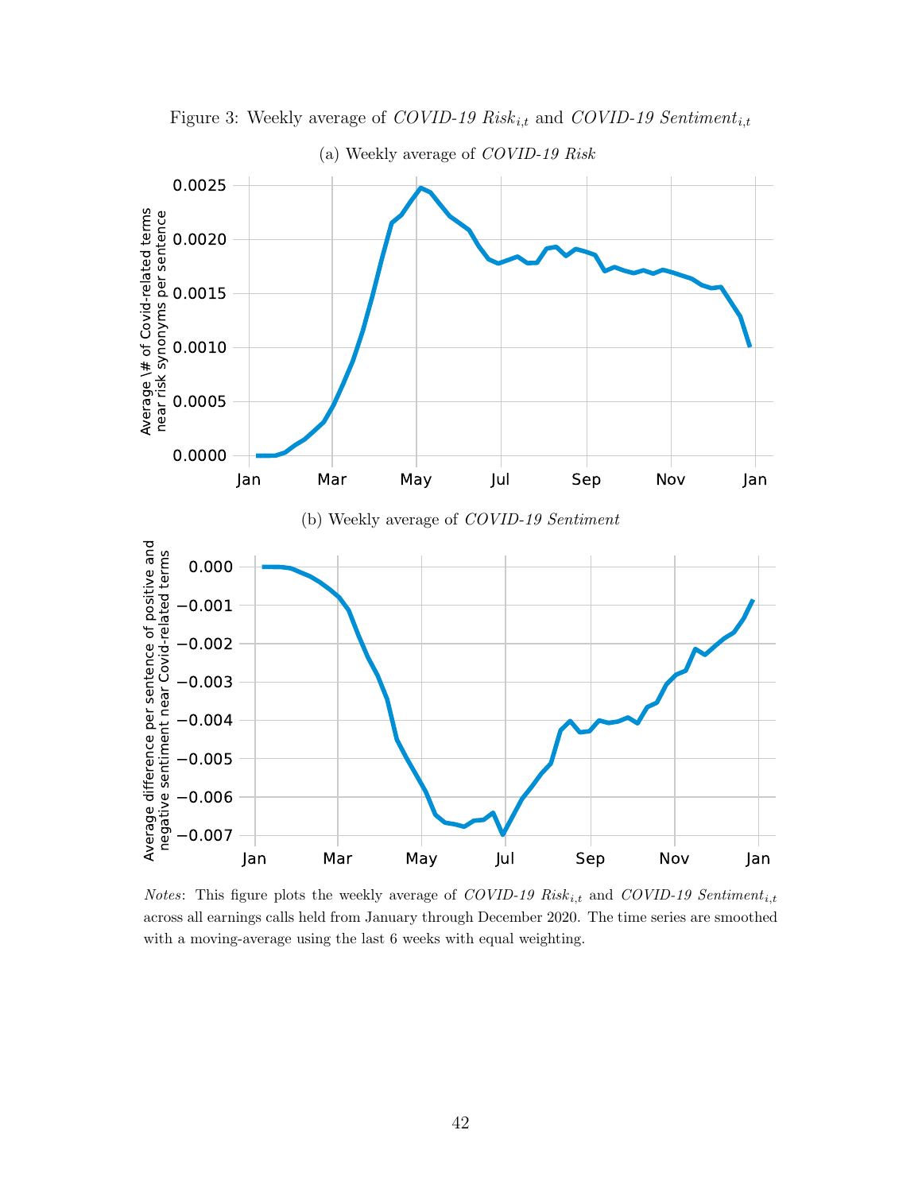Figure 3: Weekly average of *COVID-19 Risk*$_{i,t}$ and *COVID-19 Sentiment*$_{i,t}$

(a) Weekly average of *COVID-19 Risk*

(b) Weekly average of *COVID-19 Sentiment*

*Notes*: This figure plots the weekly average of *COVID-19 Risk*$_{i,t}$ and *COVID-19 Sentiment*$_{i,t}$ across all earnings calls held from January through December 2020. The time series are smoothed with a moving-average using the last 6 weeks with equal weighting.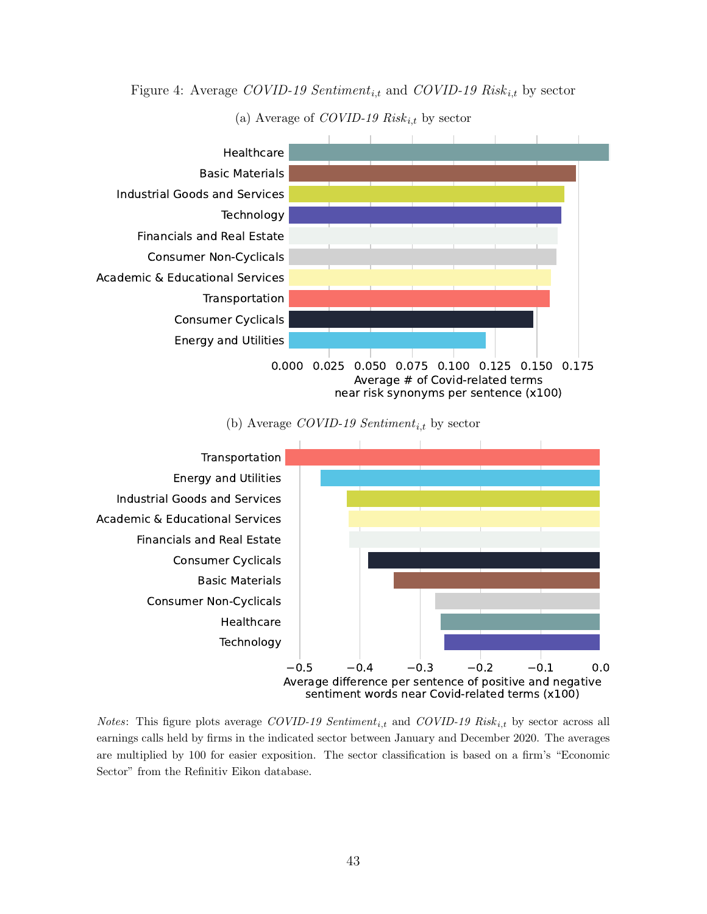Figure 4: Average *COVID-19 Sentiment*$_{i,t}$ and *COVID-19 Risk*$_{i,t}$ by sector

(a) Average of *COVID-19 Risk*$_{i,t}$ by sector

(b) Average *COVID-19 Sentiment*$_{i,t}$ by sector

*Notes*: This figure plots average *COVID-19 Sentiment*$_{i,t}$ and *COVID-19 Risk*$_{i,t}$ by sector across all earnings calls held by firms in the indicated sector between January and December 2020. The averages are multiplied by 100 for easier exposition. The sector classification is based on a firm's "Economic Sector" from the Refinitiv Eikon database.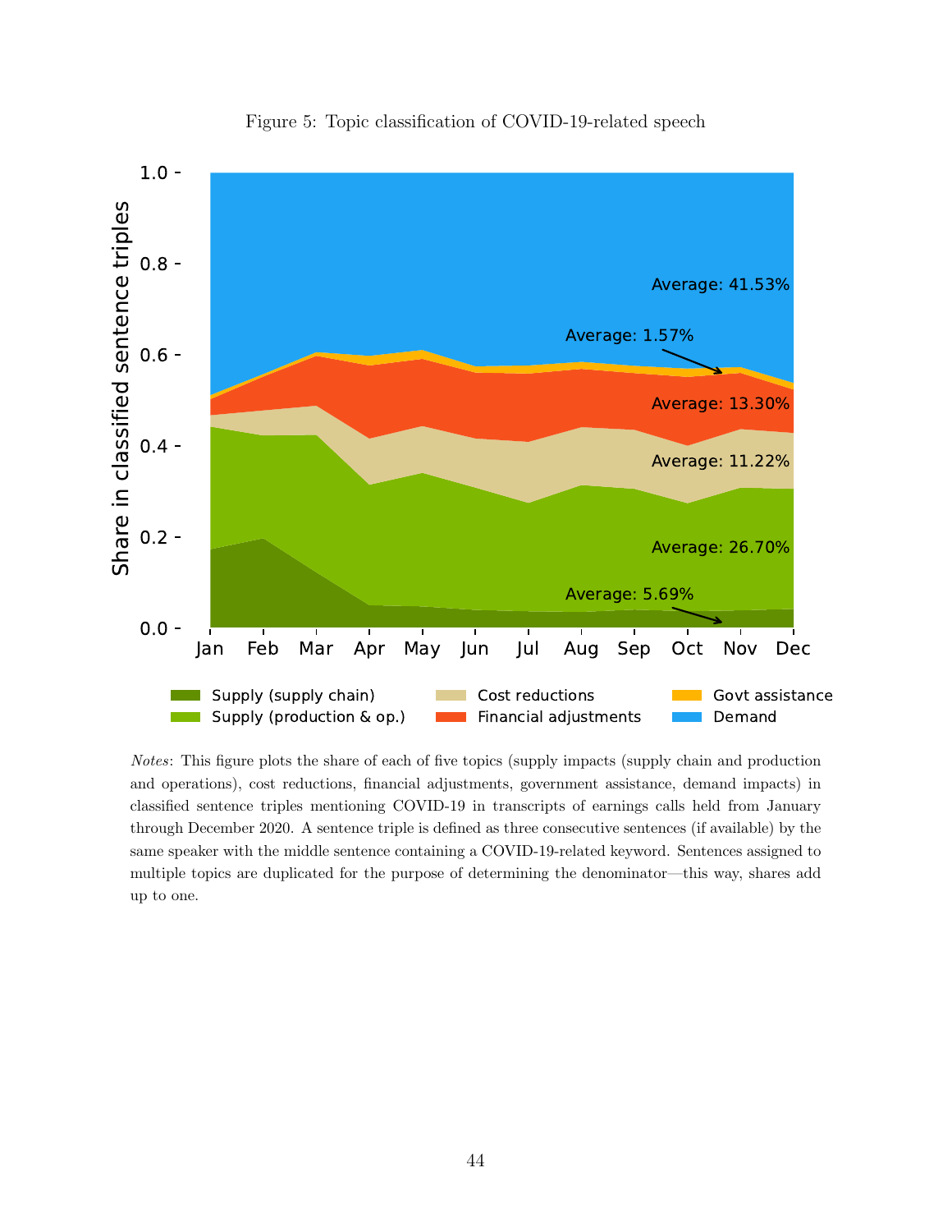Figure 5: Topic classification of COVID-19-related speech

*Notes*: This figure plots the share of each of five topics (supply impacts (supply chain and production and operations), cost reductions, financial adjustments, government assistance, demand impacts) in classified sentence triples mentioning COVID-19 in transcripts of earnings calls held from January through December 2020. A sentence triple is defined as three consecutive sentences (if available) by the same speaker with the middle sentence containing a COVID-19-related keyword. Sentences assigned to multiple topics are duplicated for the purpose of determining the denominator—this way, shares add up to one.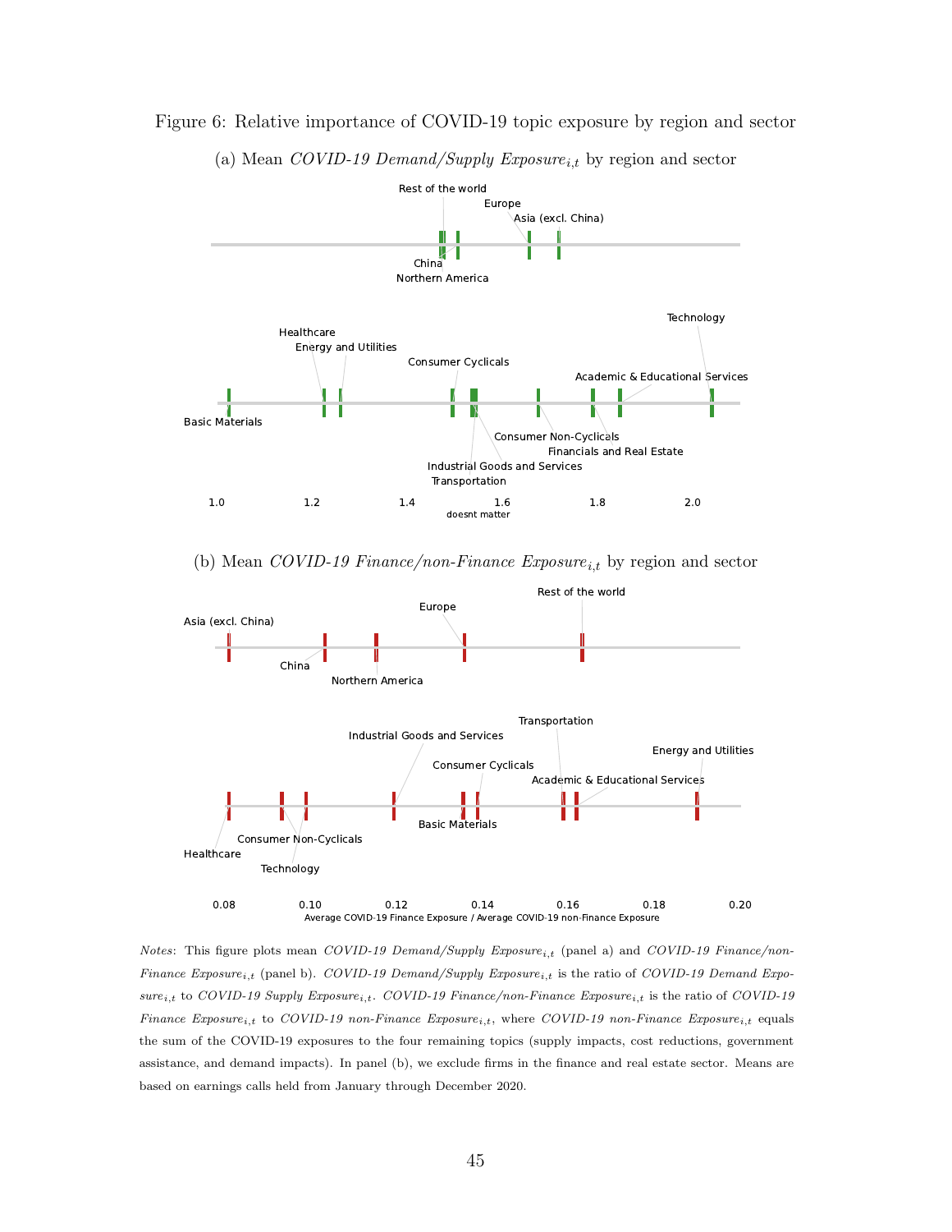Figure 6: Relative importance of COVID-19 topic exposure by region and sector

(a) Mean *COVID-19 Demand/Supply Exposure*$_{i,t}$ by region and sector

Rest of the world
Europe
Asia (excl. China)
China
Northern America

Healthcare
Energy and Utilities
Consumer Cyclicals
Technology
Academic & Educational Services
Basic Materials
Consumer Non-Cyclicals
Financials and Real Estate
Industrial Goods and Services
Transportation

1.0 1.2 1.4 1.6 1.8 2.0
doesnt matter

(b) Mean *COVID-19 Finance/non-Finance Exposure*$_{i,t}$ by region and sector

Rest of the world
Europe
Asia (excl. China)
China
Northern America

Transportation
Industrial Goods and Services
Energy and Utilities
Consumer Cyclicals
Academic & Educational Services
Basic Materials
Consumer Non-Cyclicals
Healthcare
Technology

0.08 0.10 0.12 0.14 0.16 0.18 0.20
Average COVID-19 Finance Exposure / Average COVID-19 non-Finance Exposure

*Notes*: This figure plots mean *COVID-19 Demand/Supply Exposure*$_{i,t}$ (panel a) and *COVID-19 Finance/non-Finance Exposure*$_{i,t}$ (panel b). *COVID-19 Demand/Supply Exposure*$_{i,t}$ is the ratio of *COVID-19 Demand Exposure*$_{i,t}$ to *COVID-19 Supply Exposure*$_{i,t}$. *COVID-19 Finance/non-Finance Exposure*$_{i,t}$ is the ratio of *COVID-19 Finance Exposure*$_{i,t}$ to *COVID-19 non-Finance Exposure*$_{i,t}$, where *COVID-19 non-Finance Exposure*$_{i,t}$ equals the sum of the COVID-19 exposures to the four remaining topics (supply impacts, cost reductions, government assistance, and demand impacts). In panel (b), we exclude firms in the finance and real estate sector. Means are based on earnings calls held from January through December 2020.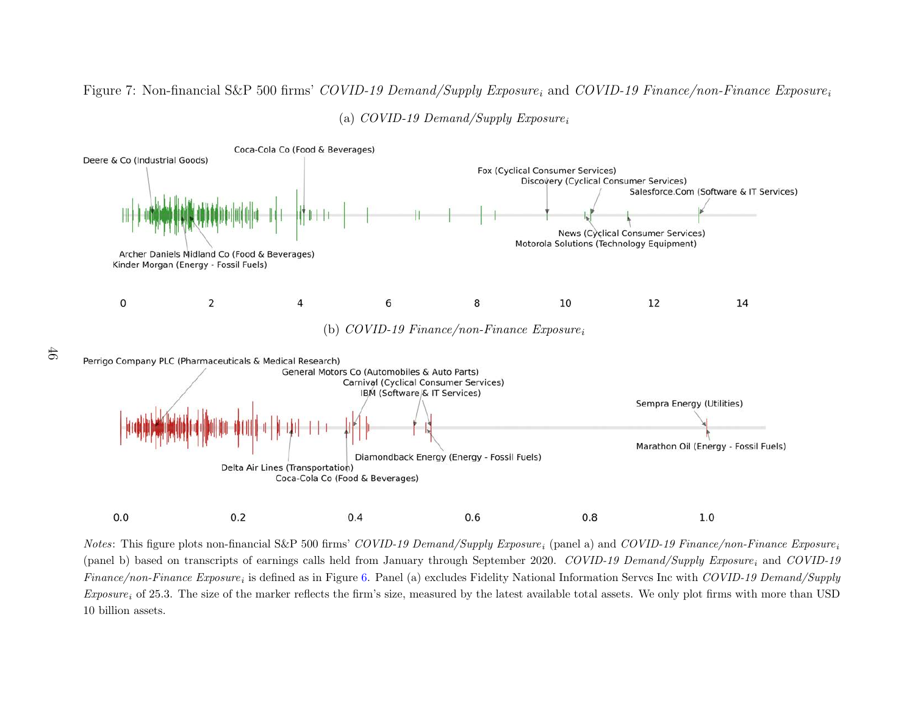Figure 7: Non-financial S&P 500 firms' *COVID-19 Demand/Supply Exposure*$_i$ and *COVID-19 Finance/non-Finance Exposure*$_i$

(a) *COVID-19 Demand/Supply Exposure*$_i$

Deere & Co (Industrial Goods)

Coca-Cola Co (Food & Beverages)

Fox (Cyclical Consumer Services)

Discovery (Cyclical Consumer Services)

Salesforce.Com (Software & IT Services)

News (Cyclical Consumer Services)

Motorola Solutions (Technology Equipment)

Archer Daniels Midland Co (Food & Beverages)

Kinder Morgan (Energy - Fossil Fuels)

0 2 4 6 8 10 12 14

(b) *COVID-19 Finance/non-Finance Exposure*$_i$

Perrigo Company PLC (Pharmaceuticals & Medical Research)

General Motors Co (Automobiles & Auto Parts)

Carnival (Cyclical Consumer Services)

IBM (Software & IT Services)

Sempra Energy (Utilities)

Diamondback Energy (Energy - Fossil Fuels)

Marathon Oil (Energy - Fossil Fuels)

Delta Air Lines (Transportation)

Coca-Cola Co (Food & Beverages)

0.0 0.2 0.4 0.6 0.8 1.0

*Notes*: This figure plots non-financial S&P 500 firms' *COVID-19 Demand/Supply Exposure*$_i$ (panel a) and *COVID-19 Finance/non-Finance Exposure*$_i$ (panel b) based on transcripts of earnings calls held from January through September 2020. *COVID-19 Demand/Supply Exposure*$_i$ and *COVID-19 Finance/non-Finance Exposure*$_i$ is defined as in Figure 6. Panel (a) excludes Fidelity National Information Servcs Inc with *COVID-19 Demand/Supply Exposure*$_i$ of 25.3. The size of the marker reflects the firm's size, measured by the latest available total assets. We only plot firms with more than USD 10 billion assets.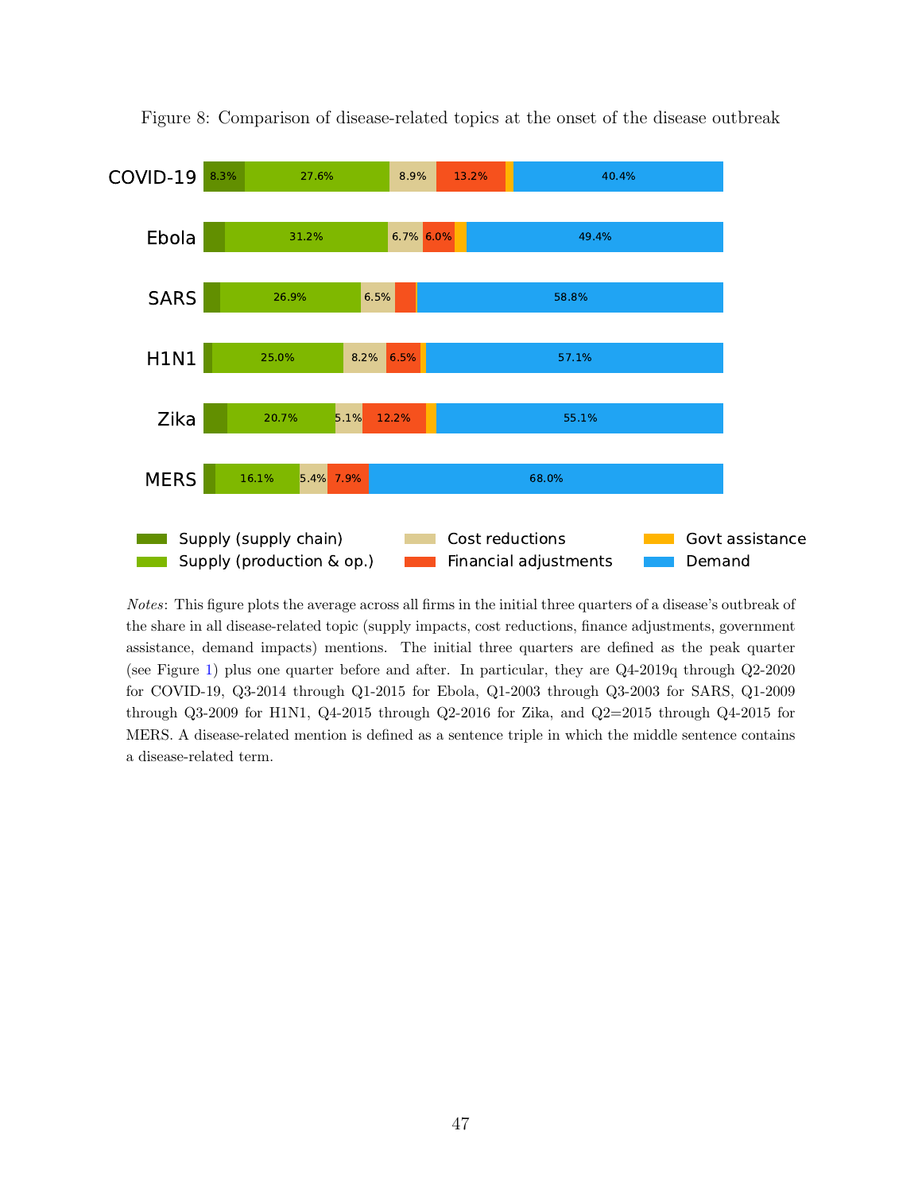Figure 8: Comparison of disease-related topics at the onset of the disease outbreak

| | Supply (supply chain) | Supply (production & op.) | Cost reductions | Financial adjustments | Govt assistance | Demand |
|---|---|---|---|---|---|---|
| COVID-19 | 8.3% | 27.6% | 8.9% | 13.2% | | 40.4% |
| Ebola | | 31.2% | 6.7% | 6.0% | | 49.4% |
| SARS | | 26.9% | 6.5% | | | 58.8% |
| H1N1 | | 25.0% | 8.2% | 6.5% | | 57.1% |
| Zika | | 20.7% | 5.1% | 12.2% | | 55.1% |
| MERS | | 16.1% | 5.4% | 7.9% | | 68.0% |

*Notes*: This figure plots the average across all firms in the initial three quarters of a disease's outbreak of the share in all disease-related topic (supply impacts, cost reductions, finance adjustments, government assistance, demand impacts) mentions. The initial three quarters are defined as the peak quarter (see Figure 1) plus one quarter before and after. In particular, they are Q4-2019q through Q2-2020 for COVID-19, Q3-2014 through Q1-2015 for Ebola, Q1-2003 through Q3-2003 for SARS, Q1-2009 through Q3-2009 for H1N1, Q4-2015 through Q2-2016 for Zika, and Q2=2015 through Q4-2015 for MERS. A disease-related mention is defined as a sentence triple in which the middle sentence contains a disease-related term.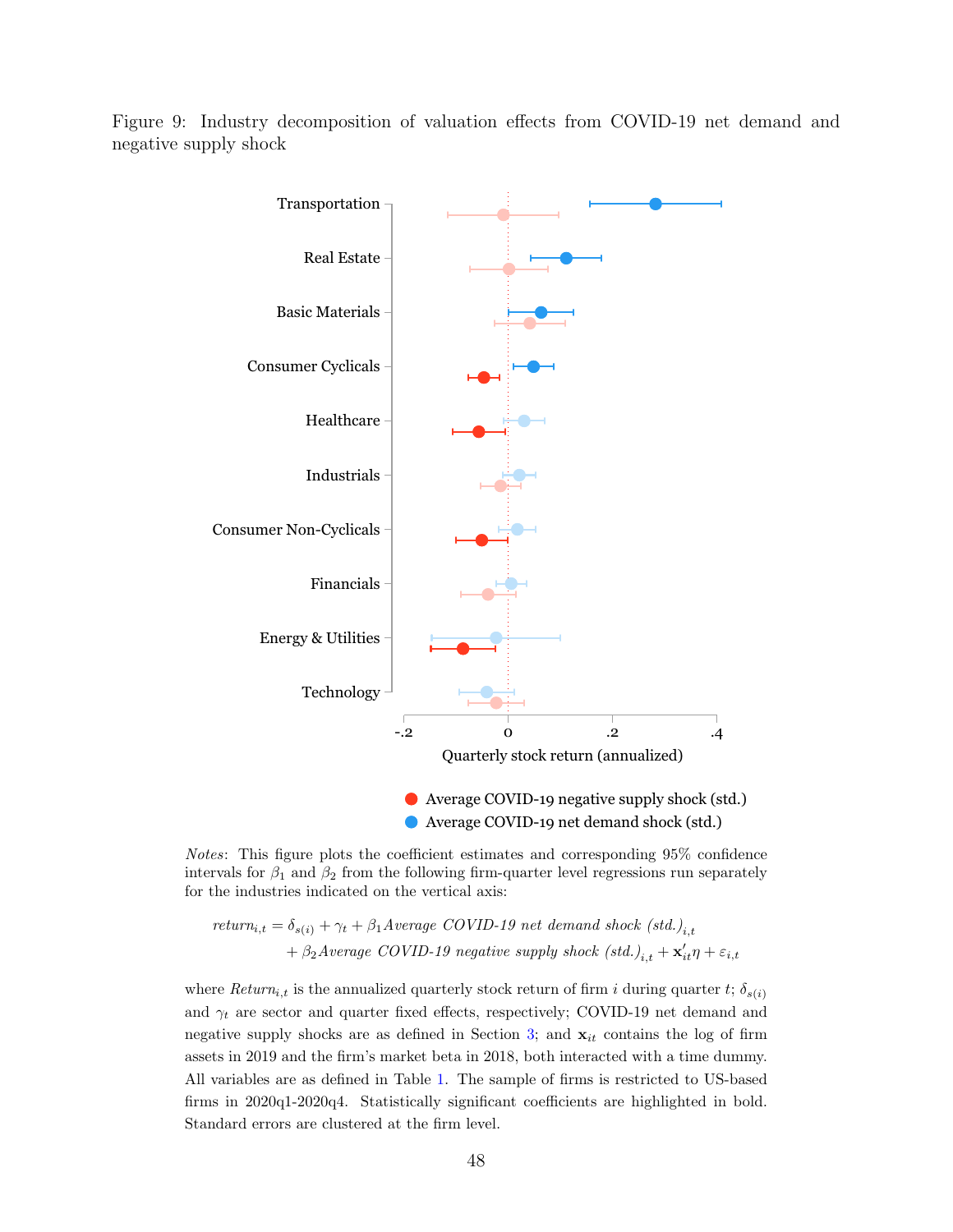Figure 9: Industry decomposition of valuation effects from COVID-19 net demand and negative supply shock

*Notes*: This figure plots the coefficient estimates and corresponding 95% confidence intervals for $\beta_1$ and $\beta_2$ from the following firm-quarter level regressions run separately for the industries indicated on the vertical axis:

$$return_{i,t} = \delta_{s(i)} + \gamma_t + \beta_1 \textit{Average COVID-19 net demand shock (std.)}_{i,t} + \beta_2 \textit{Average COVID-19 negative supply shock (std.)}_{i,t} + \mathbf{x}'_{it}\eta + \varepsilon_{i,t}$$

where $Return_{i,t}$ is the annualized quarterly stock return of firm $i$ during quarter $t$; $\delta_{s(i)}$ and $\gamma_t$ are sector and quarter fixed effects, respectively; COVID-19 net demand and negative supply shocks are as defined in Section 3; and $\mathbf{x}_{it}$ contains the log of firm assets in 2019 and the firm's market beta in 2018, both interacted with a time dummy. All variables are as defined in Table 1. The sample of firms is restricted to US-based firms in 2020q1-2020q4. Statistically significant coefficients are highlighted in bold. Standard errors are clustered at the firm level.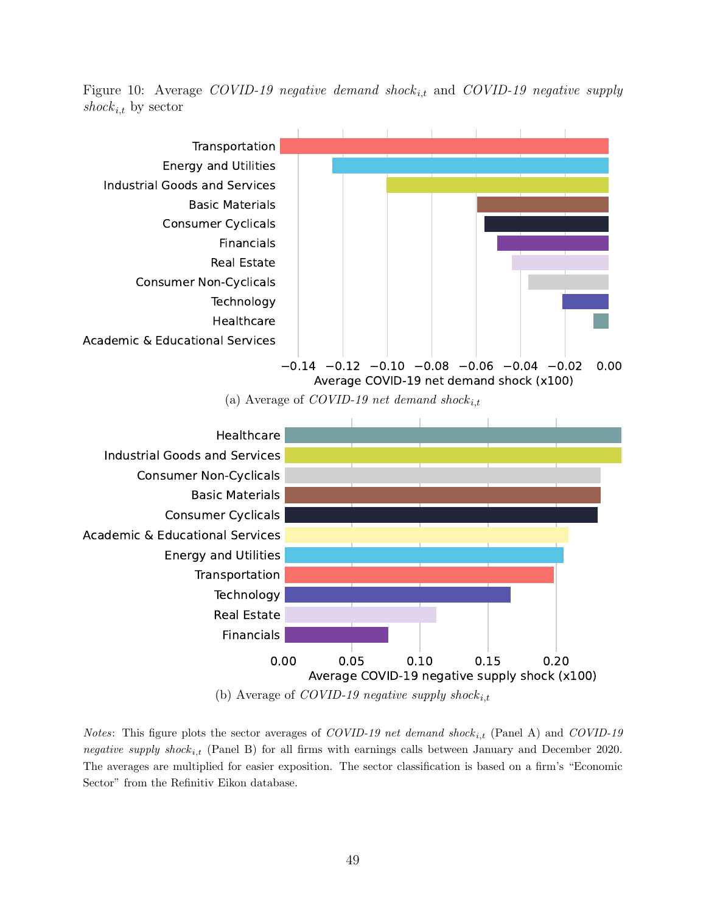Figure 10: Average *COVID-19 negative demand shock*$_{i,t}$ and *COVID-19 negative supply shock*$_{i,t}$ by sector

(a) Average of *COVID-19 net demand shock*$_{i,t}$

(b) Average of *COVID-19 negative supply shock*$_{i,t}$

*Notes*: This figure plots the sector averages of *COVID-19 net demand shock*$_{i,t}$ (Panel A) and *COVID-19 negative supply shock*$_{i,t}$ (Panel B) for all firms with earnings calls between January and December 2020. The averages are multiplied for easier exposition. The sector classification is based on a firm's "Economic Sector" from the Refinitiv Eikon database.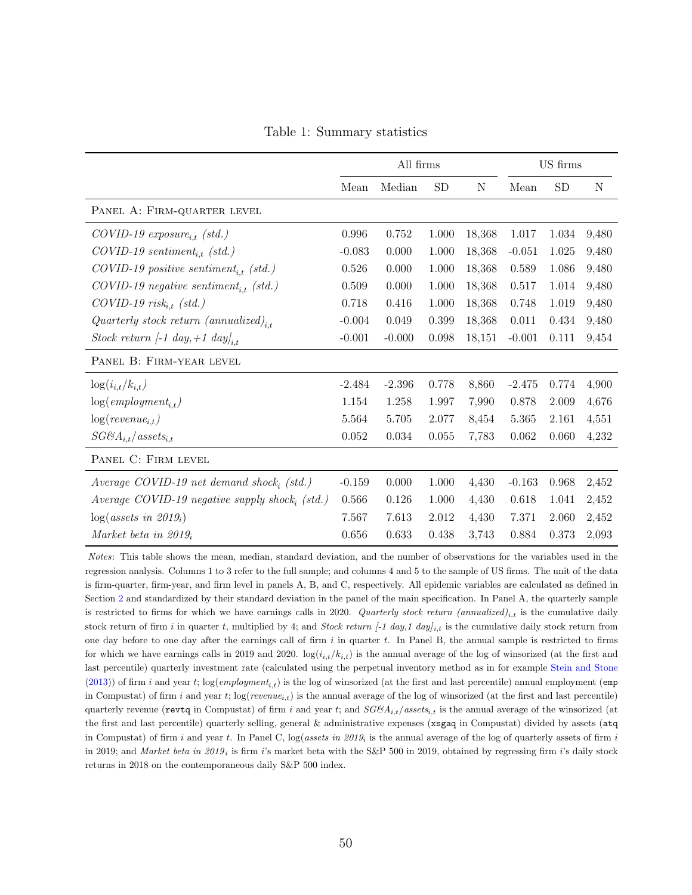Table 1: Summary statistics

| | All firms | | | | US firms | | |
|---|---|---|---|---|---|---|---|
| | Mean | Median | SD | N | Mean | SD | N |
| PANEL A: FIRM-QUARTER LEVEL | | | | | | | |
| *COVID-19 exposure*$_{i,t}$ *(std.)* | 0.996 | 0.752 | 1.000 | 18,368 | 1.017 | 1.034 | 9,480 |
| *COVID-19 sentiment*$_{i,t}$ *(std.)* | -0.083 | 0.000 | 1.000 | 18,368 | -0.051 | 1.025 | 9,480 |
| *COVID-19 positive sentiment*$_{i,t}$ *(std.)* | 0.526 | 0.000 | 1.000 | 18,368 | 0.589 | 1.086 | 9,480 |
| *COVID-19 negative sentiment*$_{i,t}$ *(std.)* | 0.509 | 0.000 | 1.000 | 18,368 | 0.517 | 1.014 | 9,480 |
| *COVID-19 risk*$_{i,t}$ *(std.)* | 0.718 | 0.416 | 1.000 | 18,368 | 0.748 | 1.019 | 9,480 |
| *Quarterly stock return (annualized)*$_{i,t}$ | -0.004 | 0.049 | 0.399 | 18,368 | 0.011 | 0.434 | 9,480 |
| *Stock return [-1 day,+1 day]*$_{i,t}$ | -0.001 | -0.000 | 0.098 | 18,151 | -0.001 | 0.111 | 9,454 |
| PANEL B: FIRM-YEAR LEVEL | | | | | | | |
| $\log(i_{i,t}/k_{i,t})$ | -2.484 | -2.396 | 0.778 | 8,860 | -2.475 | 0.774 | 4,900 |
| $\log(employment_{i,t})$ | 1.154 | 1.258 | 1.997 | 7,990 | 0.878 | 2.009 | 4,676 |
| $\log(revenue_{i,t})$ | 5.564 | 5.705 | 2.077 | 8,454 | 5.365 | 2.161 | 4,551 |
| $SG\&A_{i,t}/assets_{i,t}$ | 0.052 | 0.034 | 0.055 | 7,783 | 0.062 | 0.060 | 4,232 |
| PANEL C: FIRM LEVEL | | | | | | | |
| *Average COVID-19 net demand shock*$_i$ *(std.)* | -0.159 | 0.000 | 1.000 | 4,430 | -0.163 | 0.968 | 2,452 |
| *Average COVID-19 negative supply shock*$_i$ *(std.)* | 0.566 | 0.126 | 1.000 | 4,430 | 0.618 | 1.041 | 2,452 |
| $\log(assets\ in\ 2019_i)$ | 7.567 | 7.613 | 2.012 | 4,430 | 7.371 | 2.060 | 2,452 |
| *Market beta in 2019*$_i$ | 0.656 | 0.633 | 0.438 | 3,743 | 0.884 | 0.373 | 2,093 |

*Notes*: This table shows the mean, median, standard deviation, and the number of observations for the variables used in the regression analysis. Columns 1 to 3 refer to the full sample; and columns 4 and 5 to the sample of US firms. The unit of the data is firm-quarter, firm-year, and firm level in panels A, B, and C, respectively. All epidemic variables are calculated as defined in Section 2 and standardized by their standard deviation in the panel of the main specification. In Panel A, the quarterly sample is restricted to firms for which we have earnings calls in 2020. *Quarterly stock return (annualized)*$_{i,t}$ is the cumulative daily stock return of firm $i$ in quarter $t$, multiplied by 4; and *Stock return [-1 day,1 day]*$_{i,t}$ is the cumulative daily stock return from one day before to one day after the earnings call of firm $i$ in quarter $t$. In Panel B, the annual sample is restricted to firms for which we have earnings calls in 2019 and 2020. $\log(i_{i,t}/k_{i,t})$ is the annual average of the log of winsorized (at the first and last percentile) quarterly investment rate (calculated using the perpetual inventory method as in for example Stein and Stone (2013)) of firm $i$ and year $t$; $\log(employment_{i,t})$ is the log of winsorized (at the first and last percentile) annual employment (`emp` in Compustat) of firm $i$ and year $t$; $\log(revenue_{i,t})$ is the annual average of the log of winsorized (at the first and last percentile) quarterly revenue (`revtq` in Compustat) of firm $i$ and year $t$; and $SG\&A_{i,t}/assets_{i,t}$ is the annual average of the winsorized (at the first and last percentile) quarterly selling, general & administrative expenses (`xsgaq` in Compustat) divided by assets (`atq` in Compustat) of firm $i$ and year $t$. In Panel C, log(*assets in 2019*$_i$ is the annual average of the log of quarterly assets of firm $i$ in 2019; and *Market beta in 2019*$_i$ is firm $i$'s market beta with the S&P 500 in 2019, obtained by regressing firm $i$'s daily stock returns in 2018 on the contemporaneous daily S&P 500 index.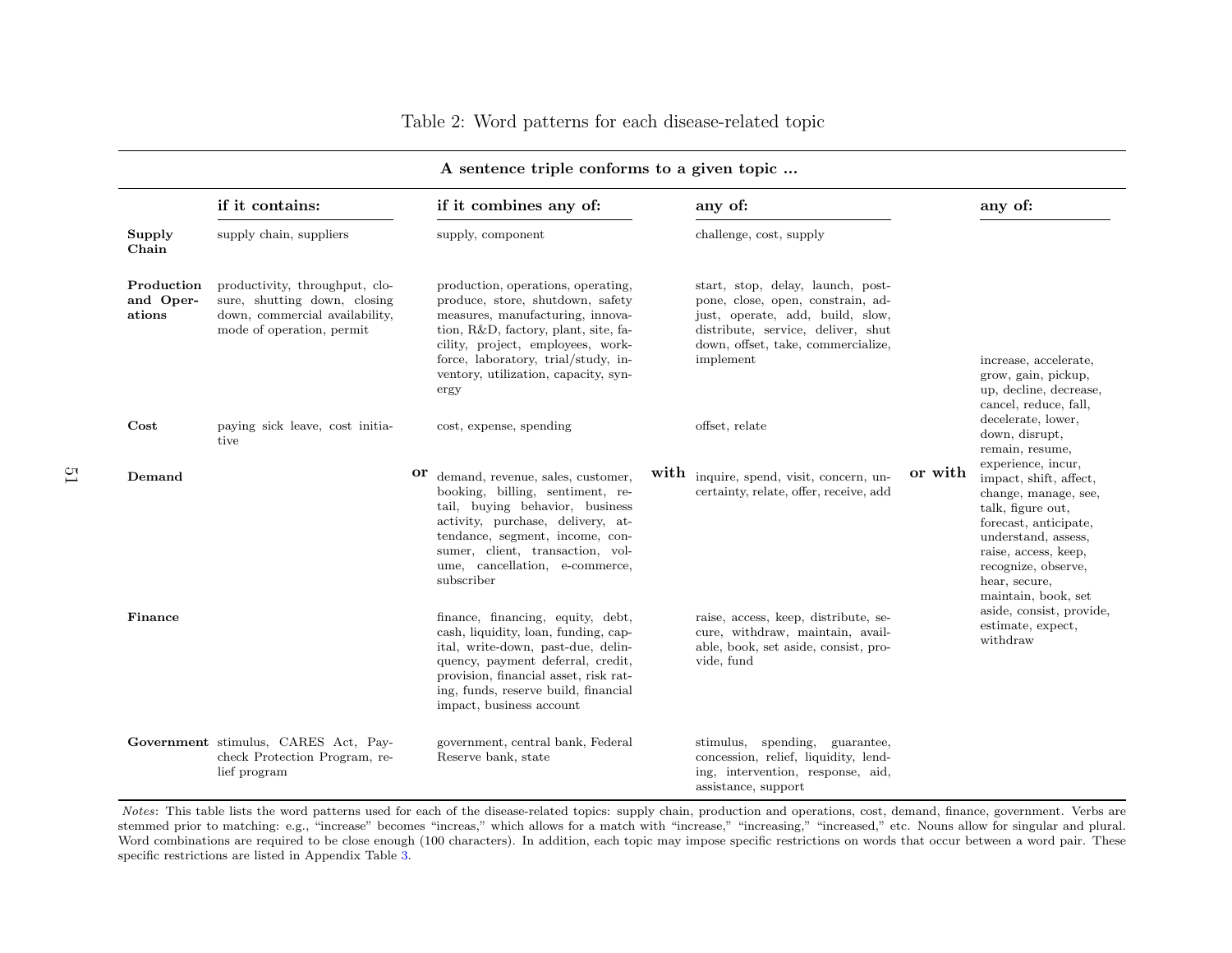Table 2: Word patterns for each disease-related topic

| A sentence triple conforms to a given topic ... | | | | | | | |
|---|---|---|---|---|---|---|---|
| | **if it contains:** | | **if it combines any of:** | | **any of:** | | **any of:** |
| **Supply Chain** | supply chain, suppliers | | supply, component | | challenge, cost, supply | | |
| **Production and Operations** | productivity, throughput, closure, shutting down, closing down, commercial availability, mode of operation, permit | | production, operations, operating, produce, store, shutdown, safety measures, manufacturing, innovation, R&D, factory, plant, site, facility, project, employees, workforce, laboratory, trial/study, inventory, utilization, capacity, synergy | | start, stop, delay, launch, postpone, close, open, constrain, adjust, operate, add, build, slow, distribute, service, deliver, shut down, offset, take, commercialize, implement | | increase, accelerate, grow, gain, pickup, up, decline, decrease, cancel, reduce, fall, decelerate, lower, down, disrupt, remain, resume, experience, incur, impact, shift, affect, change, manage, see, talk, figure out, forecast, anticipate, understand, assess, raise, access, keep, recognize, observe, hear, secure, maintain, book, set aside, consist, provide, estimate, expect, withdraw |
| **Cost** | paying sick leave, cost initiative | | cost, expense, spending | | offset, relate | | |
| **Demand** | | **or** | demand, revenue, sales, customer, booking, billing, sentiment, retail, buying behavior, business activity, purchase, delivery, attendance, segment, income, consumer, client, transaction, volume, cancellation, e-commerce, subscriber | **with** | inquire, spend, visit, concern, uncertainty, relate, offer, receive, add | **or with** | |
| **Finance** | | | finance, financing, equity, debt, cash, liquidity, loan, funding, capital, write-down, past-due, delinquency, payment deferral, credit, provision, financial asset, risk rating, funds, reserve build, financial impact, business account | | raise, access, keep, distribute, secure, withdraw, maintain, available, book, set aside, consist, provide, fund | | |
| **Government** | stimulus, CARES Act, Paycheck Protection Program, relief program | | government, central bank, Federal Reserve bank, state | | stimulus, spending, guarantee, concession, relief, liquidity, lending, intervention, response, aid, assistance, support | | |

*Notes*: This table lists the word patterns used for each of the disease-related topics: supply chain, production and operations, cost, demand, finance, government. Verbs are stemmed prior to matching: e.g., "increase" becomes "increas," which allows for a match with "increase," "increasing," "increased," etc. Nouns allow for singular and plural. Word combinations are required to be close enough (100 characters). In addition, each topic may impose specific restrictions on words that occur between a word pair. These specific restrictions are listed in Appendix Table 3.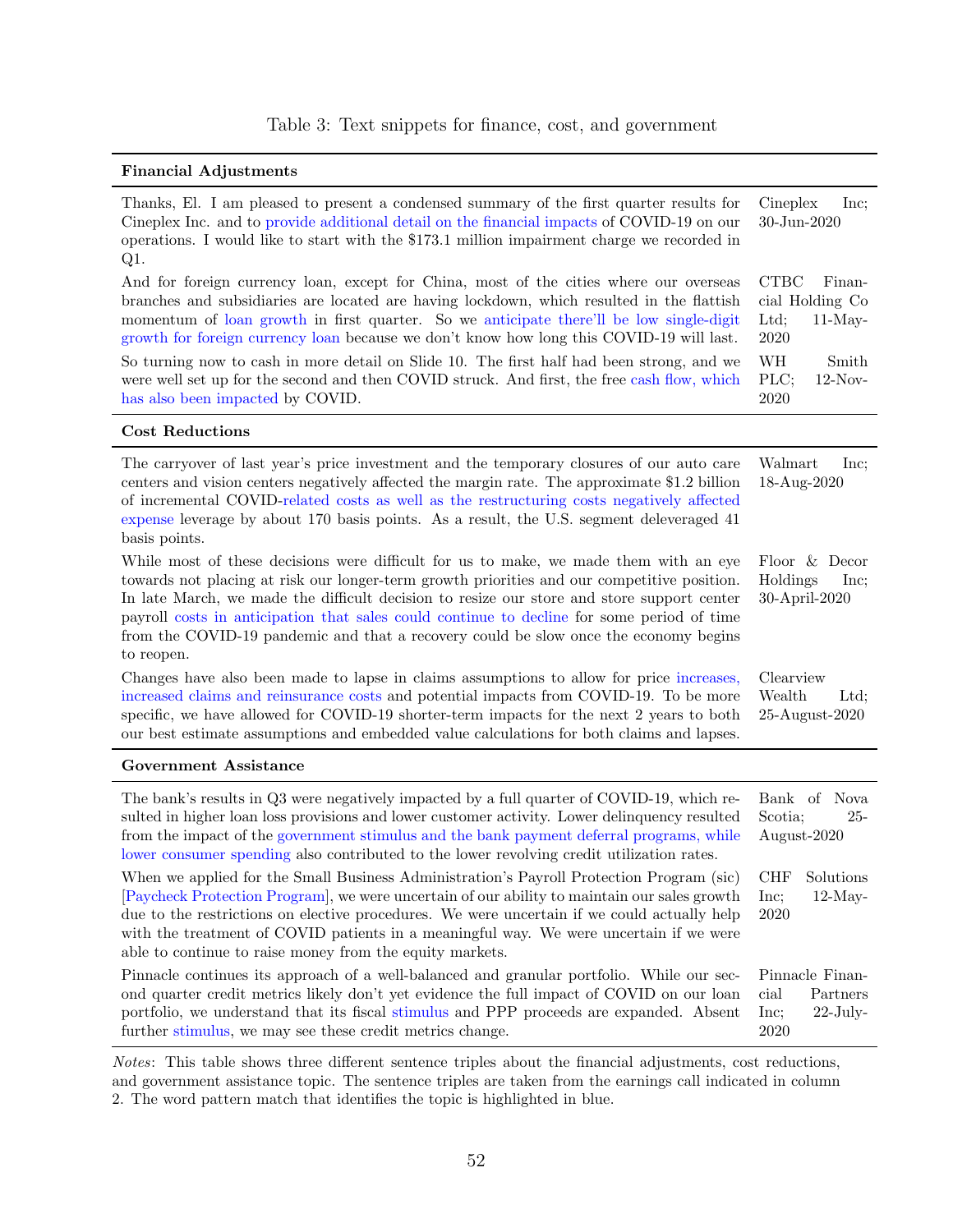Table 3: Text snippets for finance, cost, and government

| **Financial Adjustments** | |
|---|---|
| Thanks, El. I am pleased to present a condensed summary of the first quarter results for Cineplex Inc. and to provide additional detail on the financial impacts of COVID-19 on our operations. I would like to start with the $173.1 million impairment charge we recorded in Q1. | Cineplex Inc; 30-Jun-2020 |
| And for foreign currency loan, except for China, most of the cities where our overseas branches and subsidiaries are located are having lockdown, which resulted in the flattish momentum of loan growth in first quarter. So we anticipate there'll be low single-digit growth for foreign currency loan because we don't know how long this COVID-19 will last. | CTBC Financial Holding Co Ltd; 11-May-2020 |
| So turning now to cash in more detail on Slide 10. The first half had been strong, and we were well set up for the second and then COVID struck. And first, the free cash flow, which has also been impacted by COVID. | WH Smith PLC; 12-Nov-2020 |
| **Cost Reductions** | |
| The carryover of last year's price investment and the temporary closures of our auto care centers and vision centers negatively affected the margin rate. The approximate $1.2 billion of incremental COVID-related costs as well as the restructuring costs negatively affected expense leverage by about 170 basis points. As a result, the U.S. segment deleveraged 41 basis points. | Walmart Inc; 18-Aug-2020 |
| While most of these decisions were difficult for us to make, we made them with an eye towards not placing at risk our longer-term growth priorities and our competitive position. In late March, we made the difficult decision to resize our store and store support center payroll costs in anticipation that sales could continue to decline for some period of time from the COVID-19 pandemic and that a recovery could be slow once the economy begins to reopen. | Floor & Decor Holdings Inc; 30-April-2020 |
| Changes have also been made to lapse in claims assumptions to allow for price increases, increased claims and reinsurance costs and potential impacts from COVID-19. To be more specific, we have allowed for COVID-19 shorter-term impacts for the next 2 years to both our best estimate assumptions and embedded value calculations for both claims and lapses. | Clearview Wealth Ltd; 25-August-2020 |
| **Government Assistance** | |
| The bank's results in Q3 were negatively impacted by a full quarter of COVID-19, which resulted in higher loan loss provisions and lower customer activity. Lower delinquency resulted from the impact of the government stimulus and the bank payment deferral programs, while lower consumer spending also contributed to the lower revolving credit utilization rates. | Bank of Nova Scotia; 25-August-2020 |
| When we applied for the Small Business Administration's Payroll Protection Program (sic) [Paycheck Protection Program], we were uncertain of our ability to maintain our sales growth due to the restrictions on elective procedures. We were uncertain if we could actually help with the treatment of COVID patients in a meaningful way. We were uncertain if we were able to continue to raise money from the equity markets. | CHF Solutions Inc; 12-May-2020 |
| Pinnacle continues its approach of a well-balanced and granular portfolio. While our second quarter credit metrics likely don't yet evidence the full impact of COVID on our loan portfolio, we understand that its fiscal stimulus and PPP proceeds are expanded. Absent further stimulus, we may see these credit metrics change. | Pinnacle Financial Partners Inc; 22-July-2020 |

*Notes*: This table shows three different sentence triples about the financial adjustments, cost reductions, and government assistance topic. The sentence triples are taken from the earnings call indicated in column 2. The word pattern match that identifies the topic is highlighted in blue.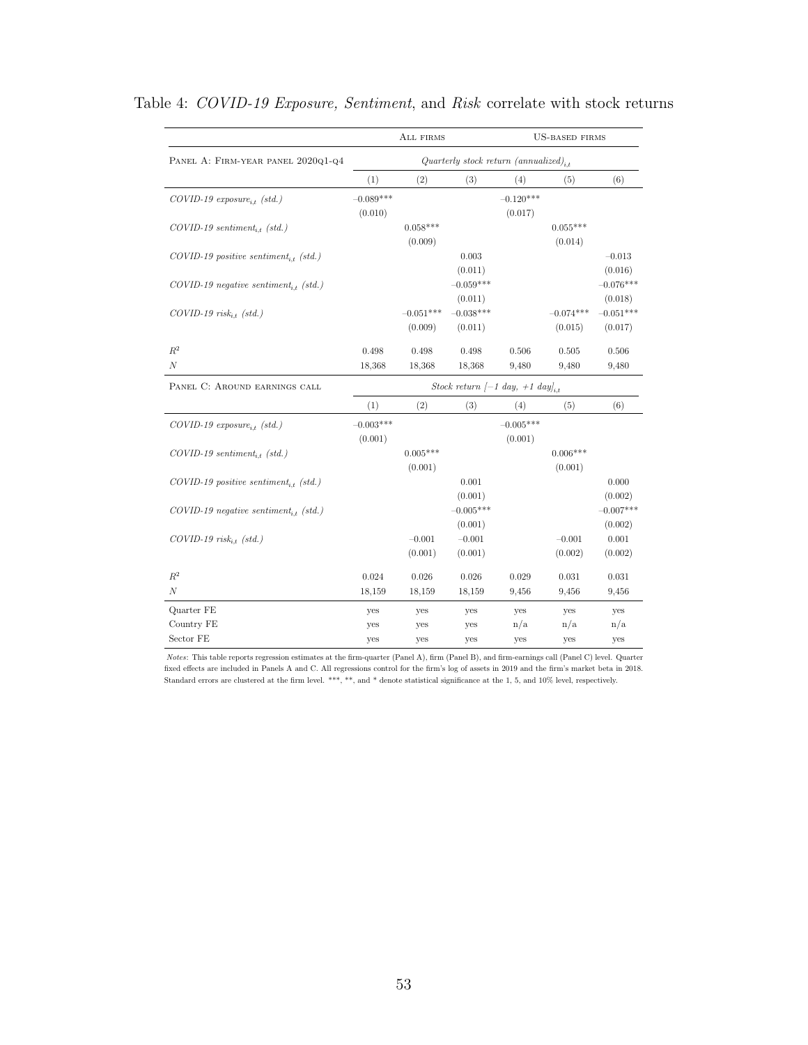Table 4: *COVID-19 Exposure, Sentiment*, and *Risk* correlate with stock returns

| | All firms | | | US-based firms | | |
|---|---|---|---|---|---|---|
| Panel A: Firm-year panel 2020q1-q4 | *Quarterly stock return (annualized)$_{i,t}$* | | | | | |
| | (1) | (2) | (3) | (4) | (5) | (6) |
| *COVID-19 exposure$_{i,t}$ (std.)* | −0.089*** | | | −0.120*** | | |
| | (0.010) | | | (0.017) | | |
| *COVID-19 sentiment$_{i,t}$ (std.)* | | 0.058*** | | | 0.055*** | |
| | | (0.009) | | | (0.014) | |
| *COVID-19 positive sentiment$_{i,t}$ (std.)* | | | 0.003 | | | −0.013 |
| | | | (0.011) | | | (0.016) |
| *COVID-19 negative sentiment$_{i,t}$ (std.)* | | | −0.059*** | | | −0.076*** |
| | | | (0.011) | | | (0.018) |
| *COVID-19 risk$_{i,t}$ (std.)* | | −0.051*** | −0.038*** | | −0.074*** | −0.051*** |
| | | (0.009) | (0.011) | | (0.015) | (0.017) |
| $R^2$ | 0.498 | 0.498 | 0.498 | 0.506 | 0.505 | 0.506 |
| $N$ | 18,368 | 18,368 | 18,368 | 9,480 | 9,480 | 9,480 |
| Panel C: Around earnings call | *Stock return [−1 day, +1 day]$_{i,t}$* | | | | | |
| | (1) | (2) | (3) | (4) | (5) | (6) |
| *COVID-19 exposure$_{i,t}$ (std.)* | −0.003*** | | | −0.005*** | | |
| | (0.001) | | | (0.001) | | |
| *COVID-19 sentiment$_{i,t}$ (std.)* | | 0.005*** | | | 0.006*** | |
| | | (0.001) | | | (0.001) | |
| *COVID-19 positive sentiment$_{i,t}$ (std.)* | | | 0.001 | | | 0.000 |
| | | | (0.001) | | | (0.002) |
| *COVID-19 negative sentiment$_{i,t}$ (std.)* | | | −0.005*** | | | −0.007*** |
| | | | (0.001) | | | (0.002) |
| *COVID-19 risk$_{i,t}$ (std.)* | | −0.001 | −0.001 | | −0.001 | 0.001 |
| | | (0.001) | (0.001) | | (0.002) | (0.002) |
| $R^2$ | 0.024 | 0.026 | 0.026 | 0.029 | 0.031 | 0.031 |
| $N$ | 18,159 | 18,159 | 18,159 | 9,456 | 9,456 | 9,456 |
| Quarter FE | yes | yes | yes | yes | yes | yes |
| Country FE | yes | yes | yes | n/a | n/a | n/a |
| Sector FE | yes | yes | yes | yes | yes | yes |

*Notes*: This table reports regression estimates at the firm-quarter (Panel A), firm (Panel B), and firm-earnings call (Panel C) level. Quarter fixed effects are included in Panels A and C. All regressions control for the firm's log of assets in 2019 and the firm's market beta in 2018. Standard errors are clustered at the firm level. ***, **, and * denote statistical significance at the 1, 5, and 10% level, respectively.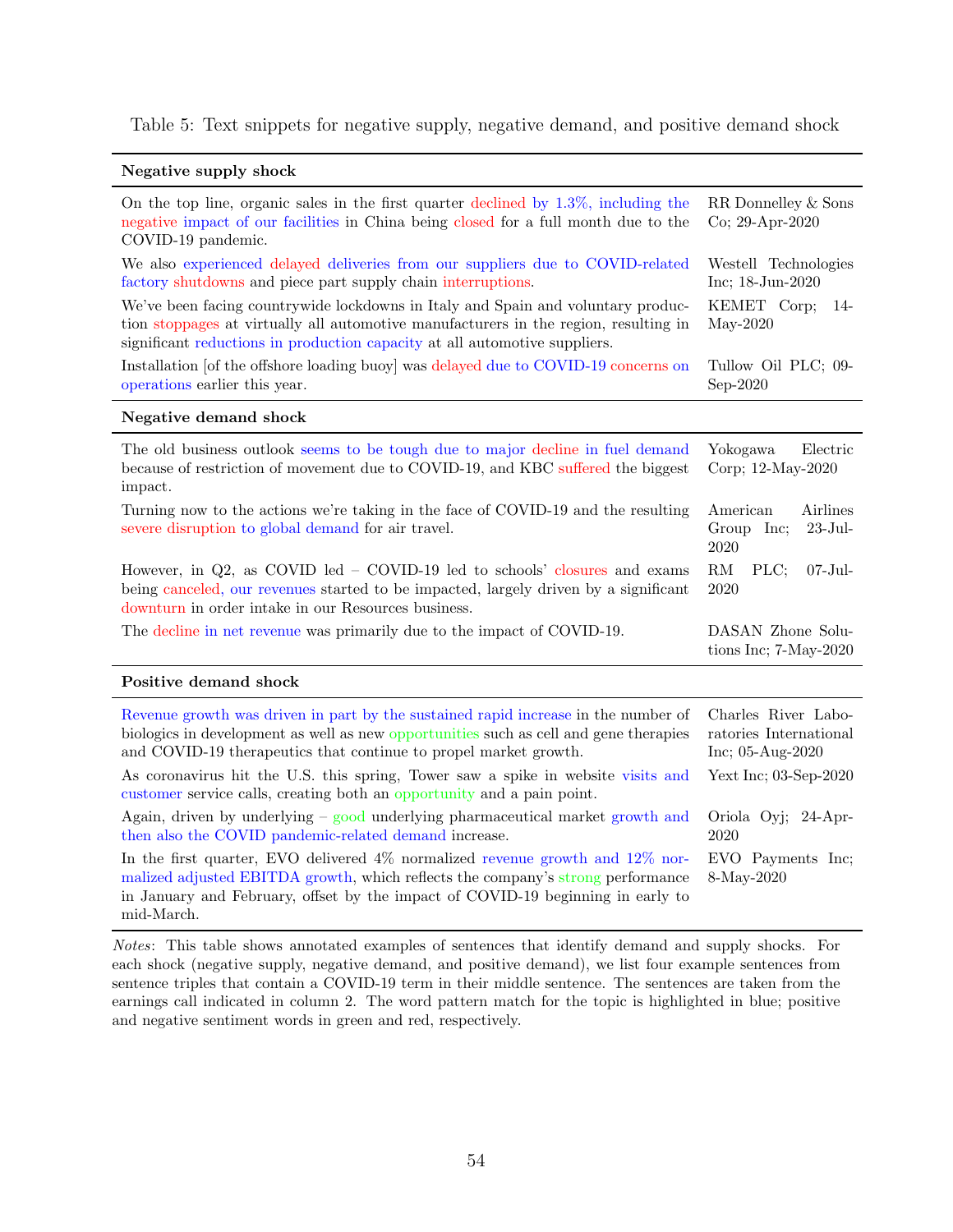Table 5: Text snippets for negative supply, negative demand, and positive demand shock

| **Negative supply shock** | |
|---|---|
| On the top line, organic sales in the first quarter declined by 1.3%, including the negative impact of our facilities in China being closed for a full month due to the COVID-19 pandemic. | RR Donnelley & Sons Co; 29-Apr-2020 |
| We also experienced delayed deliveries from our suppliers due to COVID-related factory shutdowns and piece part supply chain interruptions. | Westell Technologies Inc; 18-Jun-2020 |
| We've been facing countrywide lockdowns in Italy and Spain and voluntary production stoppages at virtually all automotive manufacturers in the region, resulting in significant reductions in production capacity at all automotive suppliers. | KEMET Corp; 14-May-2020 |
| Installation [of the offshore loading buoy] was delayed due to COVID-19 concerns on operations earlier this year. | Tullow Oil PLC; 09-Sep-2020 |
| **Negative demand shock** | |
| The old business outlook seems to be tough due to major decline in fuel demand because of restriction of movement due to COVID-19, and KBC suffered the biggest impact. | Yokogawa Electric Corp; 12-May-2020 |
| Turning now to the actions we're taking in the face of COVID-19 and the resulting severe disruption to global demand for air travel. | American Airlines Group Inc; 23-Jul-2020 |
| However, in Q2, as COVID led – COVID-19 led to schools' closures and exams being canceled, our revenues started to be impacted, largely driven by a significant downturn in order intake in our Resources business. | RM PLC; 07-Jul-2020 |
| The decline in net revenue was primarily due to the impact of COVID-19. | DASAN Zhone Solutions Inc; 7-May-2020 |
| **Positive demand shock** | |
| Revenue growth was driven in part by the sustained rapid increase in the number of biologics in development as well as new opportunities such as cell and gene therapies and COVID-19 therapeutics that continue to propel market growth. | Charles River Laboratories International Inc; 05-Aug-2020 |
| As coronavirus hit the U.S. this spring, Tower saw a spike in website visits and customer service calls, creating both an opportunity and a pain point. | Yext Inc; 03-Sep-2020 |
| Again, driven by underlying – good underlying pharmaceutical market growth and then also the COVID pandemic-related demand increase. | Oriola Oyj; 24-Apr-2020 |
| In the first quarter, EVO delivered 4% normalized revenue growth and 12% normalized adjusted EBITDA growth, which reflects the company's strong performance in January and February, offset by the impact of COVID-19 beginning in early to mid-March. | EVO Payments Inc; 8-May-2020 |

*Notes*: This table shows annotated examples of sentences that identify demand and supply shocks. For each shock (negative supply, negative demand, and positive demand), we list four example sentences from sentence triples that contain a COVID-19 term in their middle sentence. The sentences are taken from the earnings call indicated in column 2. The word pattern match for the topic is highlighted in blue; positive and negative sentiment words in green and red, respectively.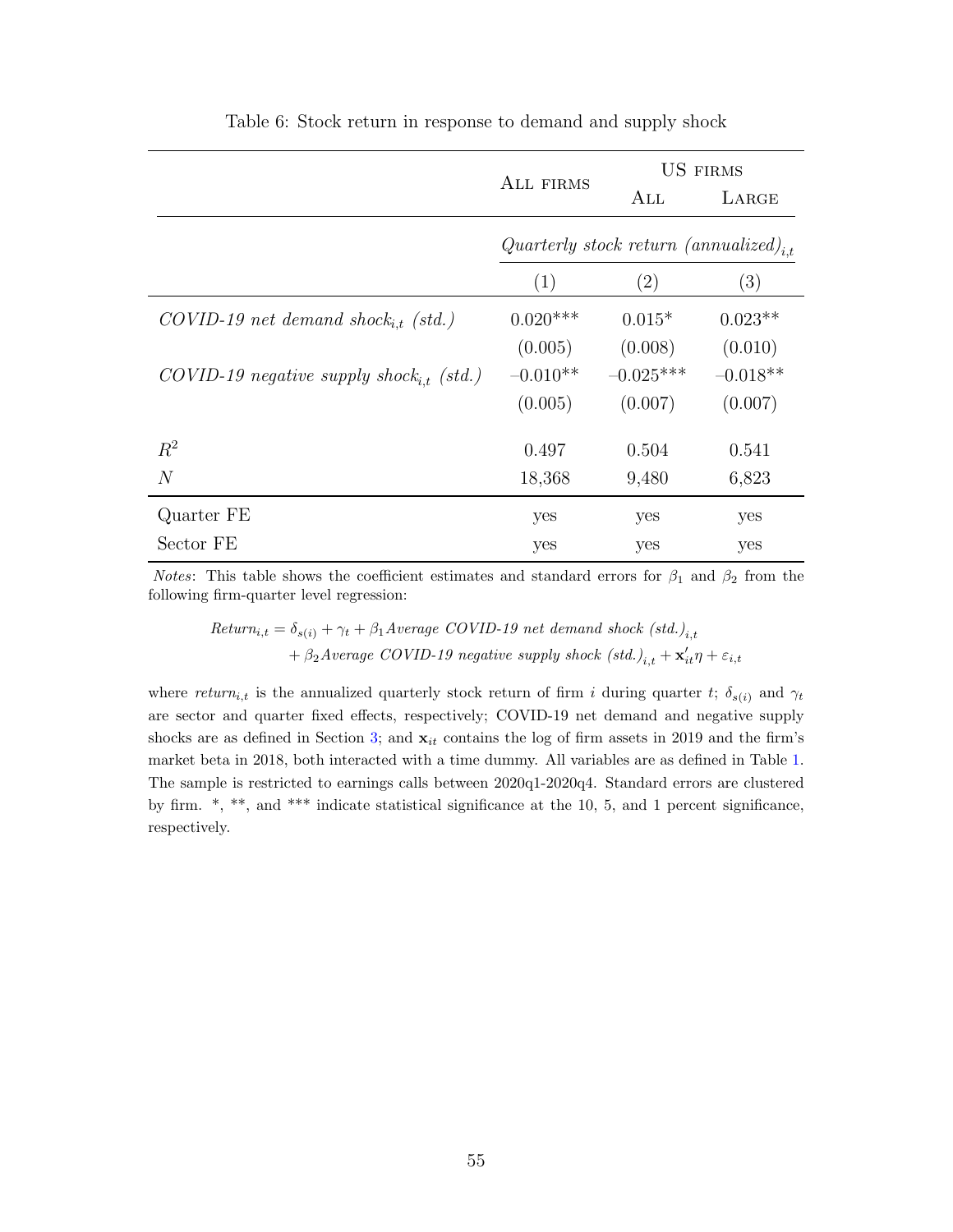Table 6: Stock return in response to demand and supply shock

| | All firms | US firms | |
|---|---|---|---|
| | | All | Large |
| | *Quarterly stock return (annualized)$_{i,t}$* | | |
| | (1) | (2) | (3) |
| *COVID-19 net demand shock$_{i,t}$ (std.)* | 0.020*** | 0.015* | 0.023** |
| | (0.005) | (0.008) | (0.010) |
| *COVID-19 negative supply shock$_{i,t}$ (std.)* | –0.010** | –0.025*** | –0.018** |
| | (0.005) | (0.007) | (0.007) |
| $R^2$ | 0.497 | 0.504 | 0.541 |
| $N$ | 18,368 | 9,480 | 6,823 |
| Quarter FE | yes | yes | yes |
| Sector FE | yes | yes | yes |

*Notes*: This table shows the coefficient estimates and standard errors for $\beta_1$ and $\beta_2$ from the following firm-quarter level regression:

$$\begin{aligned} Return_{i,t} = \delta_{s(i)} + \gamma_t + \beta_1 \textit{Average COVID-19 net demand shock (std.)}_{i,t} \\ + \beta_2 \textit{Average COVID-19 negative supply shock (std.)}_{i,t} + \mathbf{x}'_{it}\eta + \varepsilon_{i,t} \end{aligned}$$

where $return_{i,t}$ is the annualized quarterly stock return of firm $i$ during quarter $t$; $\delta_{s(i)}$ and $\gamma_t$ are sector and quarter fixed effects, respectively; COVID-19 net demand and negative supply shocks are as defined in Section 3; and $\mathbf{x}_{it}$ contains the log of firm assets in 2019 and the firm's market beta in 2018, both interacted with a time dummy. All variables are as defined in Table 1. The sample is restricted to earnings calls between 2020q1-2020q4. Standard errors are clustered by firm. *, **, and *** indicate statistical significance at the 10, 5, and 1 percent significance, respectively.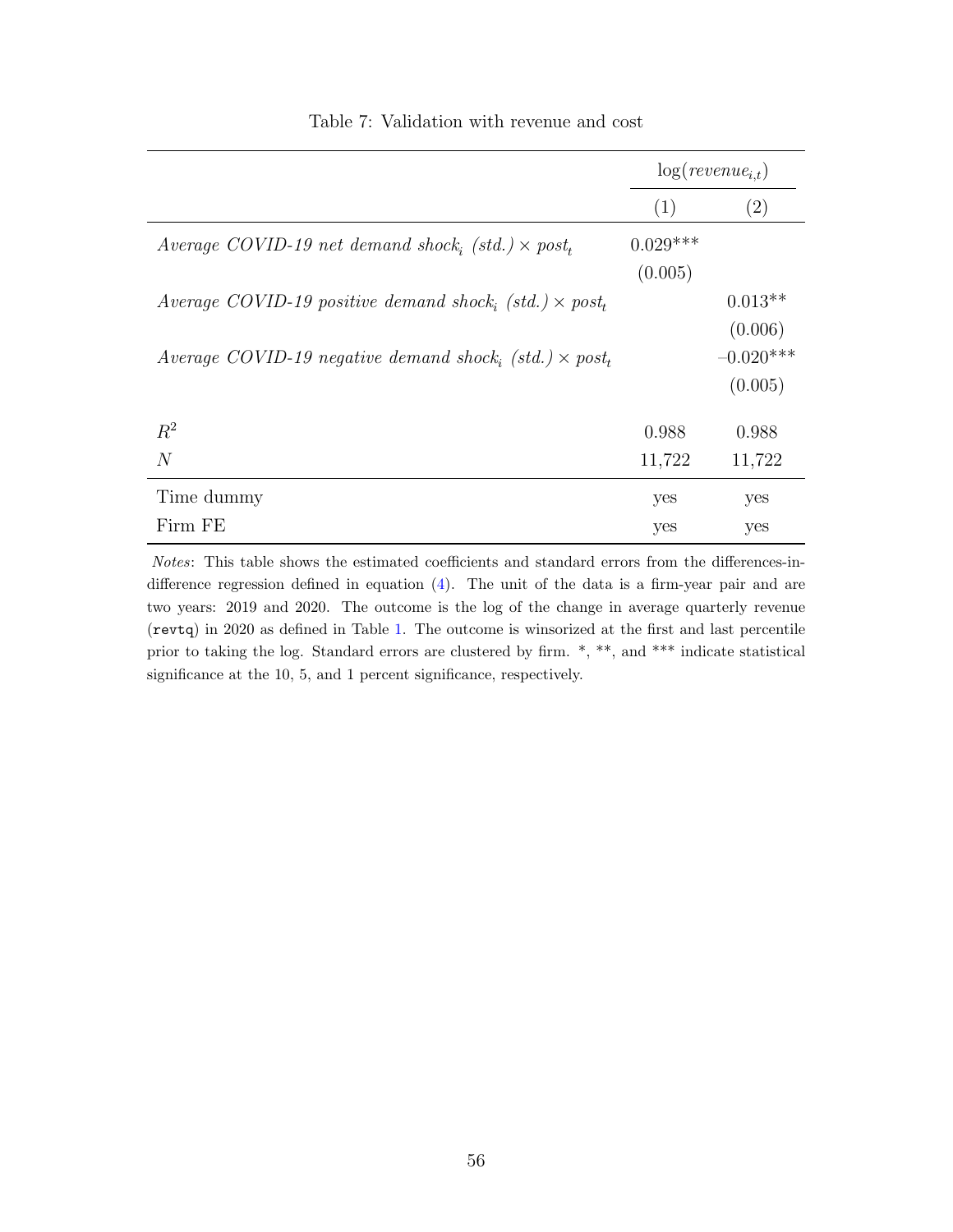Table 7: Validation with revenue and cost

| | $\log(revenue_{i,t})$ | |
|---|---|---|
| | (1) | (2) |
| *Average COVID-19 net demand shock$_i$ (std.)* $\times$ *post$_t$* | 0.029*** | |
| | (0.005) | |
| *Average COVID-19 positive demand shock$_i$ (std.)* $\times$ *post$_t$* | | 0.013** |
| | | (0.006) |
| *Average COVID-19 negative demand shock$_i$ (std.)* $\times$ *post$_t$* | | −0.020*** |
| | | (0.005) |
| $R^2$ | 0.988 | 0.988 |
| $N$ | 11,722 | 11,722 |
| Time dummy | yes | yes |
| Firm FE | yes | yes |

*Notes*: This table shows the estimated coefficients and standard errors from the differences-in-difference regression defined in equation (4). The unit of the data is a firm-year pair and are two years: 2019 and 2020. The outcome is the log of the change in average quarterly revenue (`revtq`) in 2020 as defined in Table 1. The outcome is winsorized at the first and last percentile prior to taking the log. Standard errors are clustered by firm. *, **, and *** indicate statistical significance at the 10, 5, and 1 percent significance, respectively.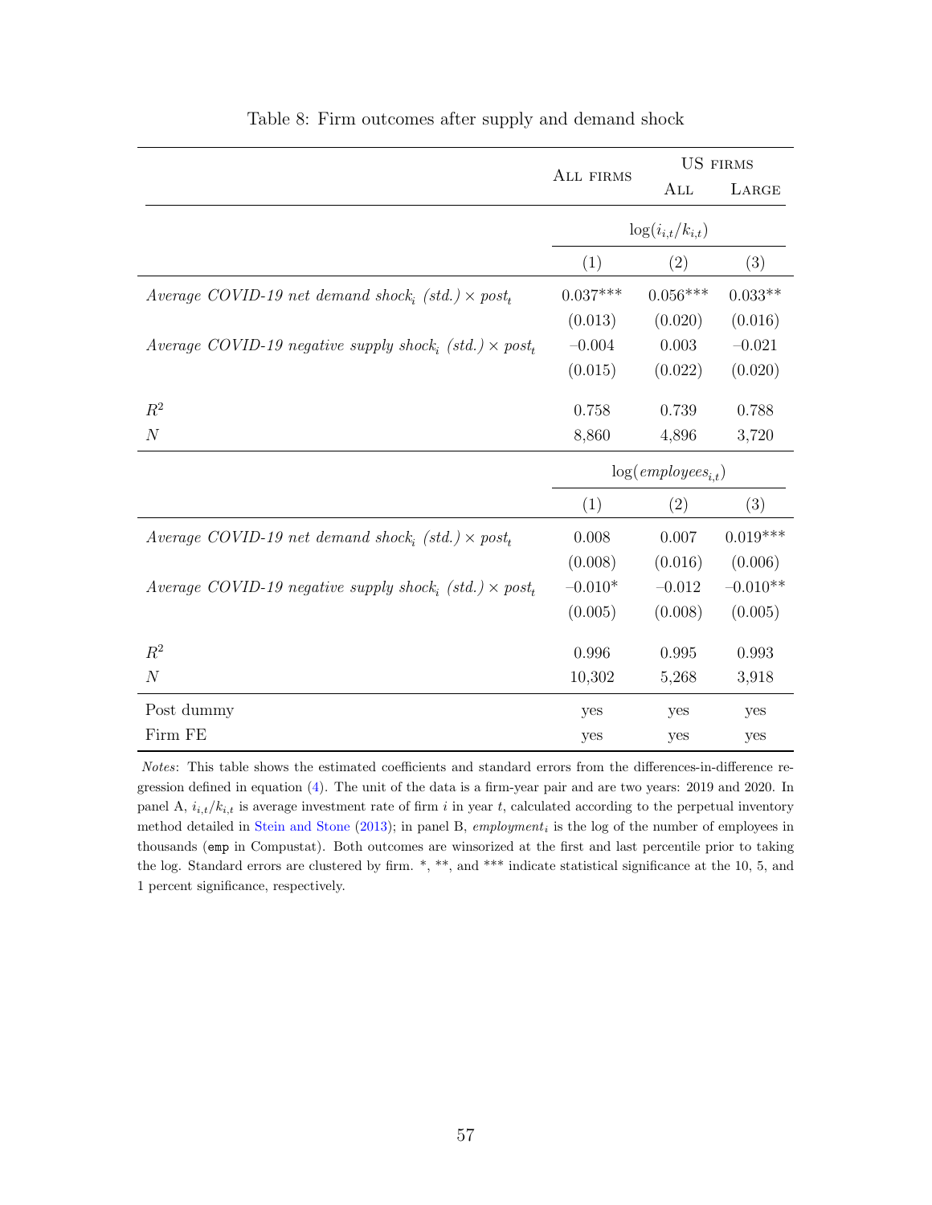Table 8: Firm outcomes after supply and demand shock

| | All firms | US firms | |
|---|---|---|---|
| | | All | Large |
| | $\log(i_{i,t}/k_{i,t})$ | | |
| | (1) | (2) | (3) |
| *Average COVID-19 net demand shock$_i$ (std.) $\times$ post$_t$* | 0.037*** | 0.056*** | 0.033** |
| | (0.013) | (0.020) | (0.016) |
| *Average COVID-19 negative supply shock$_i$ (std.) $\times$ post$_t$* | −0.004 | 0.003 | −0.021 |
| | (0.015) | (0.022) | (0.020) |
| $R^2$ | 0.758 | 0.739 | 0.788 |
| $N$ | 8,860 | 4,896 | 3,720 |
| | $\log(employees_{i,t})$ | | |
| | (1) | (2) | (3) |
| *Average COVID-19 net demand shock$_i$ (std.) $\times$ post$_t$* | 0.008 | 0.007 | 0.019*** |
| | (0.008) | (0.016) | (0.006) |
| *Average COVID-19 negative supply shock$_i$ (std.) $\times$ post$_t$* | −0.010* | −0.012 | −0.010** |
| | (0.005) | (0.008) | (0.005) |
| $R^2$ | 0.996 | 0.995 | 0.993 |
| $N$ | 10,302 | 5,268 | 3,918 |
| Post dummy | yes | yes | yes |
| Firm FE | yes | yes | yes |

*Notes*: This table shows the estimated coefficients and standard errors from the differences-in-difference regression defined in equation (4). The unit of the data is a firm-year pair and are two years: 2019 and 2020. In panel A, $i_{i,t}/k_{i,t}$ is average investment rate of firm $i$ in year $t$, calculated according to the perpetual inventory method detailed in Stein and Stone (2013); in panel B, $employment_i$ is the log of the number of employees in thousands (`emp` in Compustat). Both outcomes are winsorized at the first and last percentile prior to taking the log. Standard errors are clustered by firm. *, **, and *** indicate statistical significance at the 10, 5, and 1 percent significance, respectively.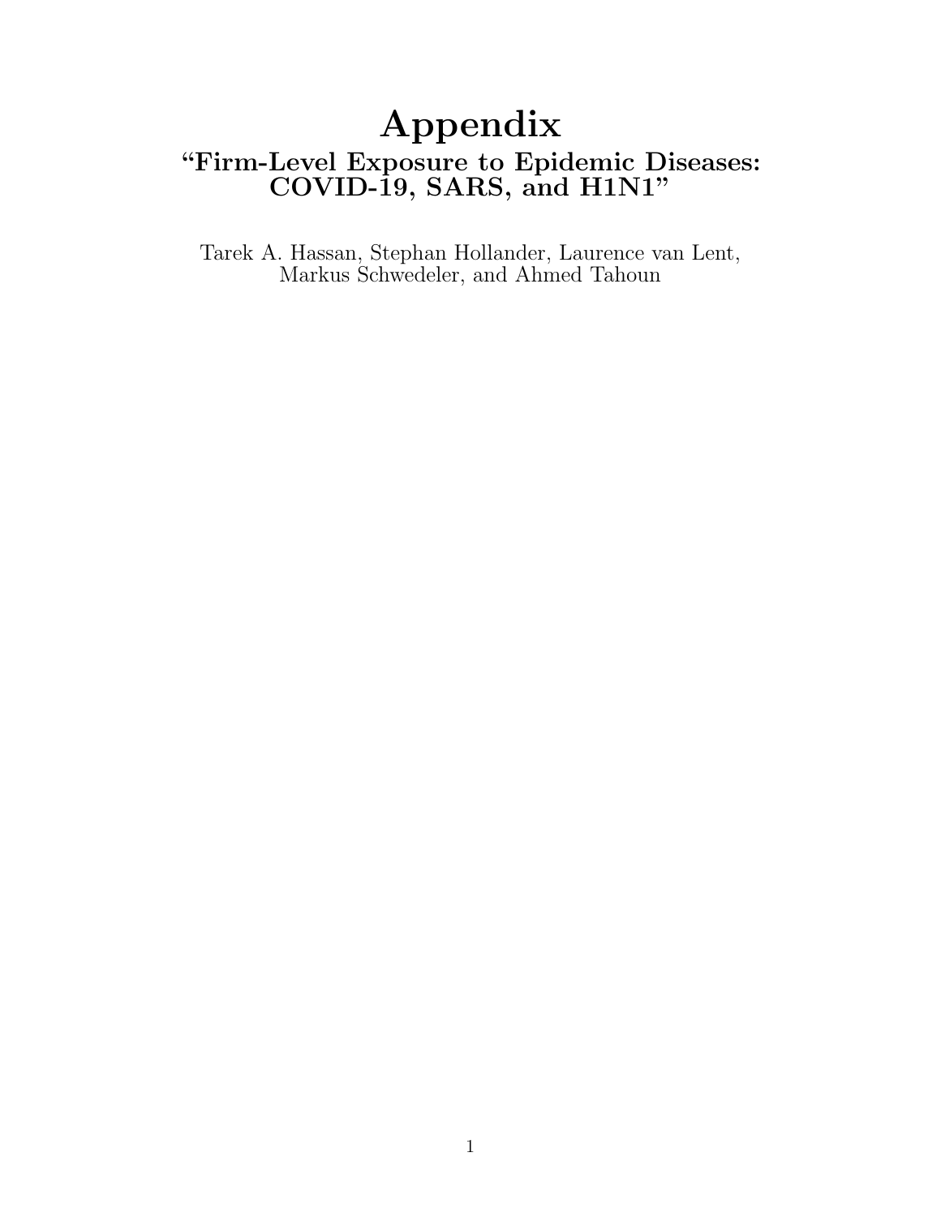# Appendix

## "Firm-Level Exposure to Epidemic Diseases: COVID-19, SARS, and H1N1"

Tarek A. Hassan, Stephan Hollander, Laurence van Lent, Markus Schwedeler, and Ahmed Tahoun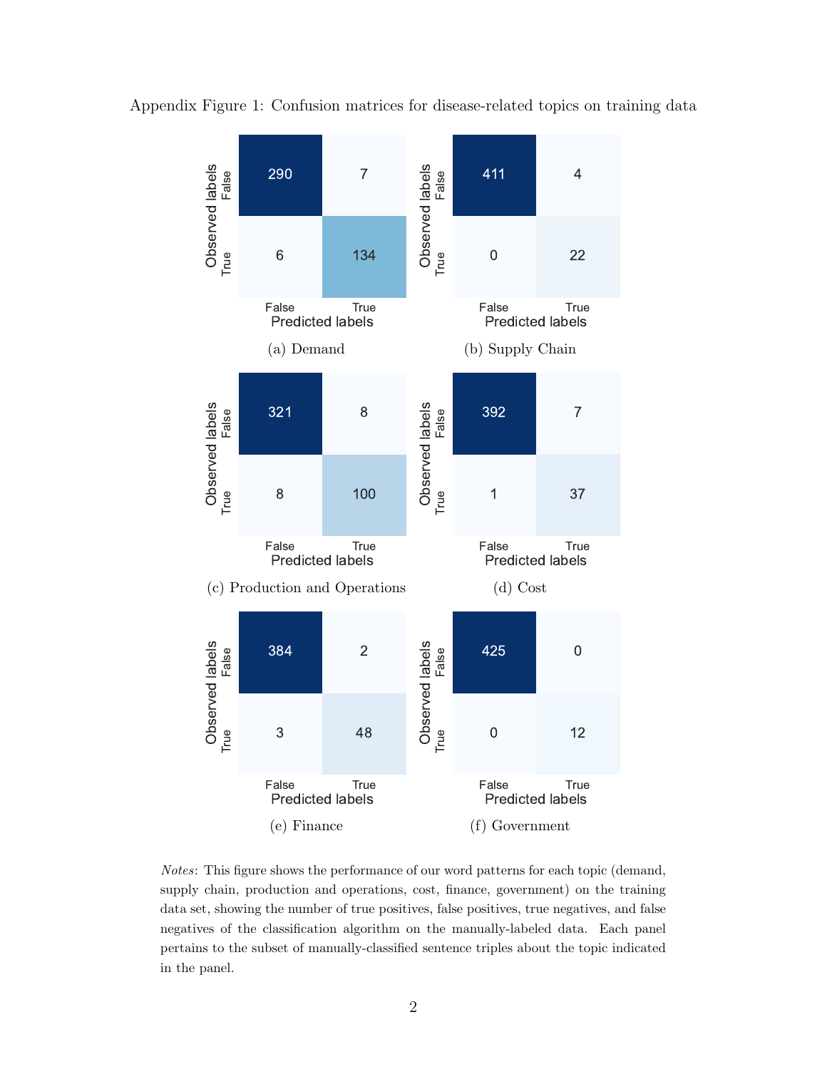Appendix Figure 1: Confusion matrices for disease-related topics on training data

(a) Demand

| Observed \ Predicted | False | True |
|---|---|---|
| False | 290 | 7 |
| True | 6 | 134 |

(b) Supply Chain

| Observed \ Predicted | False | True |
|---|---|---|
| False | 411 | 4 |
| True | 0 | 22 |

(c) Production and Operations

| Observed \ Predicted | False | True |
|---|---|---|
| False | 321 | 8 |
| True | 8 | 100 |

(d) Cost

| Observed \ Predicted | False | True |
|---|---|---|
| False | 392 | 7 |
| True | 1 | 37 |

(e) Finance

| Observed \ Predicted | False | True |
|---|---|---|
| False | 384 | 2 |
| True | 3 | 48 |

(f) Government

| Observed \ Predicted | False | True |
|---|---|---|
| False | 425 | 0 |
| True | 0 | 12 |

*Notes*: This figure shows the performance of our word patterns for each topic (demand, supply chain, production and operations, cost, finance, government) on the training data set, showing the number of true positives, false positives, true negatives, and false negatives of the classification algorithm on the manually-labeled data. Each panel pertains to the subset of manually-classified sentence triples about the topic indicated in the panel.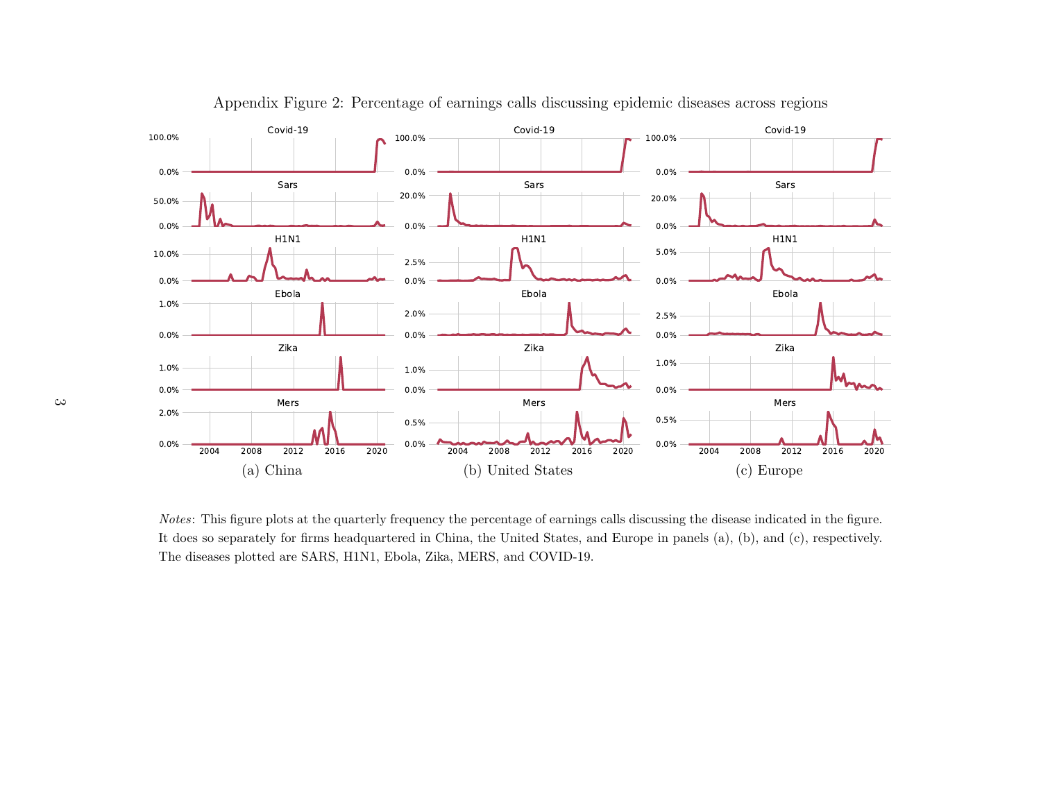Appendix Figure 2: Percentage of earnings calls discussing epidemic diseases across regions

(a) China

(b) United States

(c) Europe

*Notes*: This figure plots at the quarterly frequency the percentage of earnings calls discussing the disease indicated in the figure. It does so separately for firms headquartered in China, the United States, and Europe in panels (a), (b), and (c), respectively. The diseases plotted are SARS, H1N1, Ebola, Zika, MERS, and COVID-19.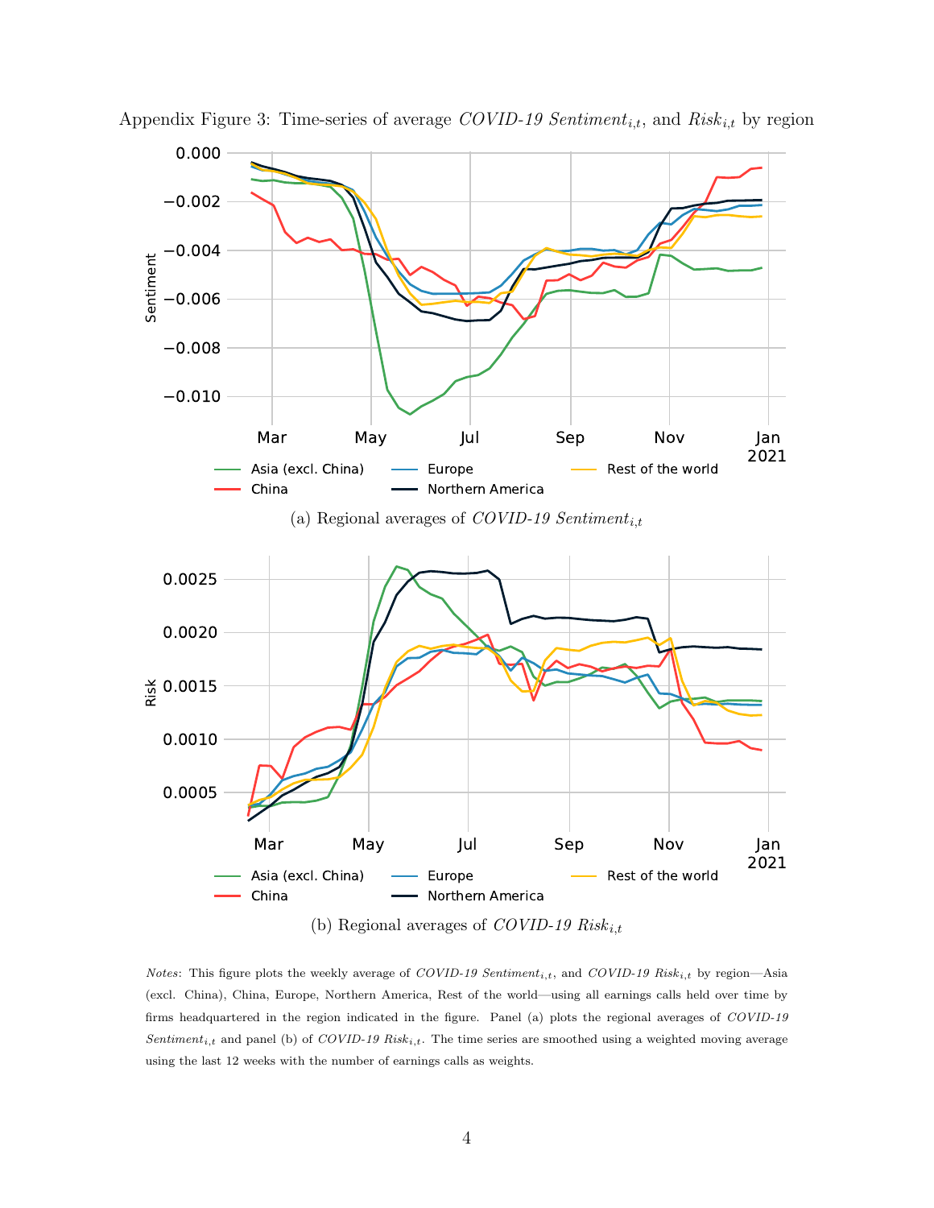Appendix Figure 3: Time-series of average *COVID-19 Sentiment*$_{i,t}$, and *Risk*$_{i,t}$ by region

(a) Regional averages of *COVID-19 Sentiment*$_{i,t}$

(b) Regional averages of *COVID-19 Risk*$_{i,t}$

*Notes*: This figure plots the weekly average of *COVID-19 Sentiment*$_{i,t}$, and *COVID-19 Risk*$_{i,t}$ by region—Asia (excl. China), China, Europe, Northern America, Rest of the world—using all earnings calls held over time by firms headquartered in the region indicated in the figure. Panel (a) plots the regional averages of *COVID-19 Sentiment*$_{i,t}$ and panel (b) of *COVID-19 Risk*$_{i,t}$. The time series are smoothed using a weighted moving average using the last 12 weeks with the number of earnings calls as weights.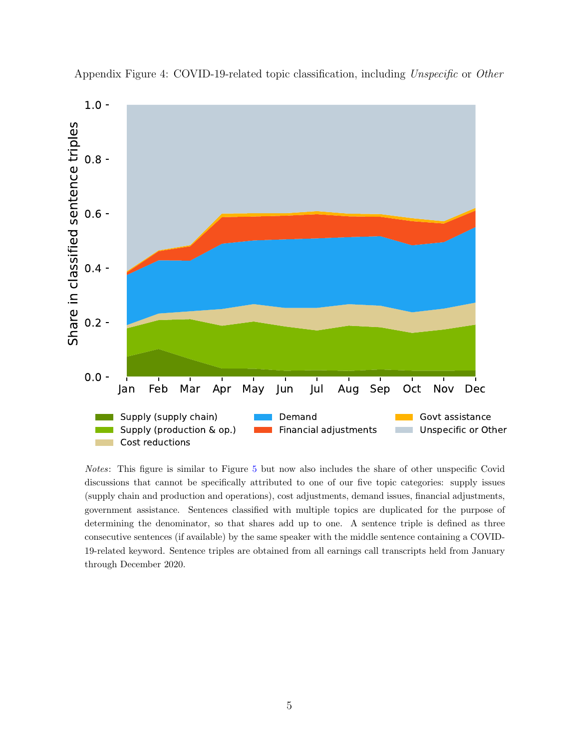Appendix Figure 4: COVID-19-related topic classification, including *Unspecific* or *Other*

*Notes*: This figure is similar to Figure 5 but now also includes the share of other unspecific Covid discussions that cannot be specifically attributed to one of our five topic categories: supply issues (supply chain and production and operations), cost adjustments, demand issues, financial adjustments, government assistance. Sentences classified with multiple topics are duplicated for the purpose of determining the denominator, so that shares add up to one. A sentence triple is defined as three consecutive sentences (if available) by the same speaker with the middle sentence containing a COVID-19-related keyword. Sentence triples are obtained from all earnings call transcripts held from January through December 2020.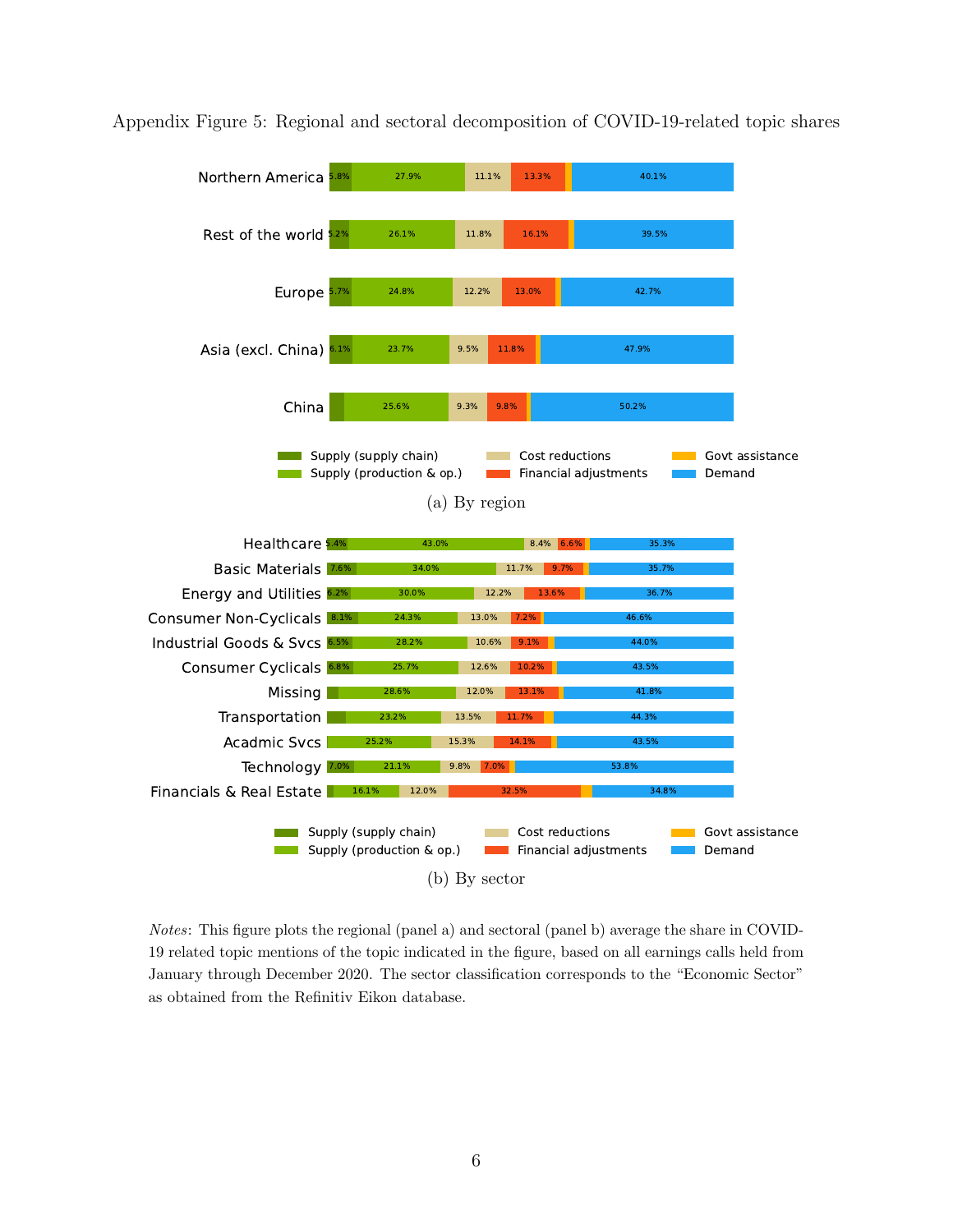Appendix Figure 5: Regional and sectoral decomposition of COVID-19-related topic shares

| Region | Supply (supply chain) | Supply (production & op.) | Cost reductions | Financial adjustments | Govt assistance | Demand |
|---|---|---|---|---|---|---|
| Northern America | 5.8% | 27.9% | 11.1% | 13.3% | | 40.1% |
| Rest of the world | 5.2% | 26.1% | 11.8% | 16.1% | | 39.5% |
| Europe | 5.7% | 24.8% | 12.2% | 13.0% | | 42.7% |
| Asia (excl. China) | 6.1% | 23.7% | 9.5% | 11.8% | | 47.9% |
| China | | 25.6% | 9.3% | 9.8% | | 50.2% |

(a) By region

| Sector | Supply (supply chain) | Supply (production & op.) | Cost reductions | Financial adjustments | Govt assistance | Demand |
|---|---|---|---|---|---|---|
| Healthcare | 5.4% | 43.0% | 8.4% | 6.6% | | 35.3% |
| Basic Materials | 7.6% | 34.0% | 11.7% | 9.7% | | 35.7% |
| Energy and Utilities | 6.2% | 30.0% | 12.2% | 13.6% | | 36.7% |
| Consumer Non-Cyclicals | 8.1% | 24.3% | 13.0% | 7.2% | | 46.6% |
| Industrial Goods & Svcs | 6.5% | 28.2% | 10.6% | 9.1% | | 44.0% |
| Consumer Cyclicals | 6.8% | 25.7% | 12.6% | 10.2% | | 43.5% |
| Missing | | 28.6% | 12.0% | 13.1% | | 41.8% |
| Transportation | | 23.2% | 13.5% | 11.7% | | 44.3% |
| Acadmic Svcs | | 25.2% | 15.3% | 14.1% | | 43.5% |
| Technology | 7.0% | 21.1% | 9.8% | 7.0% | | 53.8% |
| Financials & Real Estate | | 16.1% | 12.0% | 32.5% | | 34.8% |

(b) By sector

*Notes*: This figure plots the regional (panel a) and sectoral (panel b) average the share in COVID-19 related topic mentions of the topic indicated in the figure, based on all earnings calls held from January through December 2020. The sector classification corresponds to the "Economic Sector" as obtained from the Refinitiv Eikon database.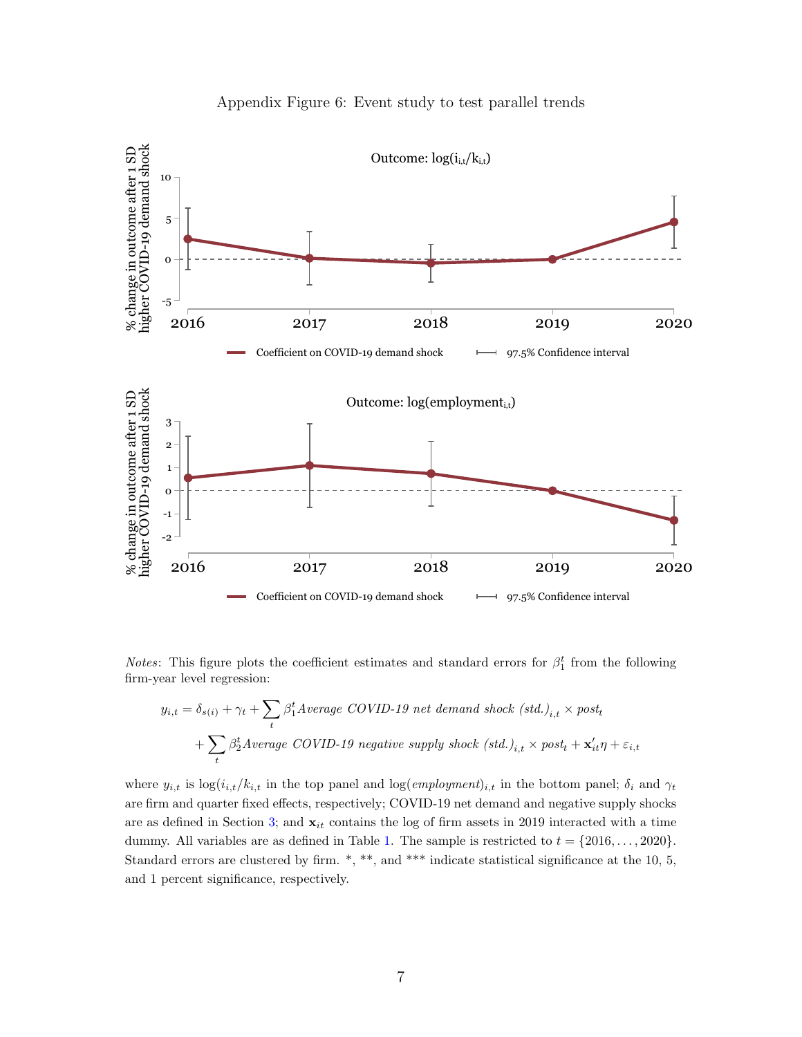Appendix Figure 6: Event study to test parallel trends

Notes: This figure plots the coefficient estimates and standard errors for $\beta_1^t$ from the following firm-year level regression:

$$y_{i,t} = \delta_{s(i)} + \gamma_t + \sum_t \beta_1^t \textit{Average COVID-19 net demand shock (std.)}_{i,t} \times \textit{post}_t$$
$$+ \sum_t \beta_2^t \textit{Average COVID-19 negative supply shock (std.)}_{i,t} \times \textit{post}_t + \mathbf{x}'_{it}\eta + \varepsilon_{i,t}$$

where $y_{i,t}$ is $\log(i_{i,t}/k_{i,t}$ in the top panel and $\log(\textit{employment})_{i,t}$ in the bottom panel; $\delta_i$ and $\gamma_t$ are firm and quarter fixed effects, respectively; COVID-19 net demand and negative supply shocks are as defined in Section 3; and $\mathbf{x}_{it}$ contains the log of firm assets in 2019 interacted with a time dummy. All variables are as defined in Table 1. The sample is restricted to $t = \{2016, \ldots, 2020\}$. Standard errors are clustered by firm. *, **, and *** indicate statistical significance at the 10, 5, and 1 percent significance, respectively.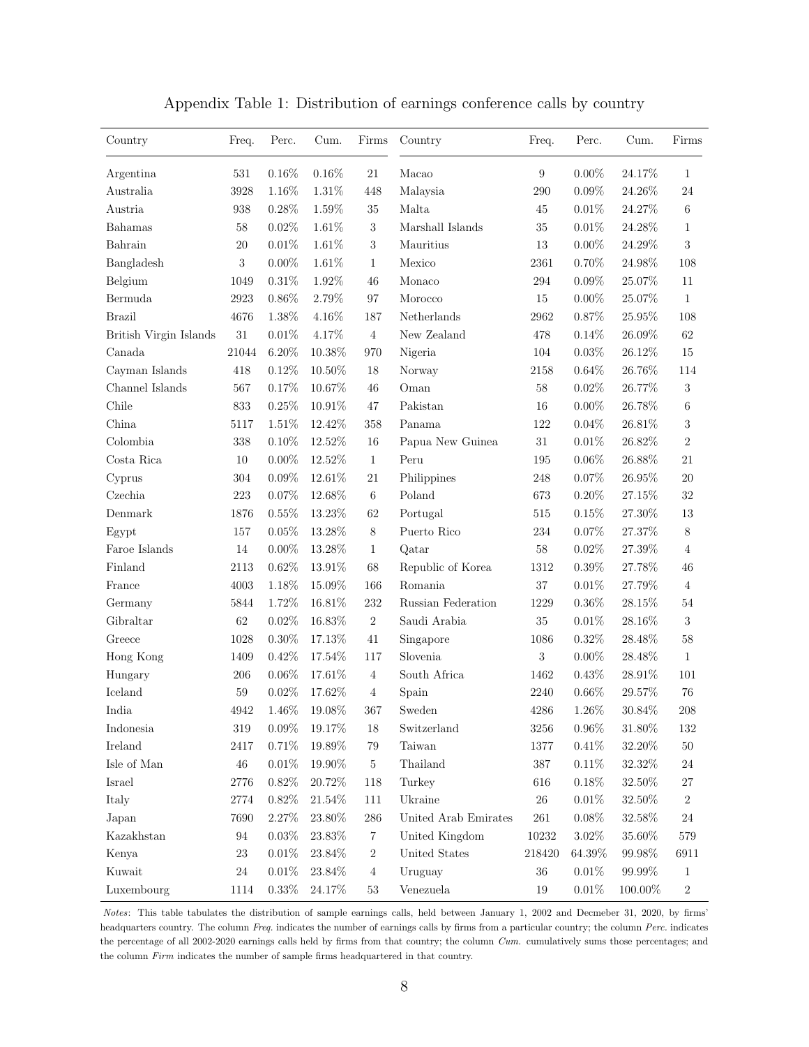Appendix Table 1: Distribution of earnings conference calls by country

| Country | Freq. | Perc. | Cum. | Firms | Country | Freq. | Perc. | Cum. | Firms |
|---|---|---|---|---|---|---|---|---|---|
| Argentina | 531 | 0.16% | 0.16% | 21 | Macao | 9 | 0.00% | 24.17% | 1 |
| Australia | 3928 | 1.16% | 1.31% | 448 | Malaysia | 290 | 0.09% | 24.26% | 24 |
| Austria | 938 | 0.28% | 1.59% | 35 | Malta | 45 | 0.01% | 24.27% | 6 |
| Bahamas | 58 | 0.02% | 1.61% | 3 | Marshall Islands | 35 | 0.01% | 24.28% | 1 |
| Bahrain | 20 | 0.01% | 1.61% | 3 | Mauritius | 13 | 0.00% | 24.29% | 3 |
| Bangladesh | 3 | 0.00% | 1.61% | 1 | Mexico | 2361 | 0.70% | 24.98% | 108 |
| Belgium | 1049 | 0.31% | 1.92% | 46 | Monaco | 294 | 0.09% | 25.07% | 11 |
| Bermuda | 2923 | 0.86% | 2.79% | 97 | Morocco | 15 | 0.00% | 25.07% | 1 |
| Brazil | 4676 | 1.38% | 4.16% | 187 | Netherlands | 2962 | 0.87% | 25.95% | 108 |
| British Virgin Islands | 31 | 0.01% | 4.17% | 4 | New Zealand | 478 | 0.14% | 26.09% | 62 |
| Canada | 21044 | 6.20% | 10.38% | 970 | Nigeria | 104 | 0.03% | 26.12% | 15 |
| Cayman Islands | 418 | 0.12% | 10.50% | 18 | Norway | 2158 | 0.64% | 26.76% | 114 |
| Channel Islands | 567 | 0.17% | 10.67% | 46 | Oman | 58 | 0.02% | 26.77% | 3 |
| Chile | 833 | 0.25% | 10.91% | 47 | Pakistan | 16 | 0.00% | 26.78% | 6 |
| China | 5117 | 1.51% | 12.42% | 358 | Panama | 122 | 0.04% | 26.81% | 3 |
| Colombia | 338 | 0.10% | 12.52% | 16 | Papua New Guinea | 31 | 0.01% | 26.82% | 2 |
| Costa Rica | 10 | 0.00% | 12.52% | 1 | Peru | 195 | 0.06% | 26.88% | 21 |
| Cyprus | 304 | 0.09% | 12.61% | 21 | Philippines | 248 | 0.07% | 26.95% | 20 |
| Czechia | 223 | 0.07% | 12.68% | 6 | Poland | 673 | 0.20% | 27.15% | 32 |
| Denmark | 1876 | 0.55% | 13.23% | 62 | Portugal | 515 | 0.15% | 27.30% | 13 |
| Egypt | 157 | 0.05% | 13.28% | 8 | Puerto Rico | 234 | 0.07% | 27.37% | 8 |
| Faroe Islands | 14 | 0.00% | 13.28% | 1 | Qatar | 58 | 0.02% | 27.39% | 4 |
| Finland | 2113 | 0.62% | 13.91% | 68 | Republic of Korea | 1312 | 0.39% | 27.78% | 46 |
| France | 4003 | 1.18% | 15.09% | 166 | Romania | 37 | 0.01% | 27.79% | 4 |
| Germany | 5844 | 1.72% | 16.81% | 232 | Russian Federation | 1229 | 0.36% | 28.15% | 54 |
| Gibraltar | 62 | 0.02% | 16.83% | 2 | Saudi Arabia | 35 | 0.01% | 28.16% | 3 |
| Greece | 1028 | 0.30% | 17.13% | 41 | Singapore | 1086 | 0.32% | 28.48% | 58 |
| Hong Kong | 1409 | 0.42% | 17.54% | 117 | Slovenia | 3 | 0.00% | 28.48% | 1 |
| Hungary | 206 | 0.06% | 17.61% | 4 | South Africa | 1462 | 0.43% | 28.91% | 101 |
| Iceland | 59 | 0.02% | 17.62% | 4 | Spain | 2240 | 0.66% | 29.57% | 76 |
| India | 4942 | 1.46% | 19.08% | 367 | Sweden | 4286 | 1.26% | 30.84% | 208 |
| Indonesia | 319 | 0.09% | 19.17% | 18 | Switzerland | 3256 | 0.96% | 31.80% | 132 |
| Ireland | 2417 | 0.71% | 19.89% | 79 | Taiwan | 1377 | 0.41% | 32.20% | 50 |
| Isle of Man | 46 | 0.01% | 19.90% | 5 | Thailand | 387 | 0.11% | 32.32% | 24 |
| Israel | 2776 | 0.82% | 20.72% | 118 | Turkey | 616 | 0.18% | 32.50% | 27 |
| Italy | 2774 | 0.82% | 21.54% | 111 | Ukraine | 26 | 0.01% | 32.50% | 2 |
| Japan | 7690 | 2.27% | 23.80% | 286 | United Arab Emirates | 261 | 0.08% | 32.58% | 24 |
| Kazakhstan | 94 | 0.03% | 23.83% | 7 | United Kingdom | 10232 | 3.02% | 35.60% | 579 |
| Kenya | 23 | 0.01% | 23.84% | 2 | United States | 218420 | 64.39% | 99.98% | 6911 |
| Kuwait | 24 | 0.01% | 23.84% | 4 | Uruguay | 36 | 0.01% | 99.99% | 1 |
| Luxembourg | 1114 | 0.33% | 24.17% | 53 | Venezuela | 19 | 0.01% | 100.00% | 2 |

*Notes*: This table tabulates the distribution of sample earnings calls, held between January 1, 2002 and Decmeber 31, 2020, by firms' headquarters country. The column *Freq.* indicates the number of earnings calls by firms from a particular country; the column *Perc.* indicates the percentage of all 2002-2020 earnings calls held by firms from that country; the column *Cum.* cumulatively sums those percentages; and the column *Firm* indicates the number of sample firms headquartered in that country.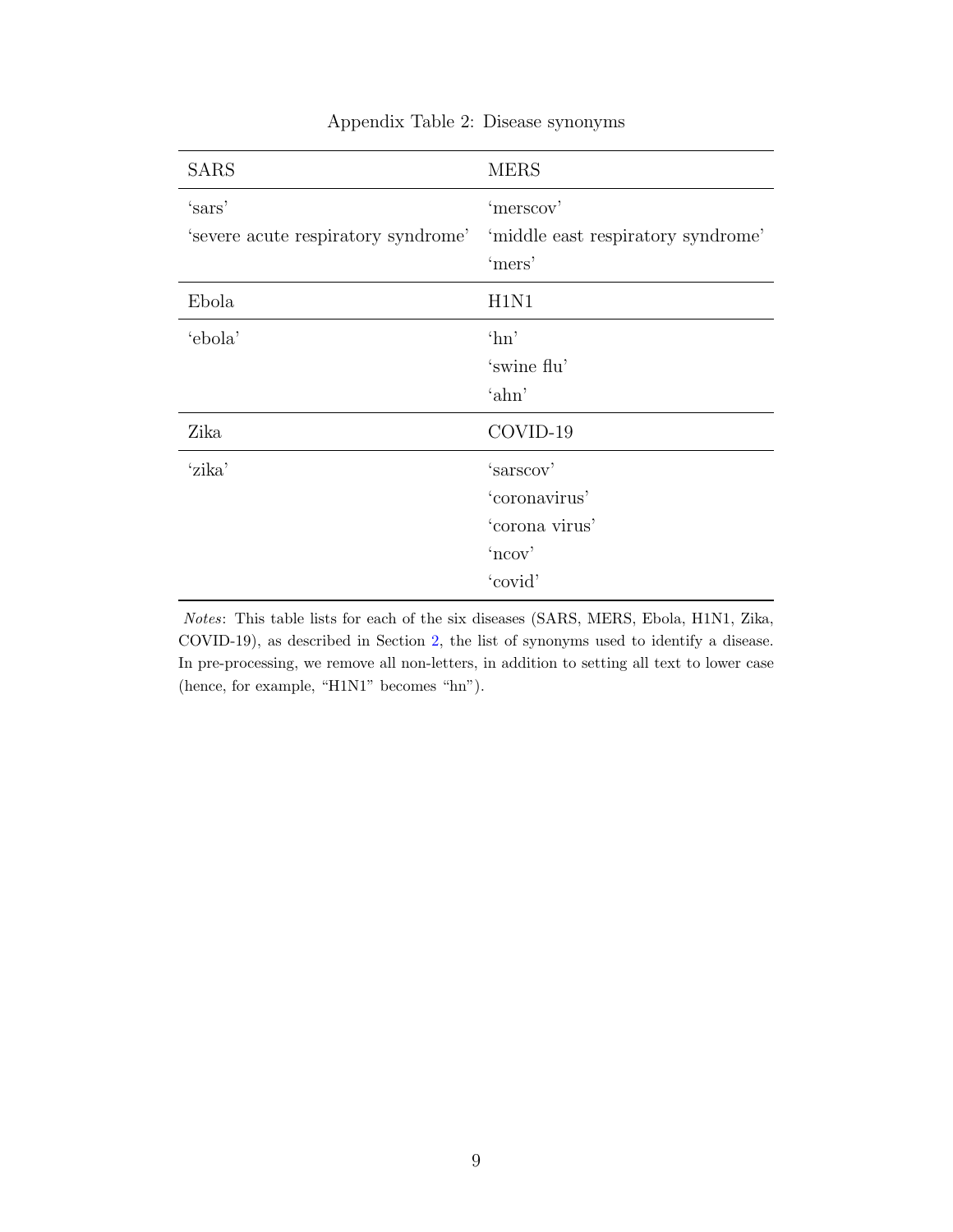Appendix Table 2: Disease synonyms

| SARS | MERS |
|---|---|
| 'sars' | 'merscov' |
| 'severe acute respiratory syndrome' | 'middle east respiratory syndrome' |
| | 'mers' |
| **Ebola** | **H1N1** |
| 'ebola' | 'hn' |
| | 'swine flu' |
| | 'ahn' |
| **Zika** | **COVID-19** |
| 'zika' | 'sarscov' |
| | 'coronavirus' |
| | 'corona virus' |
| | 'ncov' |
| | 'covid' |

*Notes*: This table lists for each of the six diseases (SARS, MERS, Ebola, H1N1, Zika, COVID-19), as described in Section 2, the list of synonyms used to identify a disease. In pre-processing, we remove all non-letters, in addition to setting all text to lower case (hence, for example, "H1N1" becomes "hn").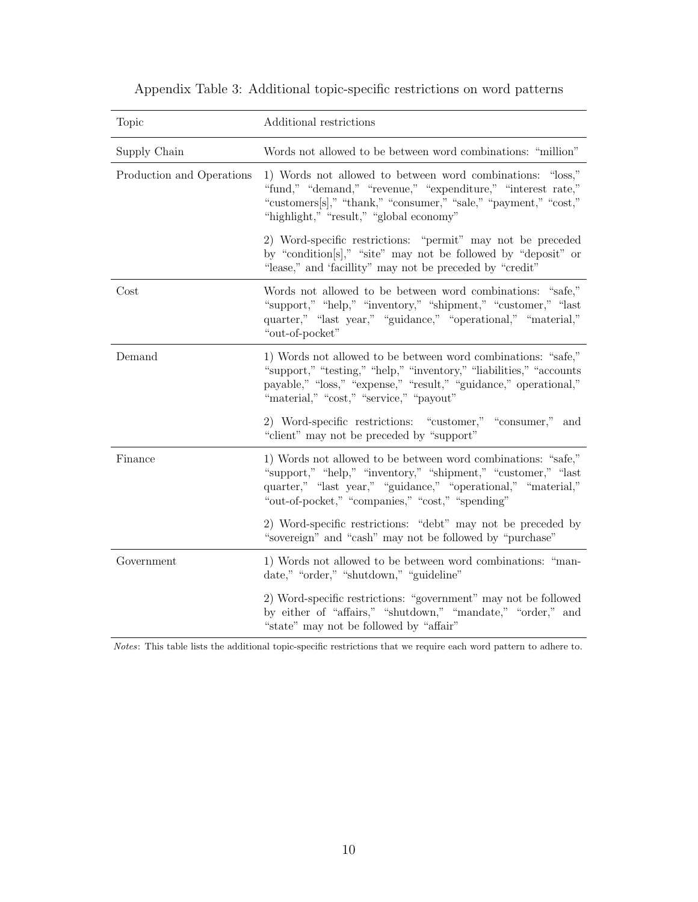Appendix Table 3: Additional topic-specific restrictions on word patterns

| Topic | Additional restrictions |
|---|---|
| Supply Chain | Words not allowed to be between word combinations: "million" |
| Production and Operations | 1) Words not allowed to between word combinations: "loss," "fund," "demand," "revenue," "expenditure," "interest rate," "customers[s]," "thank," "consumer," "sale," "payment," "cost," "highlight," "result," "global economy" |
| | 2) Word-specific restrictions: "permit" may not be preceded by "condition[s]," "site" may not be followed by "deposit" or "lease," and 'facillity" may not be preceded by "credit" |
| Cost | Words not allowed to be between word combinations: "safe," "support," "help," "inventory," "shipment," "customer," "last quarter," "last year," "guidance," "operational," "material," "out-of-pocket" |
| Demand | 1) Words not allowed to be between word combinations: "safe," "support," "testing," "help," "inventory," "liabilities," "accounts payable," "loss," "expense," "result," "guidance," operational," "material," "cost," "service," "payout" |
| | 2) Word-specific restrictions: "customer," "consumer," and "client" may not be preceded by "support" |
| Finance | 1) Words not allowed to be between word combinations: "safe," "support," "help," "inventory," "shipment," "customer," "last quarter," "last year," "guidance," "operational," "material," "out-of-pocket," "companies," "cost," "spending" |
| | 2) Word-specific restrictions: "debt" may not be preceded by "sovereign" and "cash" may not be followed by "purchase" |
| Government | 1) Words not allowed to be between word combinations: "mandate," "order," "shutdown," "guideline" |
| | 2) Word-specific restrictions: "government" may not be followed by either of "affairs," "shutdown," "mandate," "order," and "state" may not be followed by "affair" |

*Notes*: This table lists the additional topic-specific restrictions that we require each word pattern to adhere to.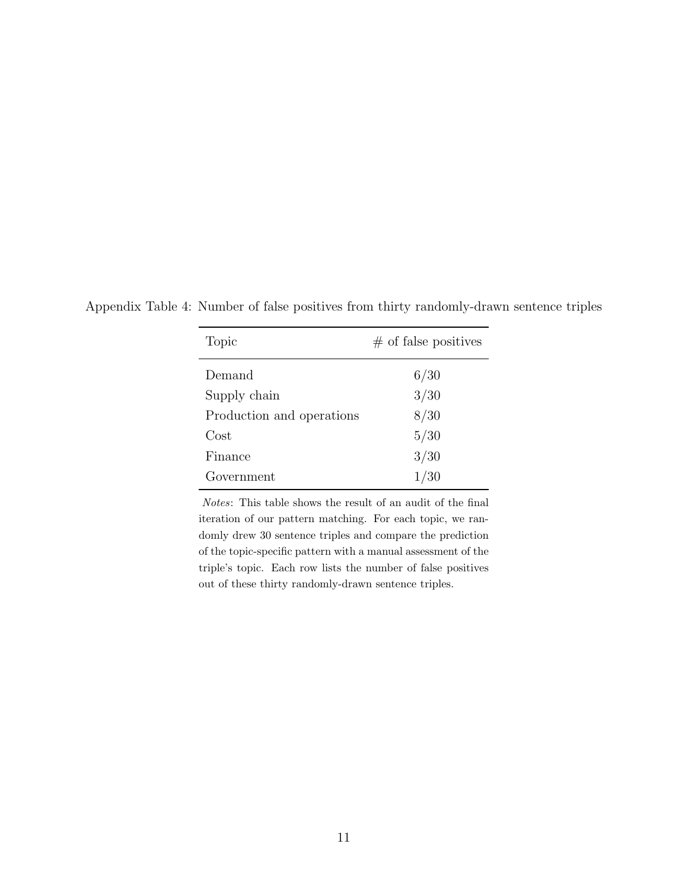Appendix Table 4: Number of false positives from thirty randomly-drawn sentence triples

| Topic | # of false positives |
|---|---|
| Demand | 6/30 |
| Supply chain | 3/30 |
| Production and operations | 8/30 |
| Cost | 5/30 |
| Finance | 3/30 |
| Government | 1/30 |

*Notes*: This table shows the result of an audit of the final iteration of our pattern matching. For each topic, we randomly drew 30 sentence triples and compare the prediction of the topic-specific pattern with a manual assessment of the triple's topic. Each row lists the number of false positives out of these thirty randomly-drawn sentence triples.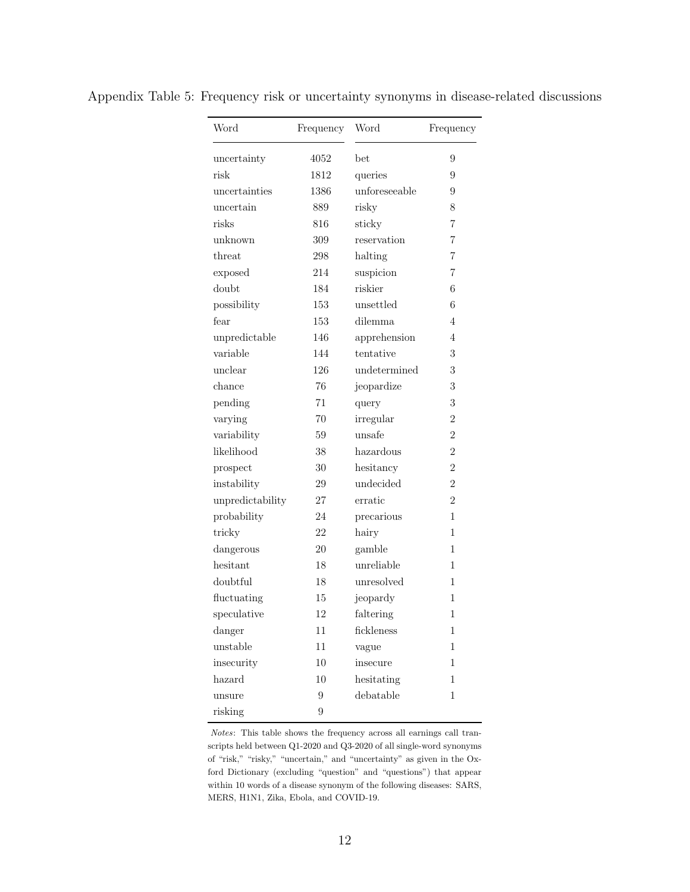Appendix Table 5: Frequency risk or uncertainty synonyms in disease-related discussions

| Word | Frequency | Word | Frequency |
|---|---|---|---|
| uncertainty | 4052 | bet | 9 |
| risk | 1812 | queries | 9 |
| uncertainties | 1386 | unforeseeable | 9 |
| uncertain | 889 | risky | 8 |
| risks | 816 | sticky | 7 |
| unknown | 309 | reservation | 7 |
| threat | 298 | halting | 7 |
| exposed | 214 | suspicion | 7 |
| doubt | 184 | riskier | 6 |
| possibility | 153 | unsettled | 6 |
| fear | 153 | dilemma | 4 |
| unpredictable | 146 | apprehension | 4 |
| variable | 144 | tentative | 3 |
| unclear | 126 | undetermined | 3 |
| chance | 76 | jeopardize | 3 |
| pending | 71 | query | 3 |
| varying | 70 | irregular | 2 |
| variability | 59 | unsafe | 2 |
| likelihood | 38 | hazardous | 2 |
| prospect | 30 | hesitancy | 2 |
| instability | 29 | undecided | 2 |
| unpredictability | 27 | erratic | 2 |
| probability | 24 | precarious | 1 |
| tricky | 22 | hairy | 1 |
| dangerous | 20 | gamble | 1 |
| hesitant | 18 | unreliable | 1 |
| doubtful | 18 | unresolved | 1 |
| fluctuating | 15 | jeopardy | 1 |
| speculative | 12 | faltering | 1 |
| danger | 11 | fickleness | 1 |
| unstable | 11 | vague | 1 |
| insecurity | 10 | insecure | 1 |
| hazard | 10 | hesitating | 1 |
| unsure | 9 | debatable | 1 |
| risking | 9 | | |

*Notes*: This table shows the frequency across all earnings call transcripts held between Q1-2020 and Q3-2020 of all single-word synonyms of "risk," "risky," "uncertain," and "uncertainty" as given in the Oxford Dictionary (excluding "question" and "questions") that appear within 10 words of a disease synonym of the following diseases: SARS, MERS, H1N1, Zika, Ebola, and COVID-19.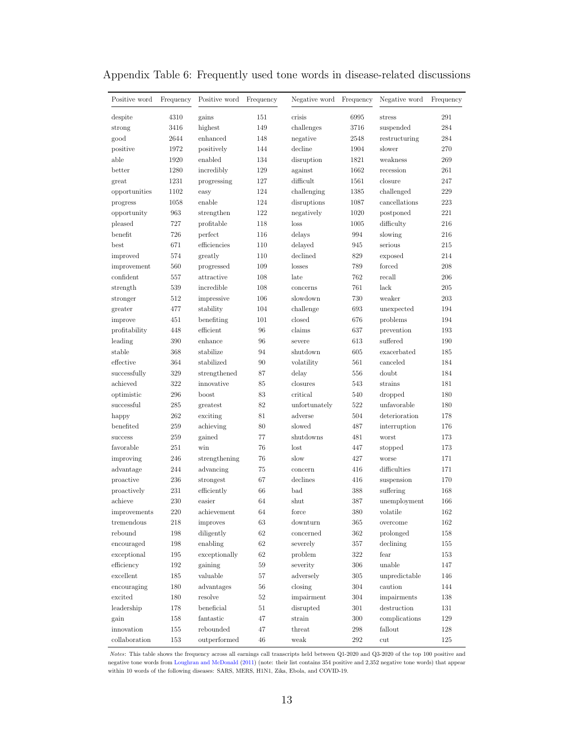Appendix Table 6: Frequently used tone words in disease-related discussions

| Positive word | Frequency | Positive word | Frequency | Negative word | Frequency | Negative word | Frequency |
|---|---|---|---|---|---|---|---|
| despite | 4310 | gains | 151 | crisis | 6995 | stress | 291 |
| strong | 3416 | highest | 149 | challenges | 3716 | suspended | 284 |
| good | 2644 | enhanced | 148 | negative | 2548 | restructuring | 284 |
| positive | 1972 | positively | 144 | decline | 1904 | slower | 270 |
| able | 1920 | enabled | 134 | disruption | 1821 | weakness | 269 |
| better | 1280 | incredibly | 129 | against | 1662 | recession | 261 |
| great | 1231 | progressing | 127 | difficult | 1561 | closure | 247 |
| opportunities | 1102 | easy | 124 | challenging | 1385 | challenged | 229 |
| progress | 1058 | enable | 124 | disruptions | 1087 | cancellations | 223 |
| opportunity | 963 | strengthen | 122 | negatively | 1020 | postponed | 221 |
| pleased | 727 | profitable | 118 | loss | 1005 | difficulty | 216 |
| benefit | 726 | perfect | 116 | delays | 994 | slowing | 216 |
| best | 671 | efficiencies | 110 | delayed | 945 | serious | 215 |
| improved | 574 | greatly | 110 | declined | 829 | exposed | 214 |
| improvement | 560 | progressed | 109 | losses | 789 | forced | 208 |
| confident | 557 | attractive | 108 | late | 762 | recall | 206 |
| strength | 539 | incredible | 108 | concerns | 761 | lack | 205 |
| stronger | 512 | impressive | 106 | slowdown | 730 | weaker | 203 |
| greater | 477 | stability | 104 | challenge | 693 | unexpected | 194 |
| improve | 451 | benefiting | 101 | closed | 676 | problems | 194 |
| profitability | 448 | efficient | 96 | claims | 637 | prevention | 193 |
| leading | 390 | enhance | 96 | severe | 613 | suffered | 190 |
| stable | 368 | stabilize | 94 | shutdown | 605 | exacerbated | 185 |
| effective | 364 | stabilized | 90 | volatility | 561 | canceled | 184 |
| successfully | 329 | strengthened | 87 | delay | 556 | doubt | 184 |
| achieved | 322 | innovative | 85 | closures | 543 | strains | 181 |
| optimistic | 296 | boost | 83 | critical | 540 | dropped | 180 |
| successful | 285 | greatest | 82 | unfortunately | 522 | unfavorable | 180 |
| happy | 262 | exciting | 81 | adverse | 504 | deterioration | 178 |
| benefited | 259 | achieving | 80 | slowed | 487 | interruption | 176 |
| success | 259 | gained | 77 | shutdowns | 481 | worst | 173 |
| favorable | 251 | win | 76 | lost | 447 | stopped | 173 |
| improving | 246 | strengthening | 76 | slow | 427 | worse | 171 |
| advantage | 244 | advancing | 75 | concern | 416 | difficulties | 171 |
| proactive | 236 | strongest | 67 | declines | 416 | suspension | 170 |
| proactively | 231 | efficiently | 66 | bad | 388 | suffering | 168 |
| achieve | 230 | easier | 64 | shut | 387 | unemployment | 166 |
| improvements | 220 | achievement | 64 | force | 380 | volatile | 162 |
| tremendous | 218 | improves | 63 | downturn | 365 | overcome | 162 |
| rebound | 198 | diligently | 62 | concerned | 362 | prolonged | 158 |
| encouraged | 198 | enabling | 62 | severely | 357 | declining | 155 |
| exceptional | 195 | exceptionally | 62 | problem | 322 | fear | 153 |
| efficiency | 192 | gaining | 59 | severity | 306 | unable | 147 |
| excellent | 185 | valuable | 57 | adversely | 305 | unpredictable | 146 |
| encouraging | 180 | advantages | 56 | closing | 304 | caution | 144 |
| excited | 180 | resolve | 52 | impairment | 304 | impairments | 138 |
| leadership | 178 | beneficial | 51 | disrupted | 301 | destruction | 131 |
| gain | 158 | fantastic | 47 | strain | 300 | complications | 129 |
| innovation | 155 | rebounded | 47 | threat | 298 | fallout | 128 |
| collaboration | 153 | outperformed | 46 | weak | 292 | cut | 125 |

*Notes*: This table shows the frequency across all earnings call transcripts held between Q1-2020 and Q3-2020 of the top 100 positive and negative tone words from Loughran and McDonald (2011) (note: their list contains 354 positive and 2,352 negative tone words) that appear within 10 words of the following diseases: SARS, MERS, H1N1, Zika, Ebola, and COVID-19.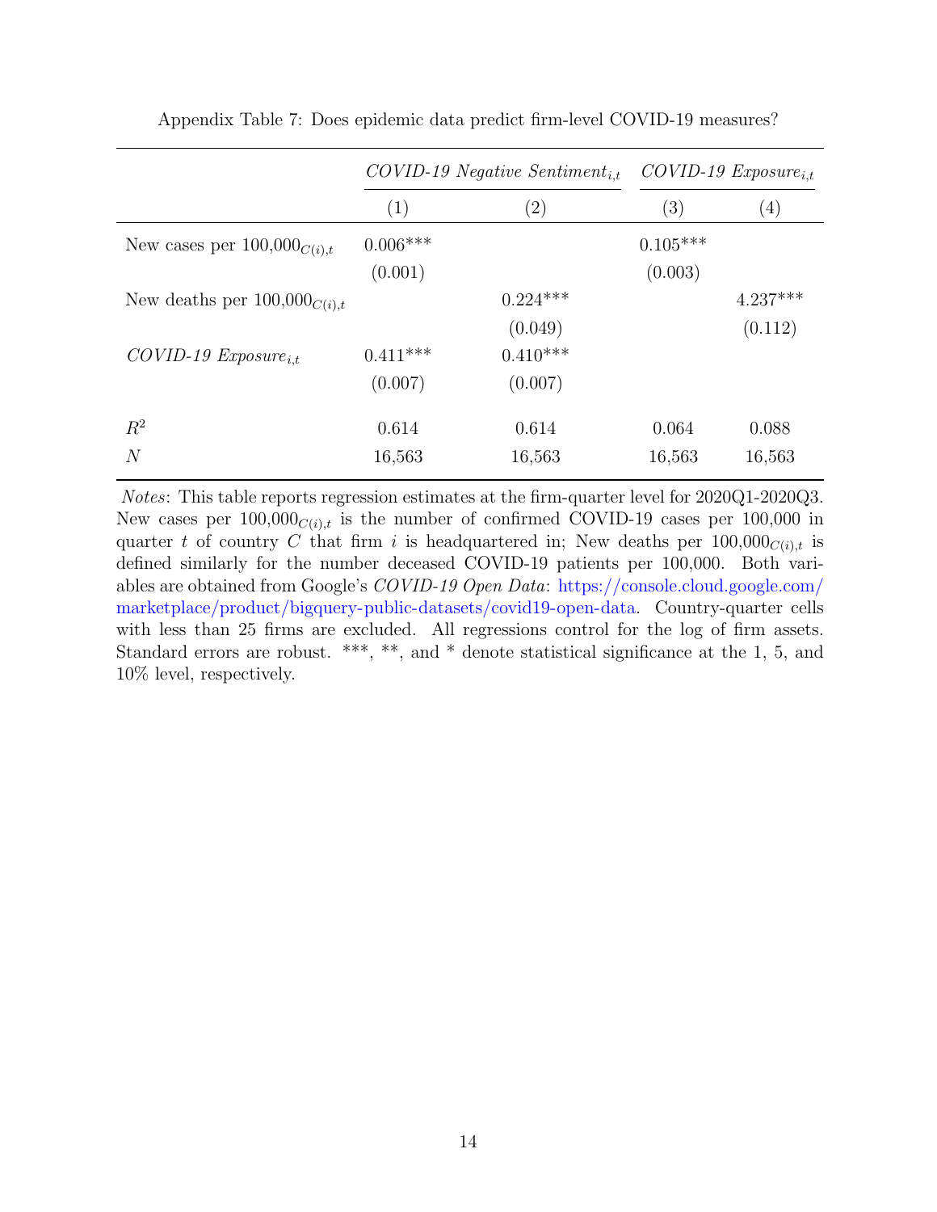Appendix Table 7: Does epidemic data predict firm-level COVID-19 measures?

| | *COVID-19 Negative Sentiment*$_{i,t}$ | | *COVID-19 Exposure*$_{i,t}$ | |
|---|---|---|---|---|
| | (1) | (2) | (3) | (4) |
| New cases per 100,000$_{C(i),t}$ | 0.006*** | | 0.105*** | |
| | (0.001) | | (0.003) | |
| New deaths per 100,000$_{C(i),t}$ | | 0.224*** | | 4.237*** |
| | | (0.049) | | (0.112) |
| *COVID-19 Exposure*$_{i,t}$ | 0.411*** | 0.410*** | | |
| | (0.007) | (0.007) | | |
| $R^2$ | 0.614 | 0.614 | 0.064 | 0.088 |
| $N$ | 16,563 | 16,563 | 16,563 | 16,563 |

*Notes*: This table reports regression estimates at the firm-quarter level for 2020Q1-2020Q3. New cases per 100,000$_{C(i),t}$ is the number of confirmed COVID-19 cases per 100,000 in quarter $t$ of country $C$ that firm $i$ is headquartered in; New deaths per 100,000$_{C(i),t}$ is defined similarly for the number deceased COVID-19 patients per 100,000. Both variables are obtained from Google's *COVID-19 Open Data*: https://console.cloud.google.com/marketplace/product/bigquery-public-datasets/covid19-open-data. Country-quarter cells with less than 25 firms are excluded. All regressions control for the log of firm assets. Standard errors are robust. ***, **, and * denote statistical significance at the 1, 5, and 10% level, respectively.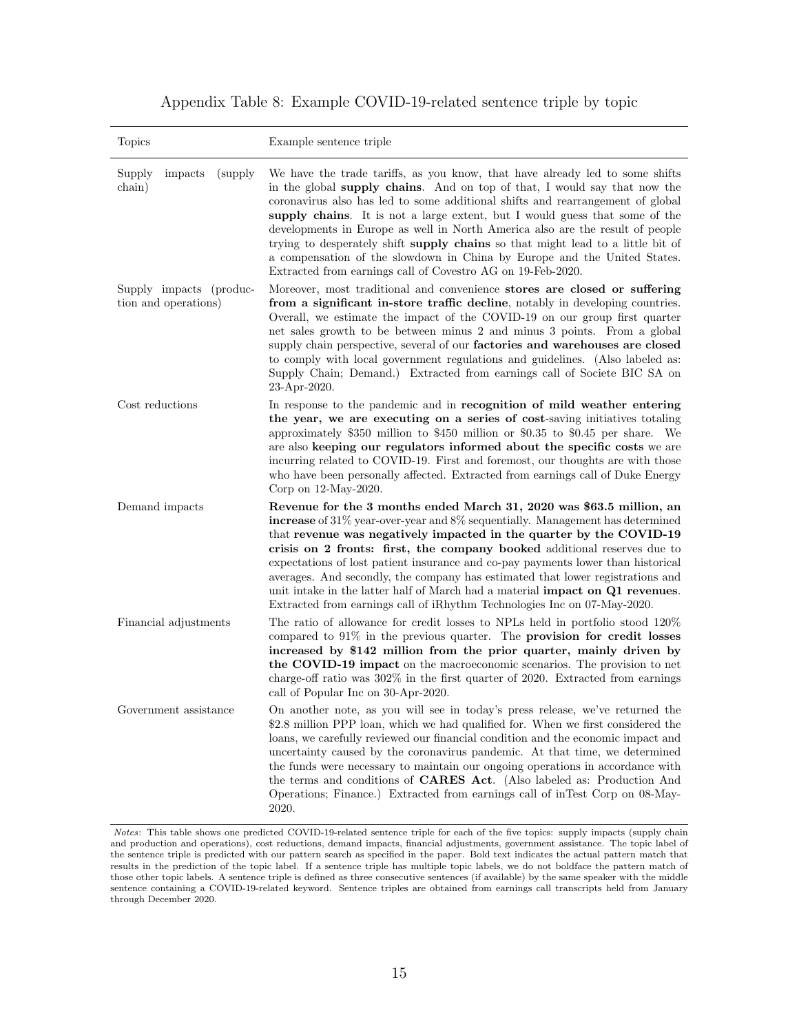Appendix Table 8: Example COVID-19-related sentence triple by topic

| Topics | Example sentence triple |
|---|---|
| Supply impacts (supply chain) | We have the trade tariffs, as you know, that have already led to some shifts in the global **supply chains**. And on top of that, I would say that now the coronavirus also has led to some additional shifts and rearrangement of global **supply chains**. It is not a large extent, but I would guess that some of the developments in Europe as well in North America also are the result of people trying to desperately shift **supply chains** so that might lead to a little bit of a compensation of the slowdown in China by Europe and the United States. Extracted from earnings call of Covestro AG on 19-Feb-2020. |
| Supply impacts (production and operations) | Moreover, most traditional and convenience **stores are closed or suffering from a significant in-store traffic decline**, notably in developing countries. Overall, we estimate the impact of the COVID-19 on our group first quarter net sales growth to be between minus 2 and minus 3 points. From a global supply chain perspective, several of our **factories and warehouses are closed** to comply with local government regulations and guidelines. (Also labeled as: Supply Chain; Demand.) Extracted from earnings call of Societe BIC SA on 23-Apr-2020. |
| Cost reductions | In response to the pandemic and in **recognition of mild weather entering the year, we are executing on a series of cost**-saving initiatives totaling approximately \$350 million to \$450 million or \$0.35 to \$0.45 per share. We are also **keeping our regulators informed about the specific costs** we are incurring related to COVID-19. First and foremost, our thoughts are with those who have been personally affected. Extracted from earnings call of Duke Energy Corp on 12-May-2020. |
| Demand impacts | **Revenue for the 3 months ended March 31, 2020 was \$63.5 million, an increase** of 31% year-over-year and 8% sequentially. Management has determined that **revenue was negatively impacted in the quarter by the COVID-19 crisis on 2 fronts: first, the company booked** additional reserves due to expectations of lost patient insurance and co-pay payments lower than historical averages. And secondly, the company has estimated that lower registrations and unit intake in the latter half of March had a material **impact on Q1 revenues**. Extracted from earnings call of iRhythm Technologies Inc on 07-May-2020. |
| Financial adjustments | The ratio of allowance for credit losses to NPLs held in portfolio stood 120% compared to 91% in the previous quarter. The **provision for credit losses increased by \$142 million from the prior quarter, mainly driven by the COVID-19 impact** on the macroeconomic scenarios. The provision to net charge-off ratio was 302% in the first quarter of 2020. Extracted from earnings call of Popular Inc on 30-Apr-2020. |
| Government assistance | On another note, as you will see in today's press release, we've returned the \$2.8 million PPP loan, which we had qualified for. When we first considered the loans, we carefully reviewed our financial condition and the economic impact and uncertainty caused by the coronavirus pandemic. At that time, we determined the funds were necessary to maintain our ongoing operations in accordance with the terms and conditions of **CARES Act**. (Also labeled as: Production And Operations; Finance.) Extracted from earnings call of inTest Corp on 08-May-2020. |

*Notes*: This table shows one predicted COVID-19-related sentence triple for each of the five topics: supply impacts (supply chain and production and operations), cost reductions, demand impacts, financial adjustments, government assistance. The topic label of the sentence triple is predicted with our pattern search as specified in the paper. Bold text indicates the actual pattern match that results in the prediction of the topic label. If a sentence triple has multiple topic labels, we do not boldface the pattern match of those other topic labels. A sentence triple is defined as three consecutive sentences (if available) by the same speaker with the middle sentence containing a COVID-19-related keyword. Sentence triples are obtained from earnings call transcripts held from January through December 2020.